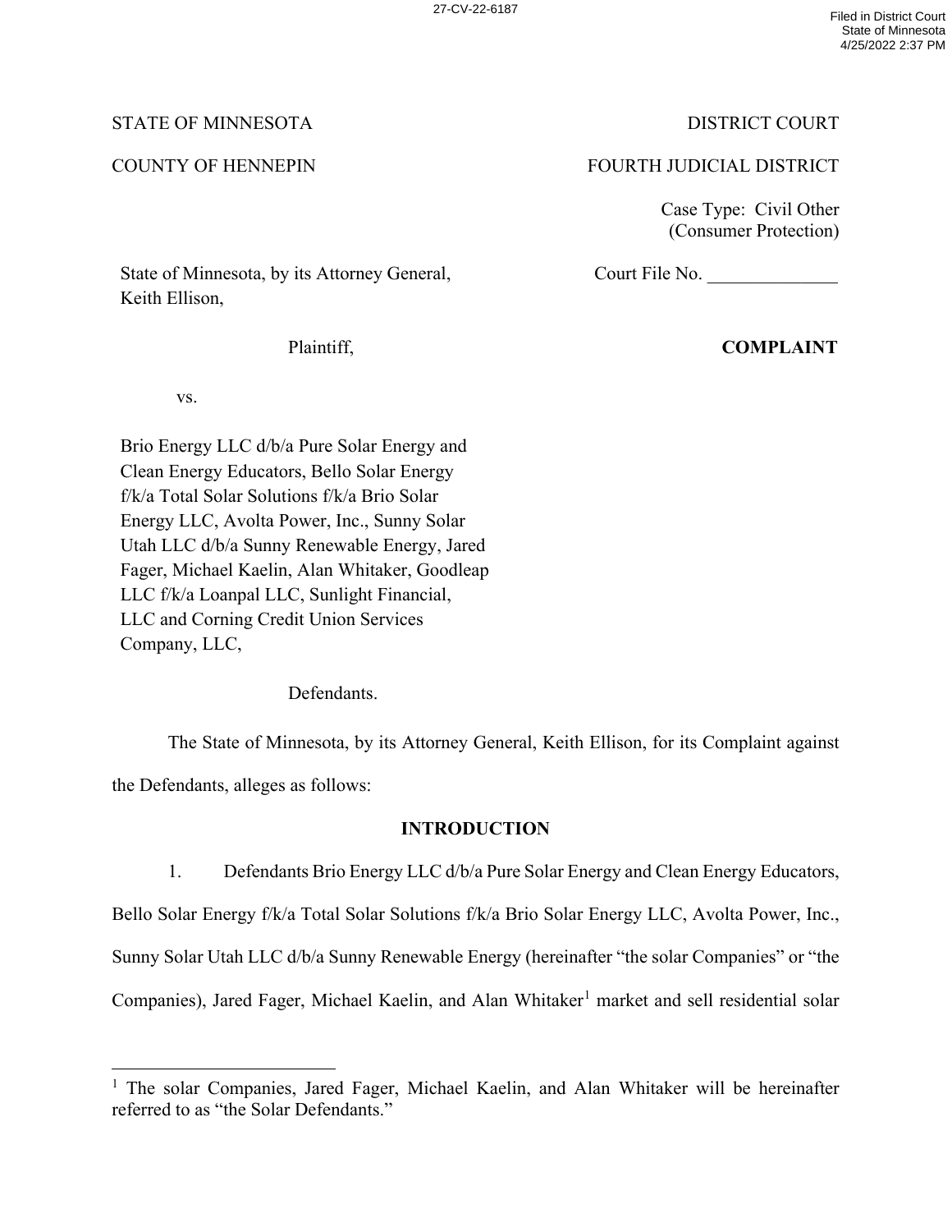STATE OF MINNESOTA | DISTRICT COURT

COUNTY OF HENNEPIN | FOURTH JUDICIAL DISTRICT

Case Type: Civil Other (Consumer Protection)

State of Minnesota, by its Attorney General, Keith Ellison,

Plaintiff,

Court File No. ______________

**COMPLAINT**

vs.

Brio Energy LLC d/b/a Pure Solar Energy and Clean Energy Educators, Bello Solar Energy f/k/a Total Solar Solutions f/k/a Brio Solar Energy LLC, Avolta Power, Inc., Sunny Solar Utah LLC d/b/a Sunny Renewable Energy, Jared Fager, Michael Kaelin, Alan Whitaker, Goodleap LLC f/k/a Loanpal LLC, Sunlight Financial, LLC and Corning Credit Union Services Company, LLC,

Defendants.

The State of Minnesota, by its Attorney General, Keith Ellison, for its Complaint against the Defendants, alleges as follows:

## INTRODUCTION

1. Defendants Brio Energy LLC d/b/a Pure Solar Energy and Clean Energy Educators, Bello Solar Energy f/k/a Total Solar Solutions f/k/a Brio Solar Energy LLC, Avolta Power, Inc., Sunny Solar Utah LLC d/b/a Sunny Renewable Energy (hereinafter "the solar Companies" or "the Companies), Jared Fager, Michael Kaelin, and Alan Whitaker[1] market and sell residential solar

[1] The solar Companies, Jared Fager, Michael Kaelin, and Alan Whitaker will be hereinafter referred to as "the Solar Defendants."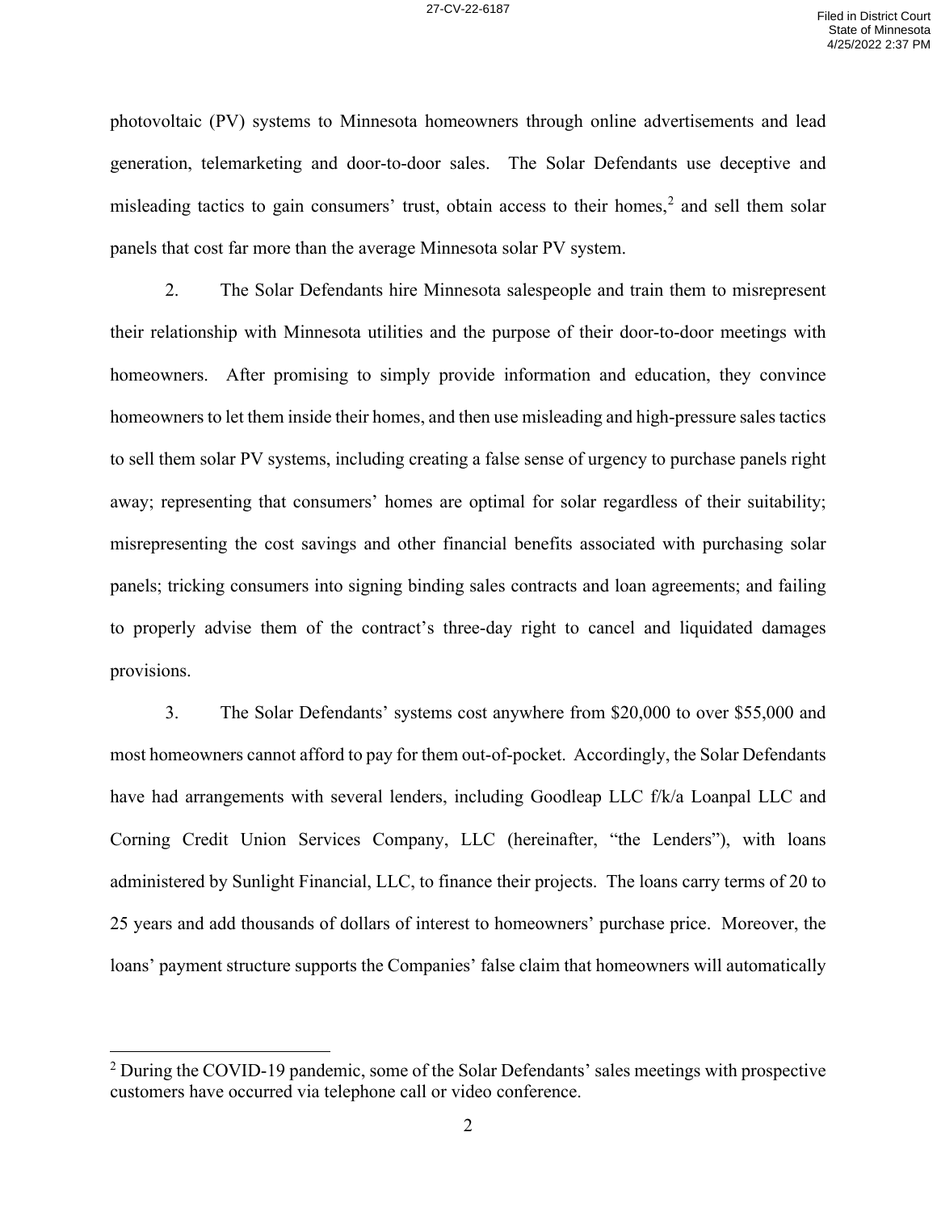photovoltaic (PV) systems to Minnesota homeowners through online advertisements and lead generation, telemarketing and door-to-door sales. The Solar Defendants use deceptive and misleading tactics to gain consumers' trust, obtain access to their homes,[2] and sell them solar panels that cost far more than the average Minnesota solar PV system.

2. The Solar Defendants hire Minnesota salespeople and train them to misrepresent their relationship with Minnesota utilities and the purpose of their door-to-door meetings with homeowners. After promising to simply provide information and education, they convince homeowners to let them inside their homes, and then use misleading and high-pressure sales tactics to sell them solar PV systems, including creating a false sense of urgency to purchase panels right away; representing that consumers' homes are optimal for solar regardless of their suitability; misrepresenting the cost savings and other financial benefits associated with purchasing solar panels; tricking consumers into signing binding sales contracts and loan agreements; and failing to properly advise them of the contract's three-day right to cancel and liquidated damages provisions.

3. The Solar Defendants' systems cost anywhere from $20,000 to over $55,000 and most homeowners cannot afford to pay for them out-of-pocket. Accordingly, the Solar Defendants have had arrangements with several lenders, including Goodleap LLC f/k/a Loanpal LLC and Corning Credit Union Services Company, LLC (hereinafter, "the Lenders"), with loans administered by Sunlight Financial, LLC, to finance their projects. The loans carry terms of 20 to 25 years and add thousands of dollars of interest to homeowners' purchase price. Moreover, the loans' payment structure supports the Companies' false claim that homeowners will automatically

[2] During the COVID-19 pandemic, some of the Solar Defendants' sales meetings with prospective customers have occurred via telephone call or video conference.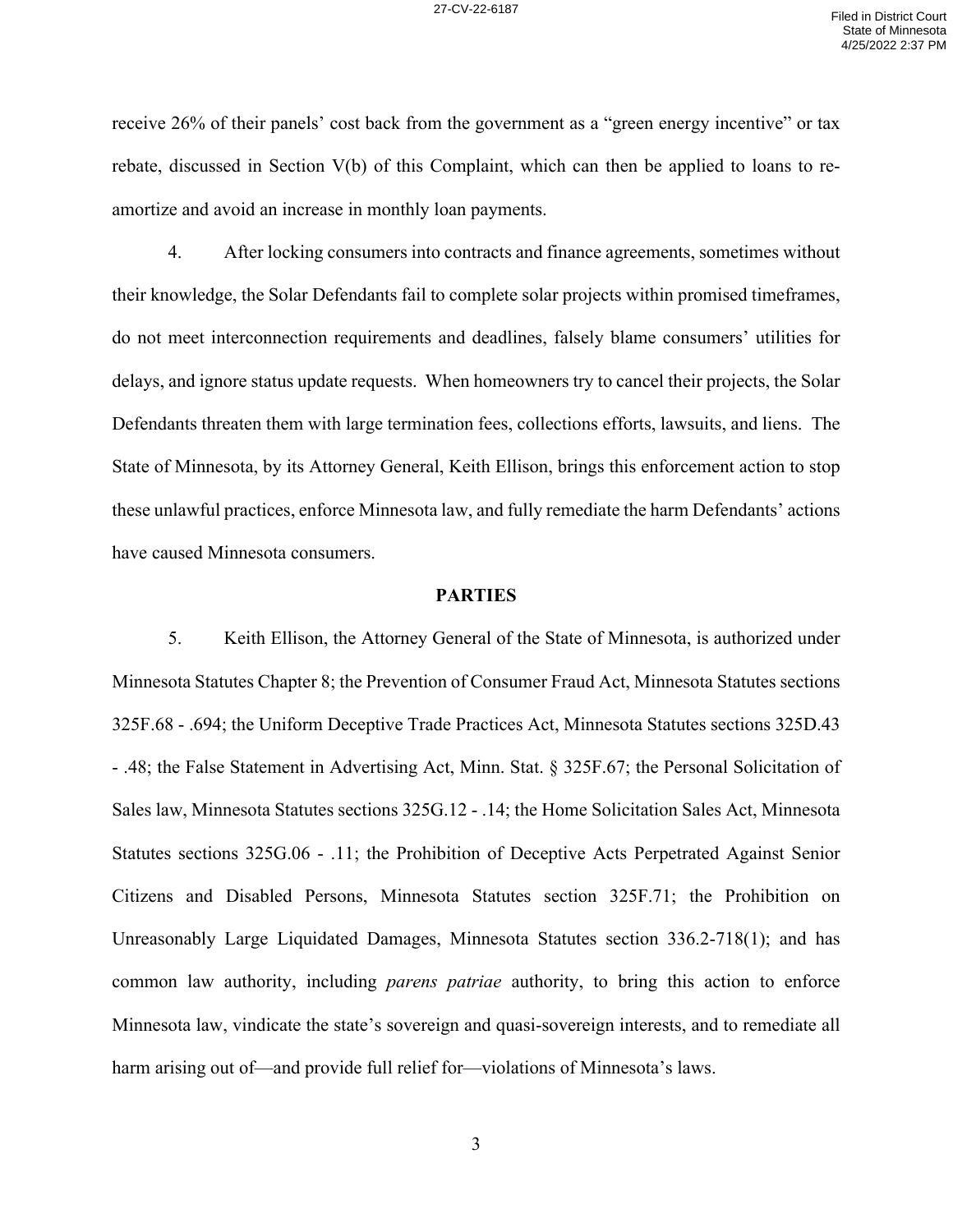receive 26% of their panels' cost back from the government as a "green energy incentive" or tax rebate, discussed in Section V(b) of this Complaint, which can then be applied to loans to re-amortize and avoid an increase in monthly loan payments.

4. After locking consumers into contracts and finance agreements, sometimes without their knowledge, the Solar Defendants fail to complete solar projects within promised timeframes, do not meet interconnection requirements and deadlines, falsely blame consumers' utilities for delays, and ignore status update requests. When homeowners try to cancel their projects, the Solar Defendants threaten them with large termination fees, collections efforts, lawsuits, and liens. The State of Minnesota, by its Attorney General, Keith Ellison, brings this enforcement action to stop these unlawful practices, enforce Minnesota law, and fully remediate the harm Defendants' actions have caused Minnesota consumers.

## PARTIES

5. Keith Ellison, the Attorney General of the State of Minnesota, is authorized under Minnesota Statutes Chapter 8; the Prevention of Consumer Fraud Act, Minnesota Statutes sections 325F.68 - .694; the Uniform Deceptive Trade Practices Act, Minnesota Statutes sections 325D.43 - .48; the False Statement in Advertising Act, Minn. Stat. § 325F.67; the Personal Solicitation of Sales law, Minnesota Statutes sections 325G.12 - .14; the Home Solicitation Sales Act, Minnesota Statutes sections 325G.06 - .11; the Prohibition of Deceptive Acts Perpetrated Against Senior Citizens and Disabled Persons, Minnesota Statutes section 325F.71; the Prohibition on Unreasonably Large Liquidated Damages, Minnesota Statutes section 336.2-718(1); and has common law authority, including *parens patriae* authority, to bring this action to enforce Minnesota law, vindicate the state's sovereign and quasi-sovereign interests, and to remediate all harm arising out of—and provide full relief for—violations of Minnesota's laws.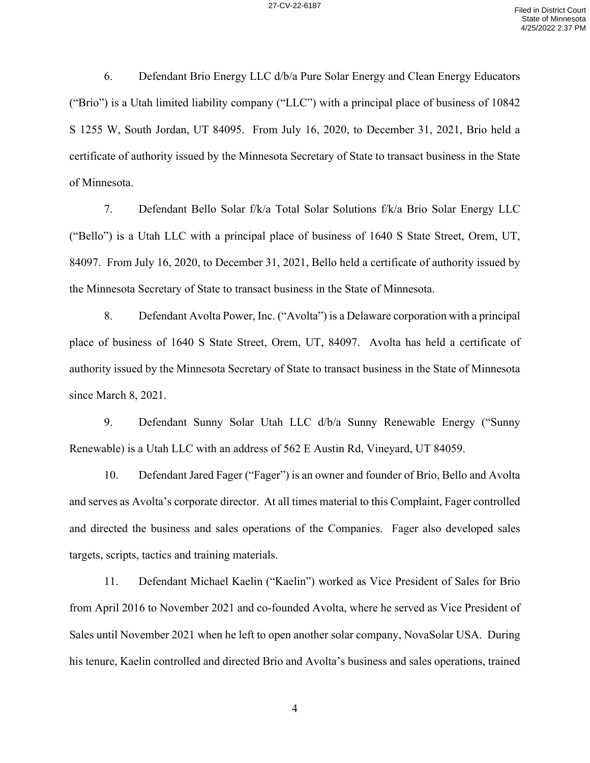6. Defendant Brio Energy LLC d/b/a Pure Solar Energy and Clean Energy Educators ("Brio") is a Utah limited liability company ("LLC") with a principal place of business of 10842 S 1255 W, South Jordan, UT 84095. From July 16, 2020, to December 31, 2021, Brio held a certificate of authority issued by the Minnesota Secretary of State to transact business in the State of Minnesota.

7. Defendant Bello Solar f/k/a Total Solar Solutions f/k/a Brio Solar Energy LLC ("Bello") is a Utah LLC with a principal place of business of 1640 S State Street, Orem, UT, 84097. From July 16, 2020, to December 31, 2021, Bello held a certificate of authority issued by the Minnesota Secretary of State to transact business in the State of Minnesota.

8. Defendant Avolta Power, Inc. ("Avolta") is a Delaware corporation with a principal place of business of 1640 S State Street, Orem, UT, 84097. Avolta has held a certificate of authority issued by the Minnesota Secretary of State to transact business in the State of Minnesota since March 8, 2021.

9. Defendant Sunny Solar Utah LLC d/b/a Sunny Renewable Energy ("Sunny Renewable) is a Utah LLC with an address of 562 E Austin Rd, Vineyard, UT 84059.

10. Defendant Jared Fager ("Fager") is an owner and founder of Brio, Bello and Avolta and serves as Avolta's corporate director. At all times material to this Complaint, Fager controlled and directed the business and sales operations of the Companies. Fager also developed sales targets, scripts, tactics and training materials.

11. Defendant Michael Kaelin ("Kaelin") worked as Vice President of Sales for Brio from April 2016 to November 2021 and co-founded Avolta, where he served as Vice President of Sales until November 2021 when he left to open another solar company, NovaSolar USA. During his tenure, Kaelin controlled and directed Brio and Avolta's business and sales operations, trained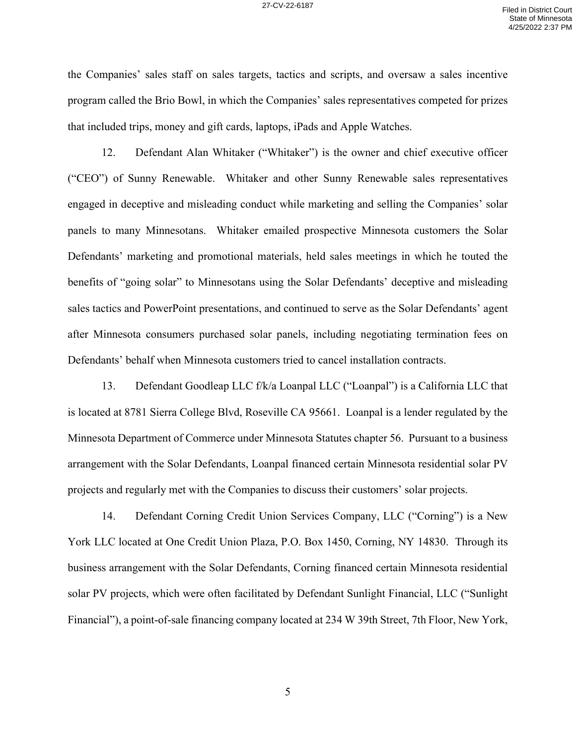the Companies' sales staff on sales targets, tactics and scripts, and oversaw a sales incentive program called the Brio Bowl, in which the Companies' sales representatives competed for prizes that included trips, money and gift cards, laptops, iPads and Apple Watches.

12. Defendant Alan Whitaker ("Whitaker") is the owner and chief executive officer ("CEO") of Sunny Renewable. Whitaker and other Sunny Renewable sales representatives engaged in deceptive and misleading conduct while marketing and selling the Companies' solar panels to many Minnesotans. Whitaker emailed prospective Minnesota customers the Solar Defendants' marketing and promotional materials, held sales meetings in which he touted the benefits of "going solar" to Minnesotans using the Solar Defendants' deceptive and misleading sales tactics and PowerPoint presentations, and continued to serve as the Solar Defendants' agent after Minnesota consumers purchased solar panels, including negotiating termination fees on Defendants' behalf when Minnesota customers tried to cancel installation contracts.

13. Defendant Goodleap LLC f/k/a Loanpal LLC ("Loanpal") is a California LLC that is located at 8781 Sierra College Blvd, Roseville CA 95661. Loanpal is a lender regulated by the Minnesota Department of Commerce under Minnesota Statutes chapter 56. Pursuant to a business arrangement with the Solar Defendants, Loanpal financed certain Minnesota residential solar PV projects and regularly met with the Companies to discuss their customers' solar projects.

14. Defendant Corning Credit Union Services Company, LLC ("Corning") is a New York LLC located at One Credit Union Plaza, P.O. Box 1450, Corning, NY 14830. Through its business arrangement with the Solar Defendants, Corning financed certain Minnesota residential solar PV projects, which were often facilitated by Defendant Sunlight Financial, LLC ("Sunlight Financial"), a point-of-sale financing company located at 234 W 39th Street, 7th Floor, New York,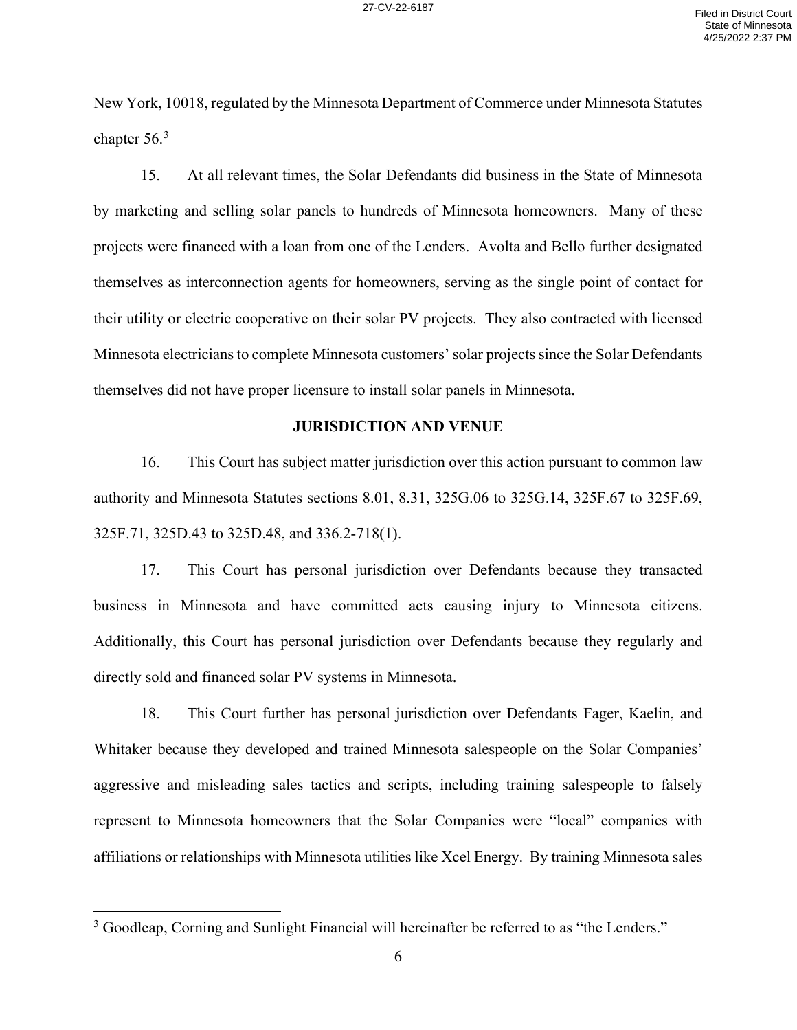New York, 10018, regulated by the Minnesota Department of Commerce under Minnesota Statutes chapter 56.[3]

15. At all relevant times, the Solar Defendants did business in the State of Minnesota by marketing and selling solar panels to hundreds of Minnesota homeowners. Many of these projects were financed with a loan from one of the Lenders. Avolta and Bello further designated themselves as interconnection agents for homeowners, serving as the single point of contact for their utility or electric cooperative on their solar PV projects. They also contracted with licensed Minnesota electricians to complete Minnesota customers' solar projects since the Solar Defendants themselves did not have proper licensure to install solar panels in Minnesota.

## JURISDICTION AND VENUE

16. This Court has subject matter jurisdiction over this action pursuant to common law authority and Minnesota Statutes sections 8.01, 8.31, 325G.06 to 325G.14, 325F.67 to 325F.69, 325F.71, 325D.43 to 325D.48, and 336.2-718(1).

17. This Court has personal jurisdiction over Defendants because they transacted business in Minnesota and have committed acts causing injury to Minnesota citizens. Additionally, this Court has personal jurisdiction over Defendants because they regularly and directly sold and financed solar PV systems in Minnesota.

18. This Court further has personal jurisdiction over Defendants Fager, Kaelin, and Whitaker because they developed and trained Minnesota salespeople on the Solar Companies' aggressive and misleading sales tactics and scripts, including training salespeople to falsely represent to Minnesota homeowners that the Solar Companies were "local" companies with affiliations or relationships with Minnesota utilities like Xcel Energy. By training Minnesota sales

[3] Goodleap, Corning and Sunlight Financial will hereinafter be referred to as "the Lenders."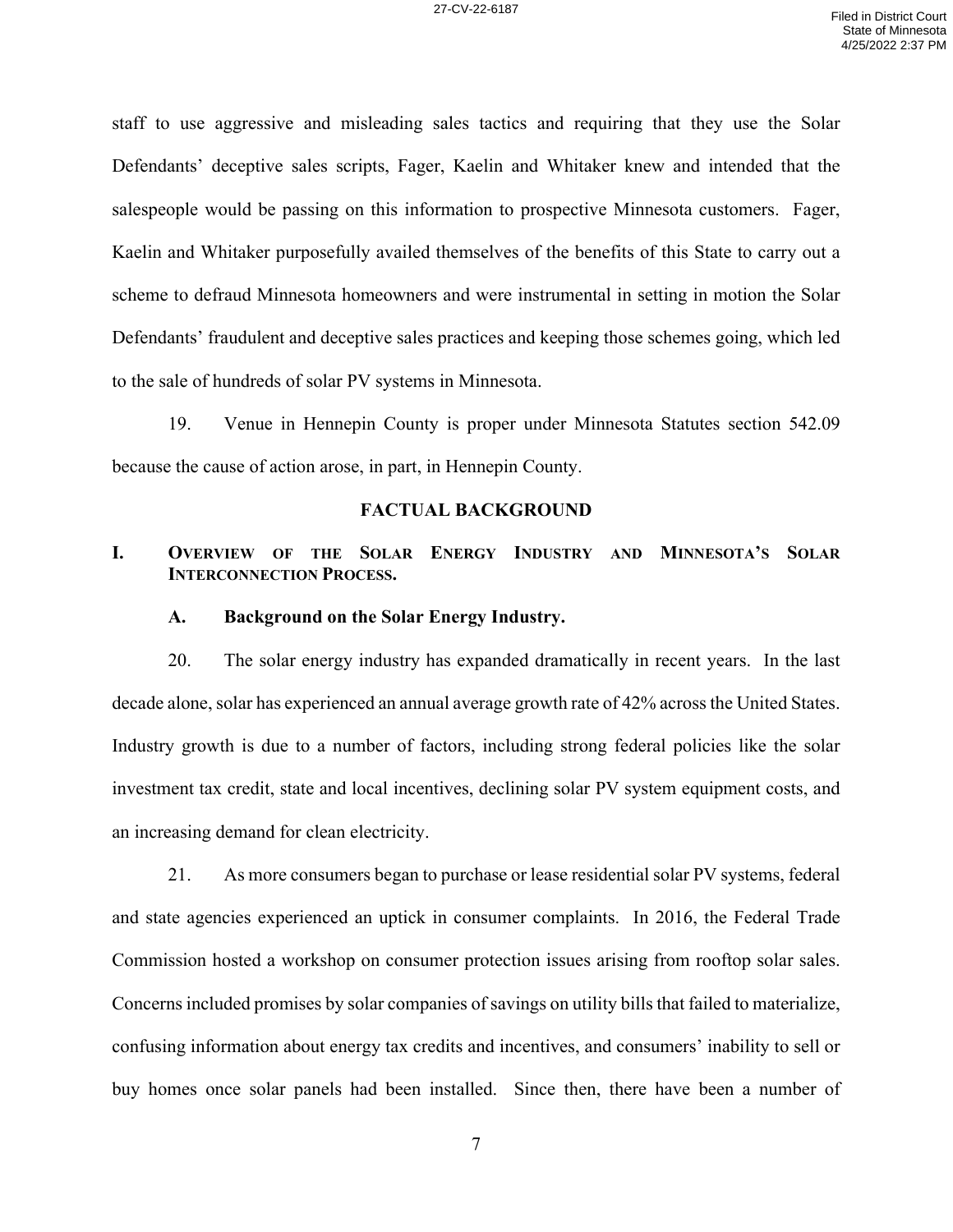staff to use aggressive and misleading sales tactics and requiring that they use the Solar Defendants' deceptive sales scripts, Fager, Kaelin and Whitaker knew and intended that the salespeople would be passing on this information to prospective Minnesota customers. Fager, Kaelin and Whitaker purposefully availed themselves of the benefits of this State to carry out a scheme to defraud Minnesota homeowners and were instrumental in setting in motion the Solar Defendants' fraudulent and deceptive sales practices and keeping those schemes going, which led to the sale of hundreds of solar PV systems in Minnesota.

19. Venue in Hennepin County is proper under Minnesota Statutes section 542.09 because the cause of action arose, in part, in Hennepin County.

## FACTUAL BACKGROUND

### I. OVERVIEW OF THE SOLAR ENERGY INDUSTRY AND MINNESOTA'S SOLAR INTERCONNECTION PROCESS.

#### A. Background on the Solar Energy Industry.

20. The solar energy industry has expanded dramatically in recent years. In the last decade alone, solar has experienced an annual average growth rate of 42% across the United States. Industry growth is due to a number of factors, including strong federal policies like the solar investment tax credit, state and local incentives, declining solar PV system equipment costs, and an increasing demand for clean electricity.

21. As more consumers began to purchase or lease residential solar PV systems, federal and state agencies experienced an uptick in consumer complaints. In 2016, the Federal Trade Commission hosted a workshop on consumer protection issues arising from rooftop solar sales. Concerns included promises by solar companies of savings on utility bills that failed to materialize, confusing information about energy tax credits and incentives, and consumers' inability to sell or buy homes once solar panels had been installed. Since then, there have been a number of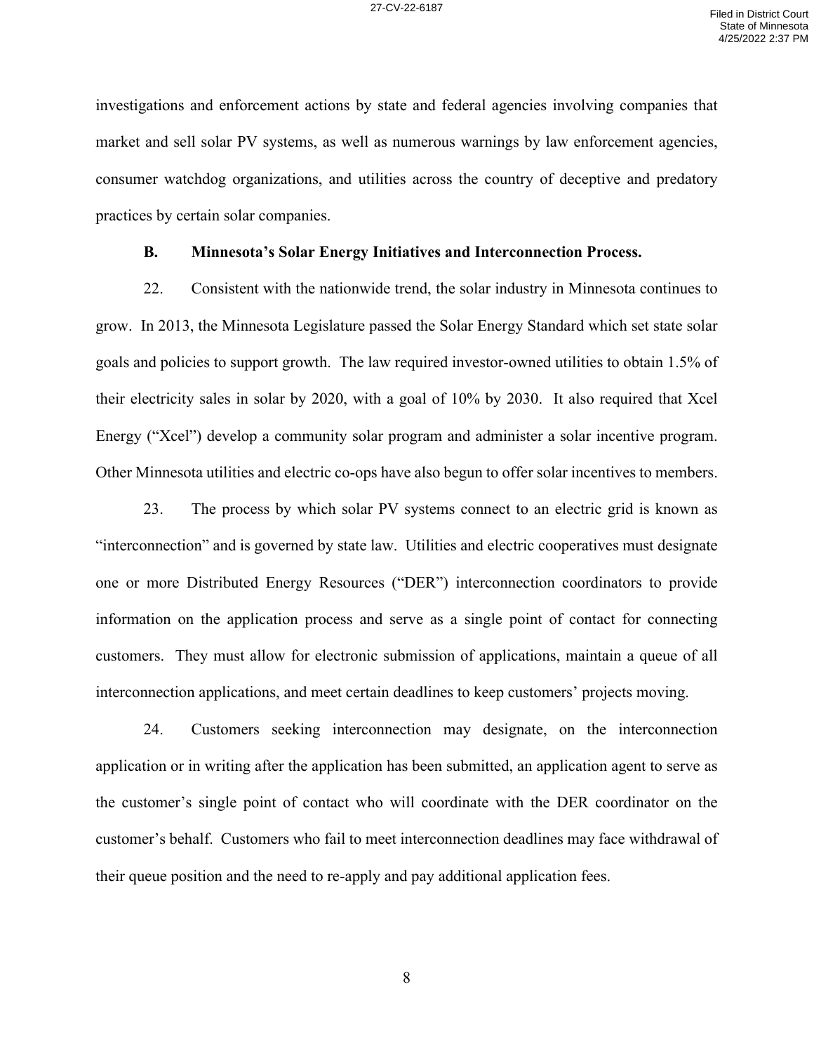investigations and enforcement actions by state and federal agencies involving companies that market and sell solar PV systems, as well as numerous warnings by law enforcement agencies, consumer watchdog organizations, and utilities across the country of deceptive and predatory practices by certain solar companies.

### B. Minnesota's Solar Energy Initiatives and Interconnection Process.

22. Consistent with the nationwide trend, the solar industry in Minnesota continues to grow. In 2013, the Minnesota Legislature passed the Solar Energy Standard which set state solar goals and policies to support growth. The law required investor-owned utilities to obtain 1.5% of their electricity sales in solar by 2020, with a goal of 10% by 2030. It also required that Xcel Energy ("Xcel") develop a community solar program and administer a solar incentive program. Other Minnesota utilities and electric co-ops have also begun to offer solar incentives to members.

23. The process by which solar PV systems connect to an electric grid is known as "interconnection" and is governed by state law. Utilities and electric cooperatives must designate one or more Distributed Energy Resources ("DER") interconnection coordinators to provide information on the application process and serve as a single point of contact for connecting customers. They must allow for electronic submission of applications, maintain a queue of all interconnection applications, and meet certain deadlines to keep customers' projects moving.

24. Customers seeking interconnection may designate, on the interconnection application or in writing after the application has been submitted, an application agent to serve as the customer's single point of contact who will coordinate with the DER coordinator on the customer's behalf. Customers who fail to meet interconnection deadlines may face withdrawal of their queue position and the need to re-apply and pay additional application fees.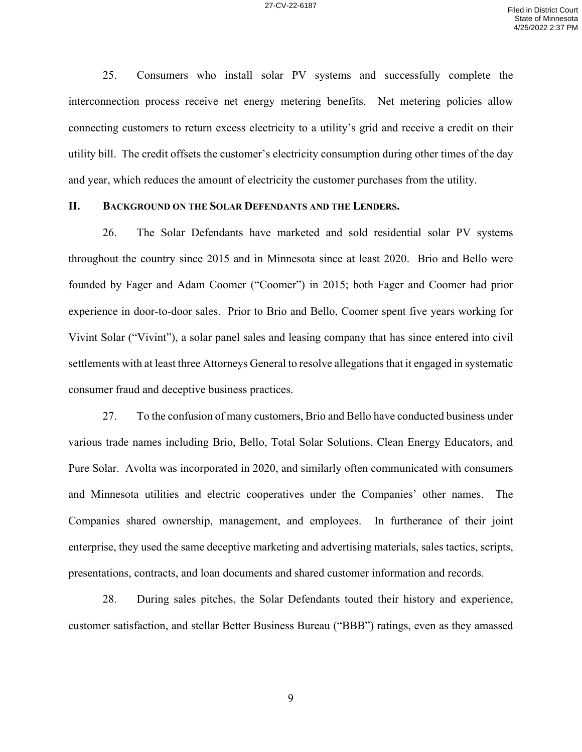25. Consumers who install solar PV systems and successfully complete the interconnection process receive net energy metering benefits. Net metering policies allow connecting customers to return excess electricity to a utility's grid and receive a credit on their utility bill. The credit offsets the customer's electricity consumption during other times of the day and year, which reduces the amount of electricity the customer purchases from the utility.

## II. BACKGROUND ON THE SOLAR DEFENDANTS AND THE LENDERS.

26. The Solar Defendants have marketed and sold residential solar PV systems throughout the country since 2015 and in Minnesota since at least 2020. Brio and Bello were founded by Fager and Adam Coomer ("Coomer") in 2015; both Fager and Coomer had prior experience in door-to-door sales. Prior to Brio and Bello, Coomer spent five years working for Vivint Solar ("Vivint"), a solar panel sales and leasing company that has since entered into civil settlements with at least three Attorneys General to resolve allegations that it engaged in systematic consumer fraud and deceptive business practices.

27. To the confusion of many customers, Brio and Bello have conducted business under various trade names including Brio, Bello, Total Solar Solutions, Clean Energy Educators, and Pure Solar. Avolta was incorporated in 2020, and similarly often communicated with consumers and Minnesota utilities and electric cooperatives under the Companies' other names. The Companies shared ownership, management, and employees. In furtherance of their joint enterprise, they used the same deceptive marketing and advertising materials, sales tactics, scripts, presentations, contracts, and loan documents and shared customer information and records.

28. During sales pitches, the Solar Defendants touted their history and experience, customer satisfaction, and stellar Better Business Bureau ("BBB") ratings, even as they amassed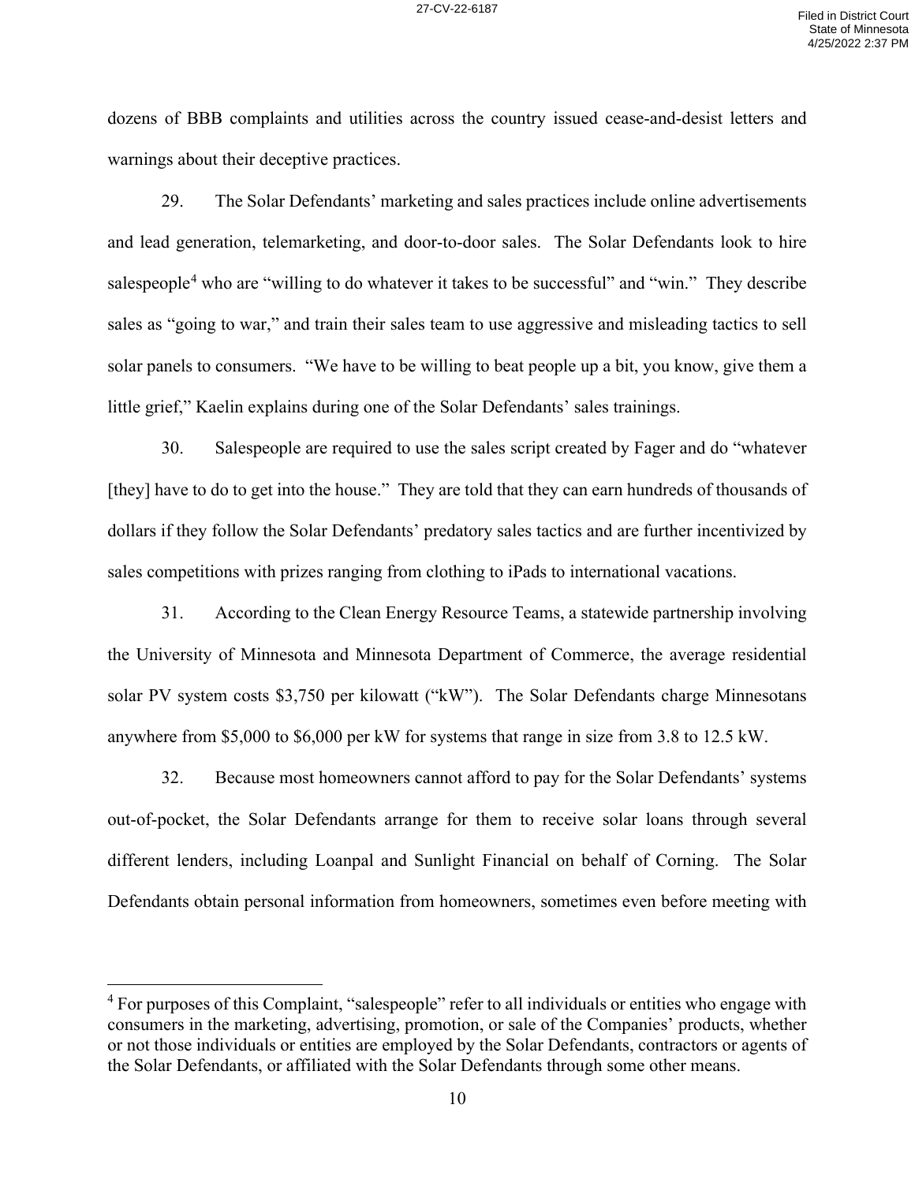dozens of BBB complaints and utilities across the country issued cease-and-desist letters and warnings about their deceptive practices.

29. The Solar Defendants' marketing and sales practices include online advertisements and lead generation, telemarketing, and door-to-door sales. The Solar Defendants look to hire salespeople[4] who are "willing to do whatever it takes to be successful" and "win." They describe sales as "going to war," and train their sales team to use aggressive and misleading tactics to sell solar panels to consumers. "We have to be willing to beat people up a bit, you know, give them a little grief," Kaelin explains during one of the Solar Defendants' sales trainings.

30. Salespeople are required to use the sales script created by Fager and do "whatever [they] have to do to get into the house." They are told that they can earn hundreds of thousands of dollars if they follow the Solar Defendants' predatory sales tactics and are further incentivized by sales competitions with prizes ranging from clothing to iPads to international vacations.

31. According to the Clean Energy Resource Teams, a statewide partnership involving the University of Minnesota and Minnesota Department of Commerce, the average residential solar PV system costs $3,750 per kilowatt ("kW"). The Solar Defendants charge Minnesotans anywhere from $5,000 to $6,000 per kW for systems that range in size from 3.8 to 12.5 kW.

32. Because most homeowners cannot afford to pay for the Solar Defendants' systems out-of-pocket, the Solar Defendants arrange for them to receive solar loans through several different lenders, including Loanpal and Sunlight Financial on behalf of Corning. The Solar Defendants obtain personal information from homeowners, sometimes even before meeting with

[4] For purposes of this Complaint, "salespeople" refer to all individuals or entities who engage with consumers in the marketing, advertising, promotion, or sale of the Companies' products, whether or not those individuals or entities are employed by the Solar Defendants, contractors or agents of the Solar Defendants, or affiliated with the Solar Defendants through some other means.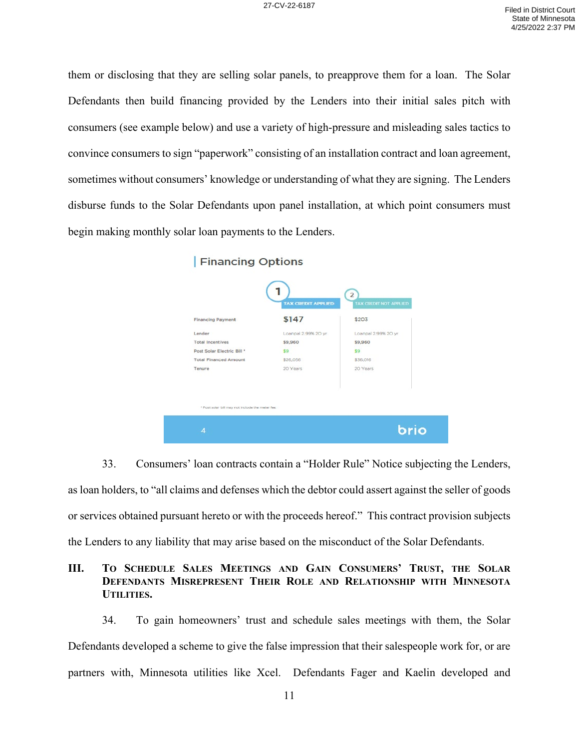them or disclosing that they are selling solar panels, to preapprove them for a loan. The Solar Defendants then build financing provided by the Lenders into their initial sales pitch with consumers (see example below) and use a variety of high-pressure and misleading sales tactics to convince consumers to sign "paperwork" consisting of an installation contract and loan agreement, sometimes without consumers' knowledge or understanding of what they are signing. The Lenders disburse funds to the Solar Defendants upon panel installation, at which point consumers must begin making monthly solar loan payments to the Lenders.

**Financing Options**

| | 1 TAX CREDIT APPLIED | 2 TAX CREDIT NOT APPLIED |
|---|---|---|
| Financing Payment | $147 | $203 |
| Lender | Loanpal 2.99% 20 yr | Loanpal 2.99% 20 yr |
| Total Incentives | $9,960 | $9,960 |
| Post Solar Electric Bill * | $9 | $9 |
| Total Financed Amount | $26,056 | $36,016 |
| Tenure | 20 Years | 20 Years |

* Post solar bill may not include the meter fee.

4 brio

33. Consumers' loan contracts contain a "Holder Rule" Notice subjecting the Lenders, as loan holders, to "all claims and defenses which the debtor could assert against the seller of goods or services obtained pursuant hereto or with the proceeds hereof." This contract provision subjects the Lenders to any liability that may arise based on the misconduct of the Solar Defendants.

## III. To Schedule Sales Meetings and Gain Consumers' Trust, the Solar Defendants Misrepresent Their Role and Relationship with Minnesota Utilities.

34. To gain homeowners' trust and schedule sales meetings with them, the Solar Defendants developed a scheme to give the false impression that their salespeople work for, or are partners with, Minnesota utilities like Xcel. Defendants Fager and Kaelin developed and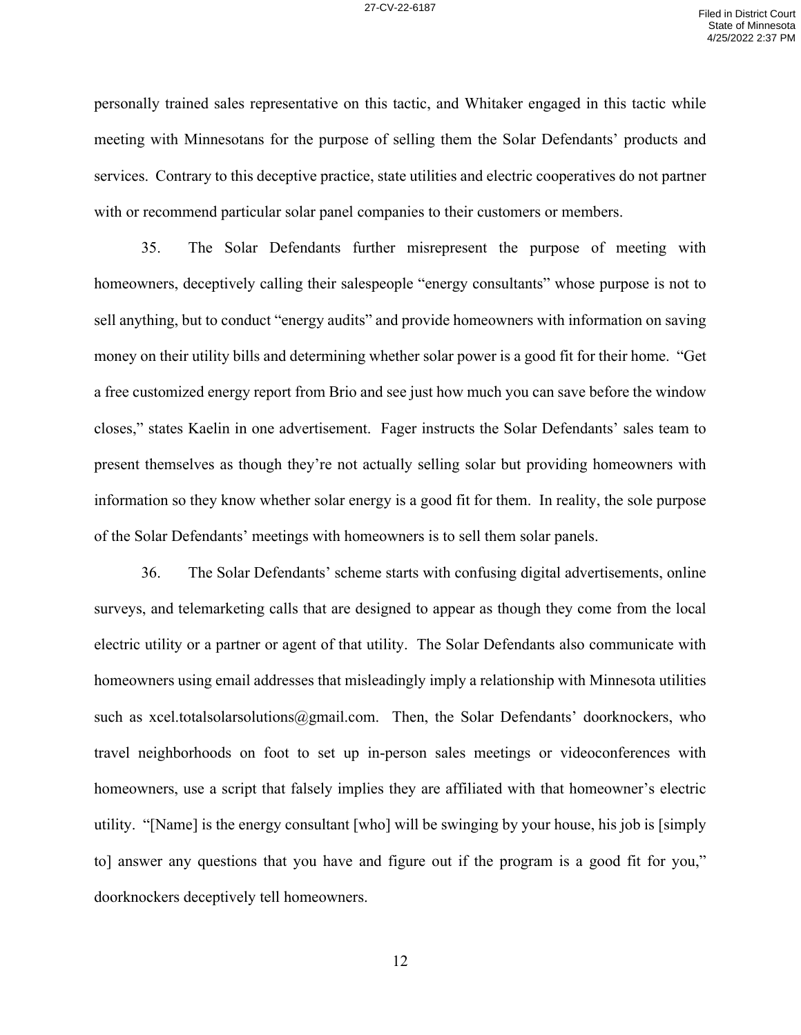personally trained sales representative on this tactic, and Whitaker engaged in this tactic while meeting with Minnesotans for the purpose of selling them the Solar Defendants' products and services. Contrary to this deceptive practice, state utilities and electric cooperatives do not partner with or recommend particular solar panel companies to their customers or members.

35. The Solar Defendants further misrepresent the purpose of meeting with homeowners, deceptively calling their salespeople "energy consultants" whose purpose is not to sell anything, but to conduct "energy audits" and provide homeowners with information on saving money on their utility bills and determining whether solar power is a good fit for their home. "Get a free customized energy report from Brio and see just how much you can save before the window closes," states Kaelin in one advertisement. Fager instructs the Solar Defendants' sales team to present themselves as though they're not actually selling solar but providing homeowners with information so they know whether solar energy is a good fit for them. In reality, the sole purpose of the Solar Defendants' meetings with homeowners is to sell them solar panels.

36. The Solar Defendants' scheme starts with confusing digital advertisements, online surveys, and telemarketing calls that are designed to appear as though they come from the local electric utility or a partner or agent of that utility. The Solar Defendants also communicate with homeowners using email addresses that misleadingly imply a relationship with Minnesota utilities such as xcel.totalsolarsolutions@gmail.com. Then, the Solar Defendants' doorknockers, who travel neighborhoods on foot to set up in-person sales meetings or videoconferences with homeowners, use a script that falsely implies they are affiliated with that homeowner's electric utility. "[Name] is the energy consultant [who] will be swinging by your house, his job is [simply to] answer any questions that you have and figure out if the program is a good fit for you," doorknockers deceptively tell homeowners.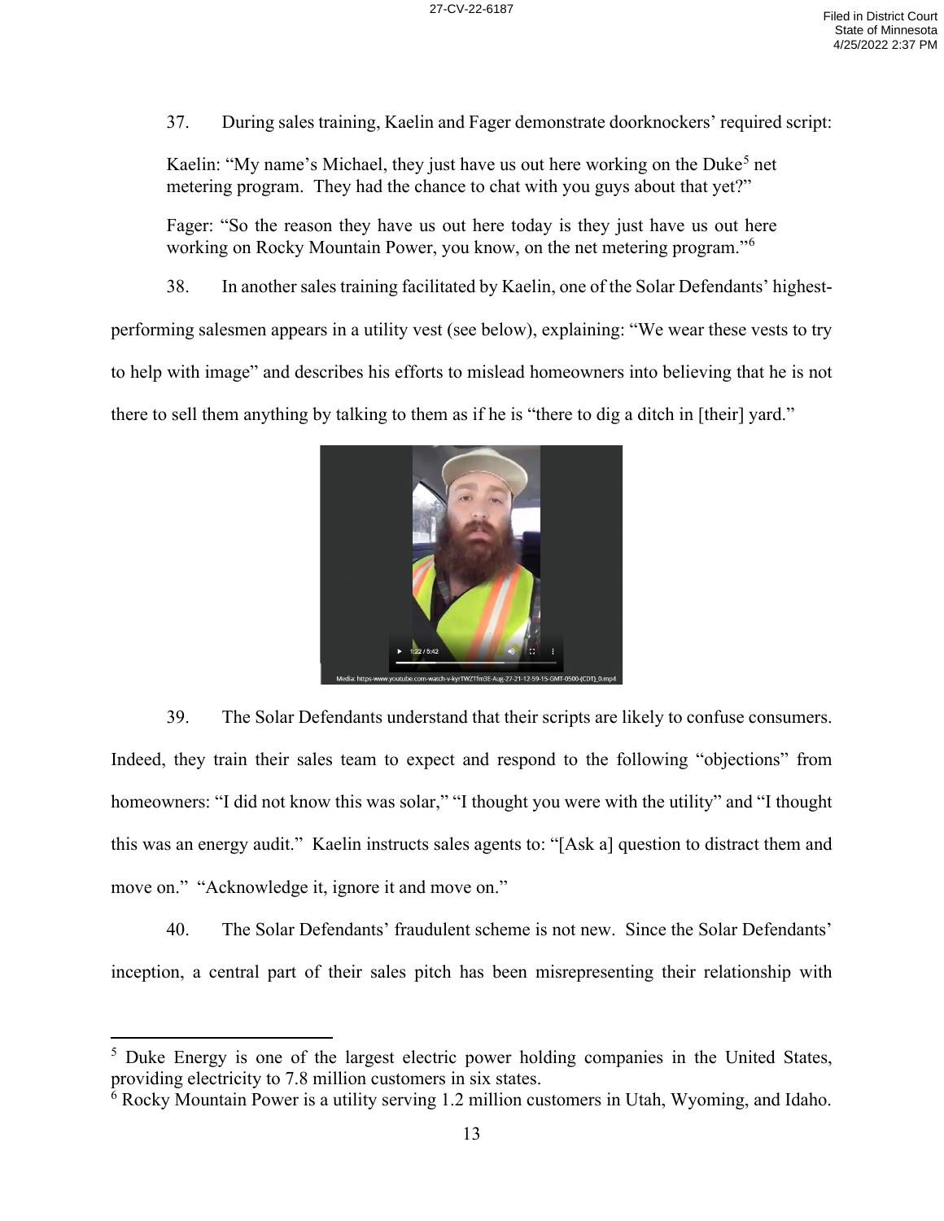37. During sales training, Kaelin and Fager demonstrate doorknockers' required script:

> Kaelin: "My name's Michael, they just have us out here working on the Duke[5] net metering program. They had the chance to chat with you guys about that yet?"
>
> Fager: "So the reason they have us out here today is they just have us out here working on Rocky Mountain Power, you know, on the net metering program."[6]

38. In another sales training facilitated by Kaelin, one of the Solar Defendants' highest-performing salesmen appears in a utility vest (see below), explaining: "We wear these vests to try to help with image" and describes his efforts to mislead homeowners into believing that he is not there to sell them anything by talking to them as if he is "there to dig a ditch in [their] yard."

Media: https-www.youtube.com-watch-v-kyrTWZTfm3E-Aug-27-21-12-59-15-GMT-0500-(CDT)_0.mp4

39. The Solar Defendants understand that their scripts are likely to confuse consumers. Indeed, they train their sales team to expect and respond to the following "objections" from homeowners: "I did not know this was solar," "I thought you were with the utility" and "I thought this was an energy audit." Kaelin instructs sales agents to: "[Ask a] question to distract them and move on." "Acknowledge it, ignore it and move on."

40. The Solar Defendants' fraudulent scheme is not new. Since the Solar Defendants' inception, a central part of their sales pitch has been misrepresenting their relationship with

---

[5] Duke Energy is one of the largest electric power holding companies in the United States, providing electricity to 7.8 million customers in six states.

[6] Rocky Mountain Power is a utility serving 1.2 million customers in Utah, Wyoming, and Idaho.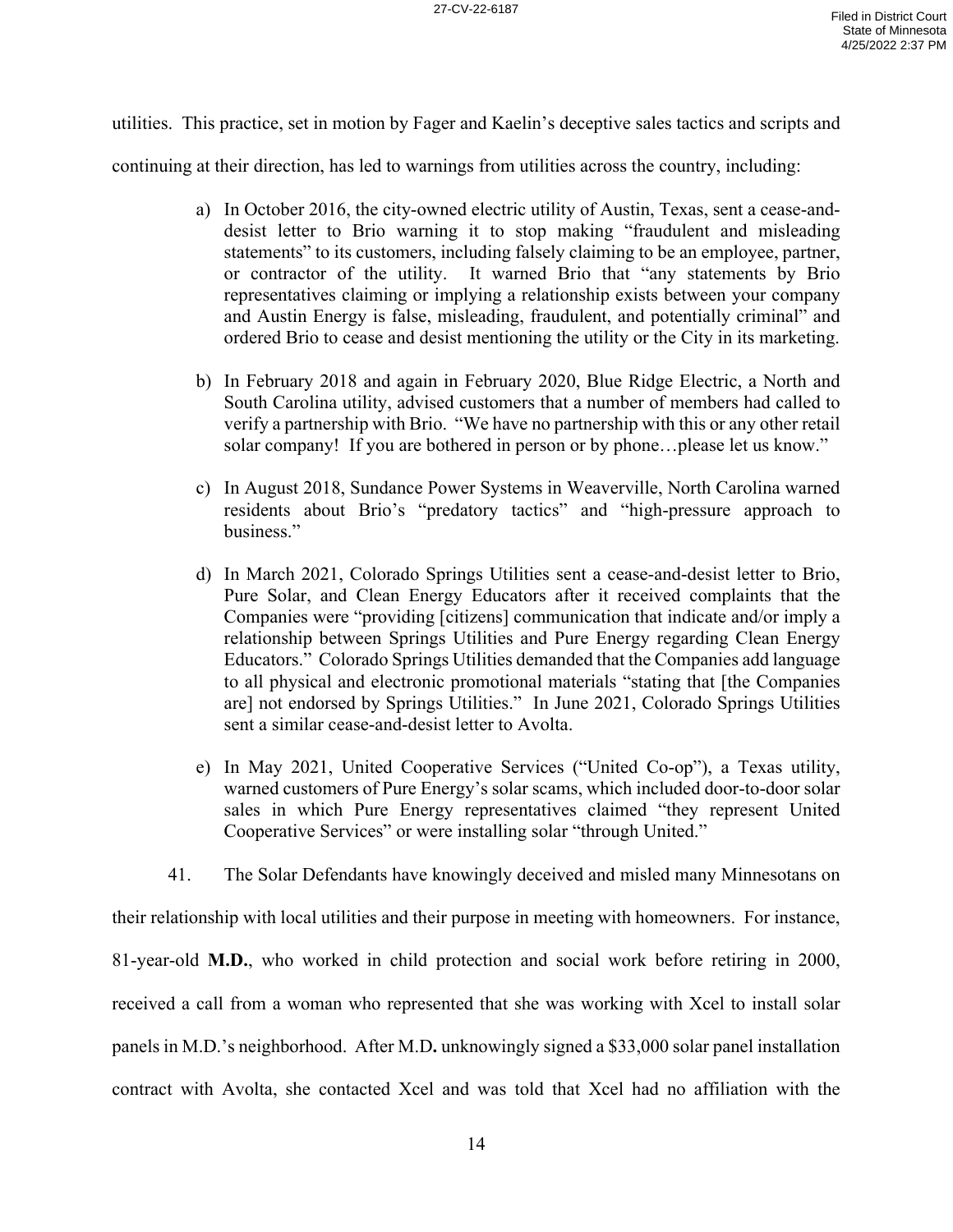utilities. This practice, set in motion by Fager and Kaelin's deceptive sales tactics and scripts and continuing at their direction, has led to warnings from utilities across the country, including:

a) In October 2016, the city-owned electric utility of Austin, Texas, sent a cease-and-desist letter to Brio warning it to stop making "fraudulent and misleading statements" to its customers, including falsely claiming to be an employee, partner, or contractor of the utility. It warned Brio that "any statements by Brio representatives claiming or implying a relationship exists between your company and Austin Energy is false, misleading, fraudulent, and potentially criminal" and ordered Brio to cease and desist mentioning the utility or the City in its marketing.

b) In February 2018 and again in February 2020, Blue Ridge Electric, a North and South Carolina utility, advised customers that a number of members had called to verify a partnership with Brio. "We have no partnership with this or any other retail solar company! If you are bothered in person or by phone…please let us know."

c) In August 2018, Sundance Power Systems in Weaverville, North Carolina warned residents about Brio's "predatory tactics" and "high-pressure approach to business."

d) In March 2021, Colorado Springs Utilities sent a cease-and-desist letter to Brio, Pure Solar, and Clean Energy Educators after it received complaints that the Companies were "providing [citizens] communication that indicate and/or imply a relationship between Springs Utilities and Pure Energy regarding Clean Energy Educators." Colorado Springs Utilities demanded that the Companies add language to all physical and electronic promotional materials "stating that [the Companies are] not endorsed by Springs Utilities." In June 2021, Colorado Springs Utilities sent a similar cease-and-desist letter to Avolta.

e) In May 2021, United Cooperative Services ("United Co-op"), a Texas utility, warned customers of Pure Energy's solar scams, which included door-to-door solar sales in which Pure Energy representatives claimed "they represent United Cooperative Services" or were installing solar "through United."

41. The Solar Defendants have knowingly deceived and misled many Minnesotans on their relationship with local utilities and their purpose in meeting with homeowners. For instance, 81-year-old **M.D.**, who worked in child protection and social work before retiring in 2000, received a call from a woman who represented that she was working with Xcel to install solar panels in M.D.'s neighborhood. After M.D**.** unknowingly signed a $33,000 solar panel installation contract with Avolta, she contacted Xcel and was told that Xcel had no affiliation with the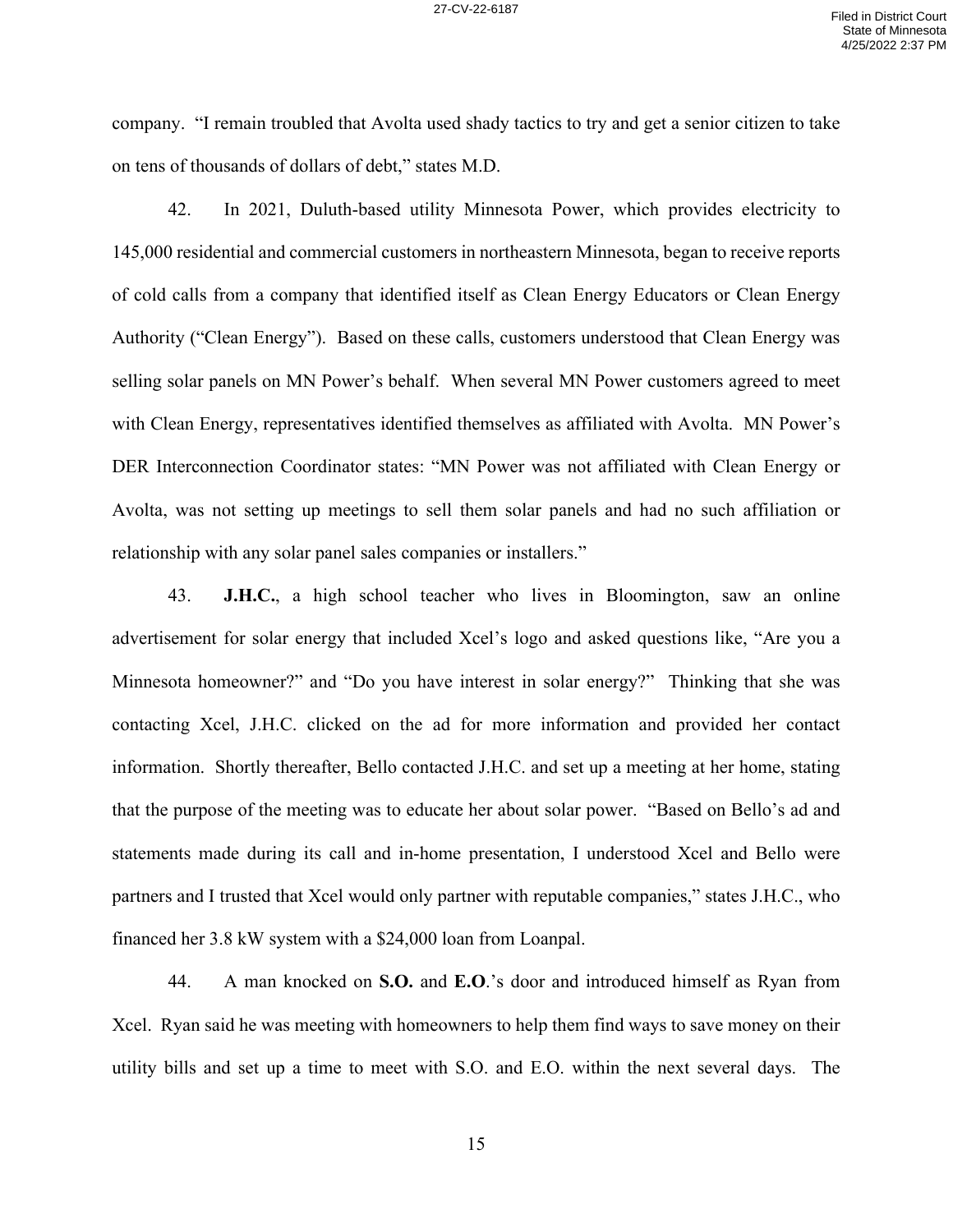company. "I remain troubled that Avolta used shady tactics to try and get a senior citizen to take on tens of thousands of dollars of debt," states M.D.

42. In 2021, Duluth-based utility Minnesota Power, which provides electricity to 145,000 residential and commercial customers in northeastern Minnesota, began to receive reports of cold calls from a company that identified itself as Clean Energy Educators or Clean Energy Authority ("Clean Energy"). Based on these calls, customers understood that Clean Energy was selling solar panels on MN Power's behalf. When several MN Power customers agreed to meet with Clean Energy, representatives identified themselves as affiliated with Avolta. MN Power's DER Interconnection Coordinator states: "MN Power was not affiliated with Clean Energy or Avolta, was not setting up meetings to sell them solar panels and had no such affiliation or relationship with any solar panel sales companies or installers."

43. **J.H.C.**, a high school teacher who lives in Bloomington, saw an online advertisement for solar energy that included Xcel's logo and asked questions like, "Are you a Minnesota homeowner?" and "Do you have interest in solar energy?" Thinking that she was contacting Xcel, J.H.C. clicked on the ad for more information and provided her contact information. Shortly thereafter, Bello contacted J.H.C. and set up a meeting at her home, stating that the purpose of the meeting was to educate her about solar power. "Based on Bello's ad and statements made during its call and in-home presentation, I understood Xcel and Bello were partners and I trusted that Xcel would only partner with reputable companies," states J.H.C., who financed her 3.8 kW system with a $24,000 loan from Loanpal.

44. A man knocked on **S.O.** and **E.O**.'s door and introduced himself as Ryan from Xcel. Ryan said he was meeting with homeowners to help them find ways to save money on their utility bills and set up a time to meet with S.O. and E.O. within the next several days. The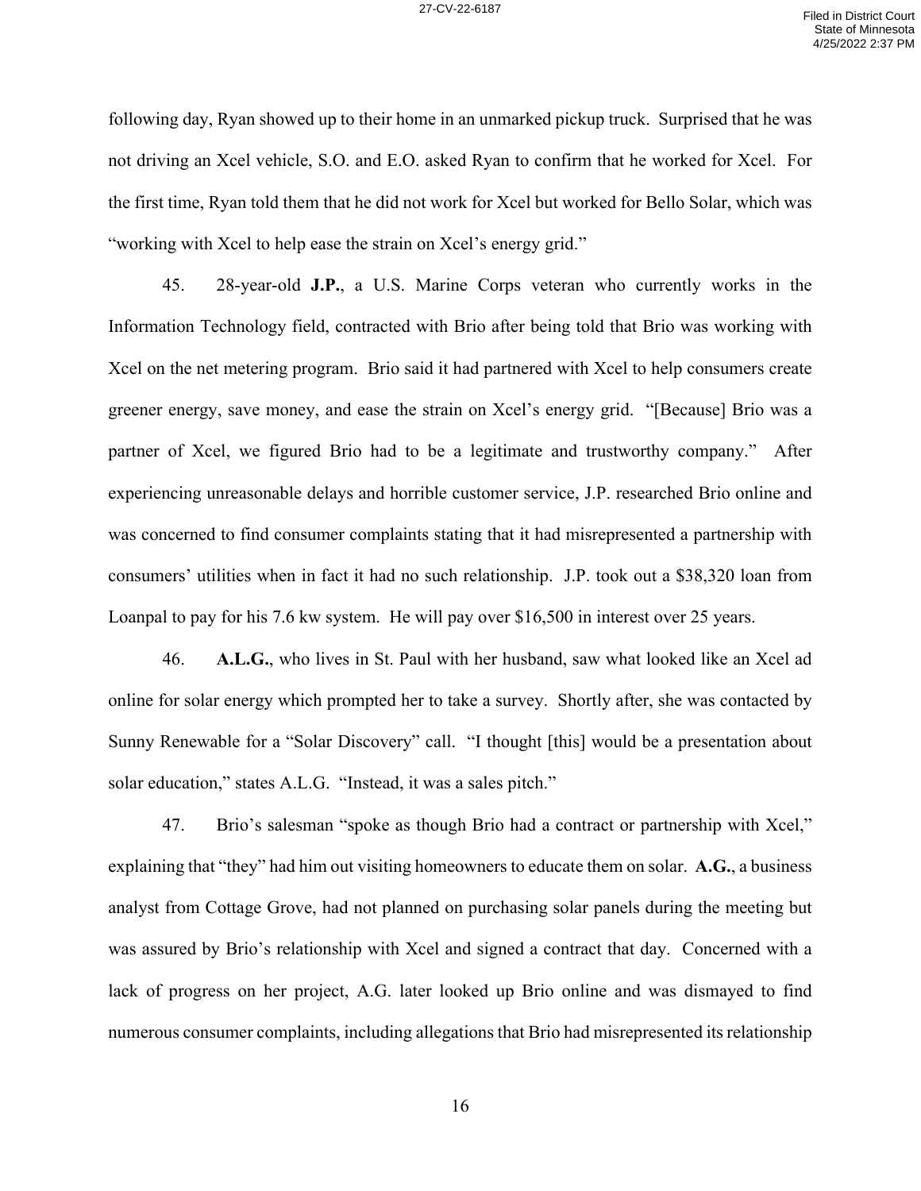following day, Ryan showed up to their home in an unmarked pickup truck. Surprised that he was not driving an Xcel vehicle, S.O. and E.O. asked Ryan to confirm that he worked for Xcel. For the first time, Ryan told them that he did not work for Xcel but worked for Bello Solar, which was "working with Xcel to help ease the strain on Xcel's energy grid."

45. 28-year-old **J.P.**, a U.S. Marine Corps veteran who currently works in the Information Technology field, contracted with Brio after being told that Brio was working with Xcel on the net metering program. Brio said it had partnered with Xcel to help consumers create greener energy, save money, and ease the strain on Xcel's energy grid. "[Because] Brio was a partner of Xcel, we figured Brio had to be a legitimate and trustworthy company." After experiencing unreasonable delays and horrible customer service, J.P. researched Brio online and was concerned to find consumer complaints stating that it had misrepresented a partnership with consumers' utilities when in fact it had no such relationship. J.P. took out a $38,320 loan from Loanpal to pay for his 7.6 kw system. He will pay over $16,500 in interest over 25 years.

46. **A.L.G.**, who lives in St. Paul with her husband, saw what looked like an Xcel ad online for solar energy which prompted her to take a survey. Shortly after, she was contacted by Sunny Renewable for a "Solar Discovery" call. "I thought [this] would be a presentation about solar education," states A.L.G. "Instead, it was a sales pitch."

47. Brio's salesman "spoke as though Brio had a contract or partnership with Xcel," explaining that "they" had him out visiting homeowners to educate them on solar. **A.G.**, a business analyst from Cottage Grove, had not planned on purchasing solar panels during the meeting but was assured by Brio's relationship with Xcel and signed a contract that day. Concerned with a lack of progress on her project, A.G. later looked up Brio online and was dismayed to find numerous consumer complaints, including allegations that Brio had misrepresented its relationship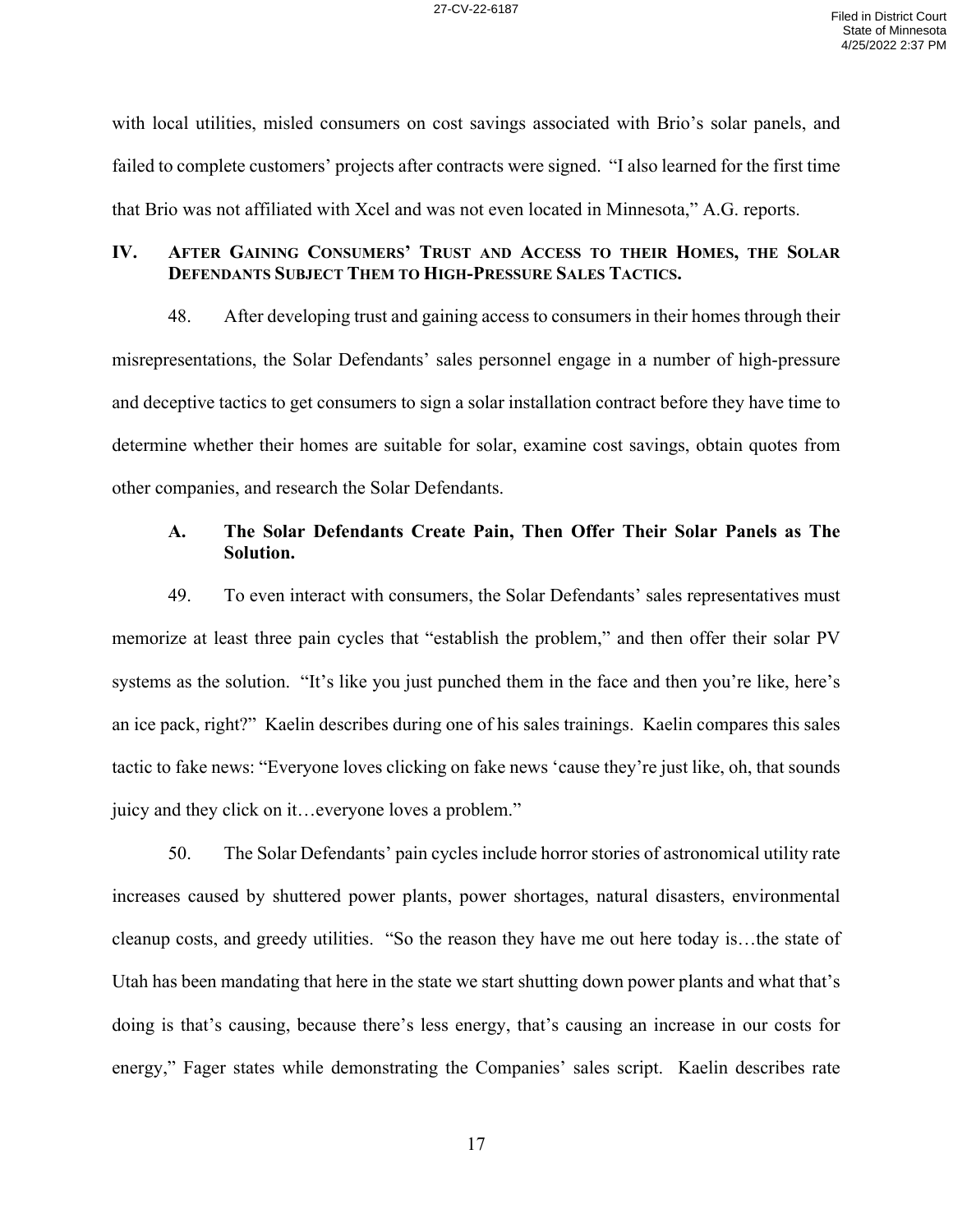with local utilities, misled consumers on cost savings associated with Brio's solar panels, and failed to complete customers' projects after contracts were signed. "I also learned for the first time that Brio was not affiliated with Xcel and was not even located in Minnesota," A.G. reports.

## IV. After Gaining Consumers' Trust and Access to their Homes, the Solar Defendants Subject Them to High-Pressure Sales Tactics.

48. After developing trust and gaining access to consumers in their homes through their misrepresentations, the Solar Defendants' sales personnel engage in a number of high-pressure and deceptive tactics to get consumers to sign a solar installation contract before they have time to determine whether their homes are suitable for solar, examine cost savings, obtain quotes from other companies, and research the Solar Defendants.

### A. The Solar Defendants Create Pain, Then Offer Their Solar Panels as The Solution.

49. To even interact with consumers, the Solar Defendants' sales representatives must memorize at least three pain cycles that "establish the problem," and then offer their solar PV systems as the solution. "It's like you just punched them in the face and then you're like, here's an ice pack, right?" Kaelin describes during one of his sales trainings. Kaelin compares this sales tactic to fake news: "Everyone loves clicking on fake news 'cause they're just like, oh, that sounds juicy and they click on it…everyone loves a problem."

50. The Solar Defendants' pain cycles include horror stories of astronomical utility rate increases caused by shuttered power plants, power shortages, natural disasters, environmental cleanup costs, and greedy utilities. "So the reason they have me out here today is…the state of Utah has been mandating that here in the state we start shutting down power plants and what that's doing is that's causing, because there's less energy, that's causing an increase in our costs for energy," Fager states while demonstrating the Companies' sales script. Kaelin describes rate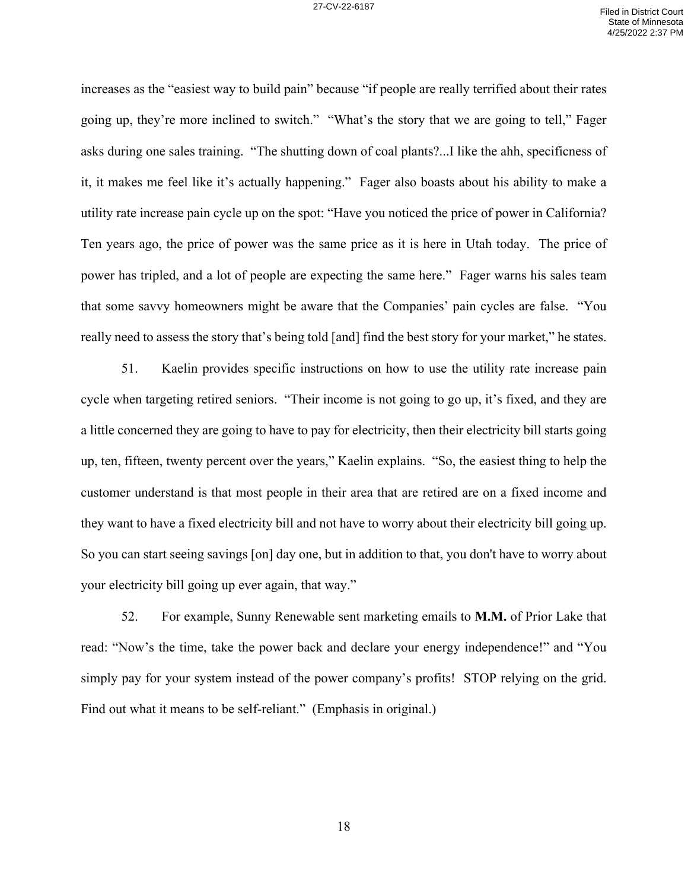increases as the "easiest way to build pain" because "if people are really terrified about their rates going up, they're more inclined to switch." "What's the story that we are going to tell," Fager asks during one sales training. "The shutting down of coal plants?...I like the ahh, specificness of it, it makes me feel like it's actually happening." Fager also boasts about his ability to make a utility rate increase pain cycle up on the spot: "Have you noticed the price of power in California? Ten years ago, the price of power was the same price as it is here in Utah today. The price of power has tripled, and a lot of people are expecting the same here." Fager warns his sales team that some savvy homeowners might be aware that the Companies' pain cycles are false. "You really need to assess the story that's being told [and] find the best story for your market," he states.

51. Kaelin provides specific instructions on how to use the utility rate increase pain cycle when targeting retired seniors. "Their income is not going to go up, it's fixed, and they are a little concerned they are going to have to pay for electricity, then their electricity bill starts going up, ten, fifteen, twenty percent over the years," Kaelin explains. "So, the easiest thing to help the customer understand is that most people in their area that are retired are on a fixed income and they want to have a fixed electricity bill and not have to worry about their electricity bill going up. So you can start seeing savings [on] day one, but in addition to that, you don't have to worry about your electricity bill going up ever again, that way."

52. For example, Sunny Renewable sent marketing emails to **M.M.** of Prior Lake that read: "Now's the time, take the power back and declare your energy independence!" and "You simply pay for your system instead of the power company's profits! STOP relying on the grid. Find out what it means to be self-reliant." (Emphasis in original.)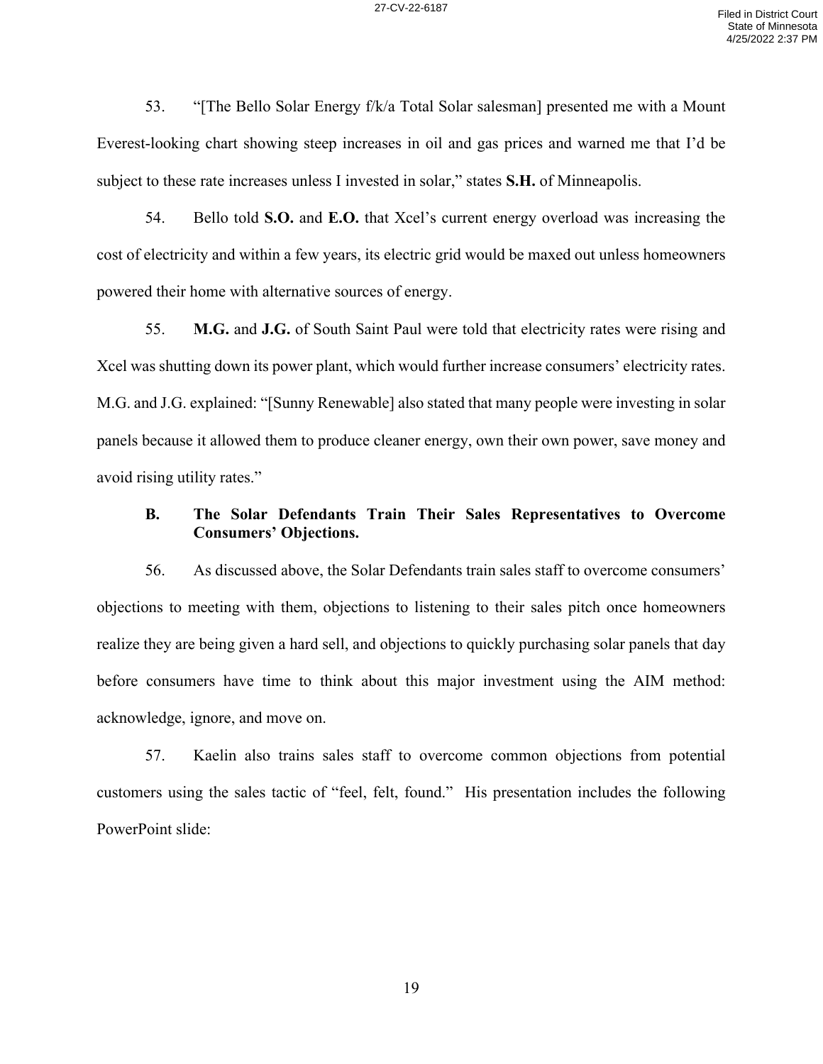53. "[The Bello Solar Energy f/k/a Total Solar salesman] presented me with a Mount Everest-looking chart showing steep increases in oil and gas prices and warned me that I'd be subject to these rate increases unless I invested in solar," states **S.H.** of Minneapolis.

54. Bello told **S.O.** and **E.O.** that Xcel's current energy overload was increasing the cost of electricity and within a few years, its electric grid would be maxed out unless homeowners powered their home with alternative sources of energy.

55. **M.G.** and **J.G.** of South Saint Paul were told that electricity rates were rising and Xcel was shutting down its power plant, which would further increase consumers' electricity rates. M.G. and J.G. explained: "[Sunny Renewable] also stated that many people were investing in solar panels because it allowed them to produce cleaner energy, own their own power, save money and avoid rising utility rates."

### B. The Solar Defendants Train Their Sales Representatives to Overcome Consumers' Objections.

56. As discussed above, the Solar Defendants train sales staff to overcome consumers' objections to meeting with them, objections to listening to their sales pitch once homeowners realize they are being given a hard sell, and objections to quickly purchasing solar panels that day before consumers have time to think about this major investment using the AIM method: acknowledge, ignore, and move on.

57. Kaelin also trains sales staff to overcome common objections from potential customers using the sales tactic of "feel, felt, found." His presentation includes the following PowerPoint slide: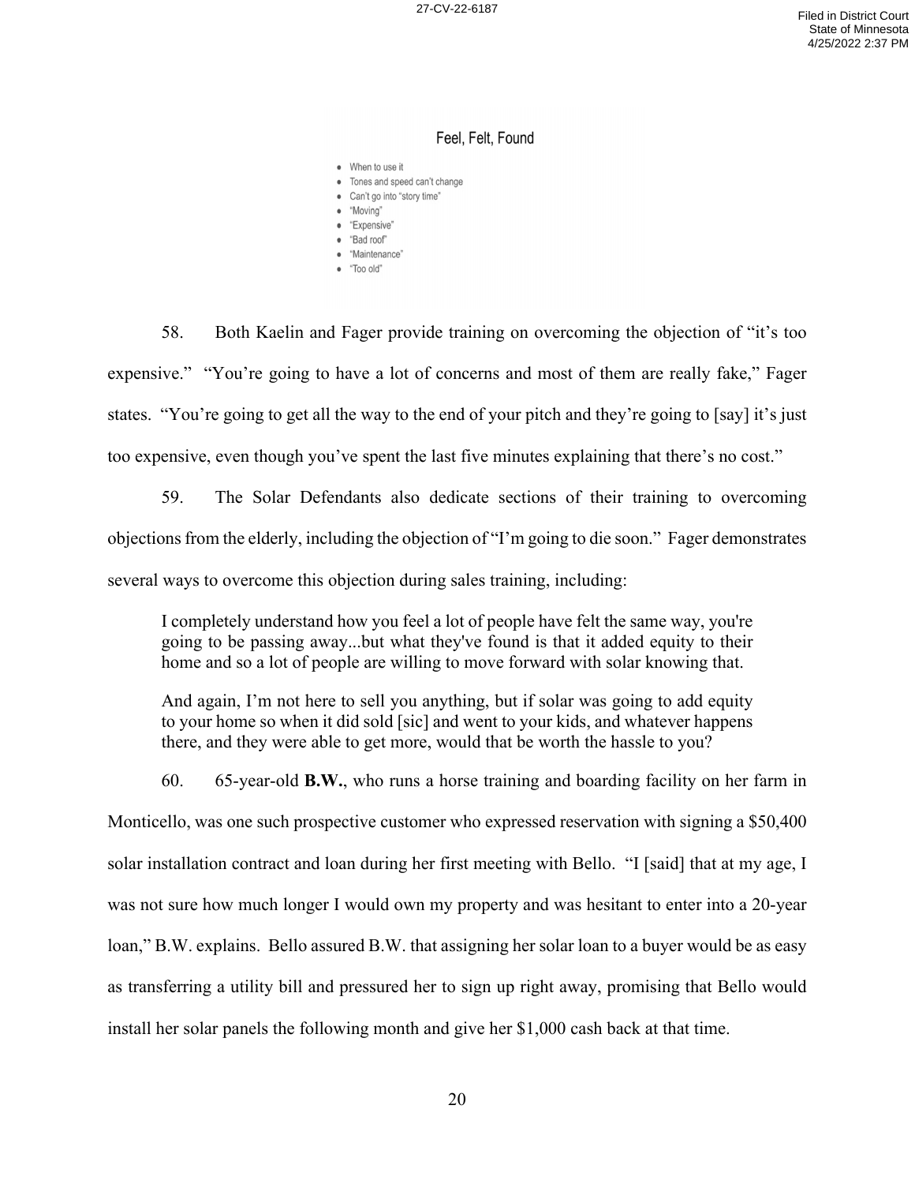### Feel, Felt, Found

- When to use it
- Tones and speed can't change
- Can't go into "story time"
- "Moving"
- "Expensive"
- "Bad roof"
- "Maintenance"
- "Too old"

58. Both Kaelin and Fager provide training on overcoming the objection of "it's too expensive." "You're going to have a lot of concerns and most of them are really fake," Fager states. "You're going to get all the way to the end of your pitch and they're going to [say] it's just too expensive, even though you've spent the last five minutes explaining that there's no cost."

59. The Solar Defendants also dedicate sections of their training to overcoming objections from the elderly, including the objection of "I'm going to die soon." Fager demonstrates several ways to overcome this objection during sales training, including:

> I completely understand how you feel a lot of people have felt the same way, you're going to be passing away...but what they've found is that it added equity to their home and so a lot of people are willing to move forward with solar knowing that.
>
> And again, I'm not here to sell you anything, but if solar was going to add equity to your home so when it did sold [sic] and went to your kids, and whatever happens there, and they were able to get more, would that be worth the hassle to you?

60. 65-year-old **B.W.**, who runs a horse training and boarding facility on her farm in Monticello, was one such prospective customer who expressed reservation with signing a $50,400 solar installation contract and loan during her first meeting with Bello. "I [said] that at my age, I was not sure how much longer I would own my property and was hesitant to enter into a 20-year loan," B.W. explains. Bello assured B.W. that assigning her solar loan to a buyer would be as easy as transferring a utility bill and pressured her to sign up right away, promising that Bello would install her solar panels the following month and give her $1,000 cash back at that time.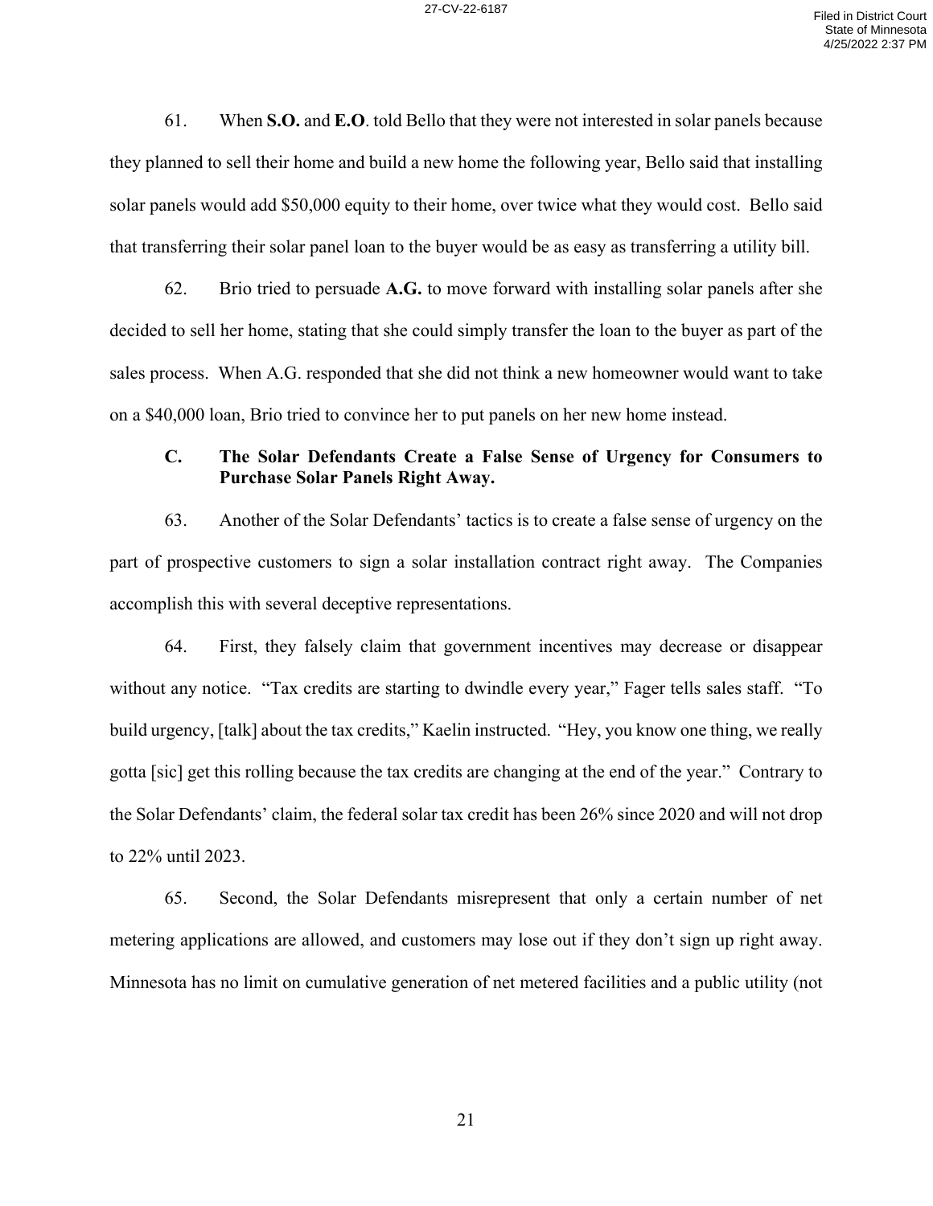61. When **S.O.** and **E.O**. told Bello that they were not interested in solar panels because they planned to sell their home and build a new home the following year, Bello said that installing solar panels would add $50,000 equity to their home, over twice what they would cost. Bello said that transferring their solar panel loan to the buyer would be as easy as transferring a utility bill.

62. Brio tried to persuade **A.G.** to move forward with installing solar panels after she decided to sell her home, stating that she could simply transfer the loan to the buyer as part of the sales process. When A.G. responded that she did not think a new homeowner would want to take on a $40,000 loan, Brio tried to convince her to put panels on her new home instead.

### C. The Solar Defendants Create a False Sense of Urgency for Consumers to Purchase Solar Panels Right Away.

63. Another of the Solar Defendants' tactics is to create a false sense of urgency on the part of prospective customers to sign a solar installation contract right away. The Companies accomplish this with several deceptive representations.

64. First, they falsely claim that government incentives may decrease or disappear without any notice. "Tax credits are starting to dwindle every year," Fager tells sales staff. "To build urgency, [talk] about the tax credits," Kaelin instructed. "Hey, you know one thing, we really gotta [sic] get this rolling because the tax credits are changing at the end of the year." Contrary to the Solar Defendants' claim, the federal solar tax credit has been 26% since 2020 and will not drop to 22% until 2023.

65. Second, the Solar Defendants misrepresent that only a certain number of net metering applications are allowed, and customers may lose out if they don't sign up right away. Minnesota has no limit on cumulative generation of net metered facilities and a public utility (not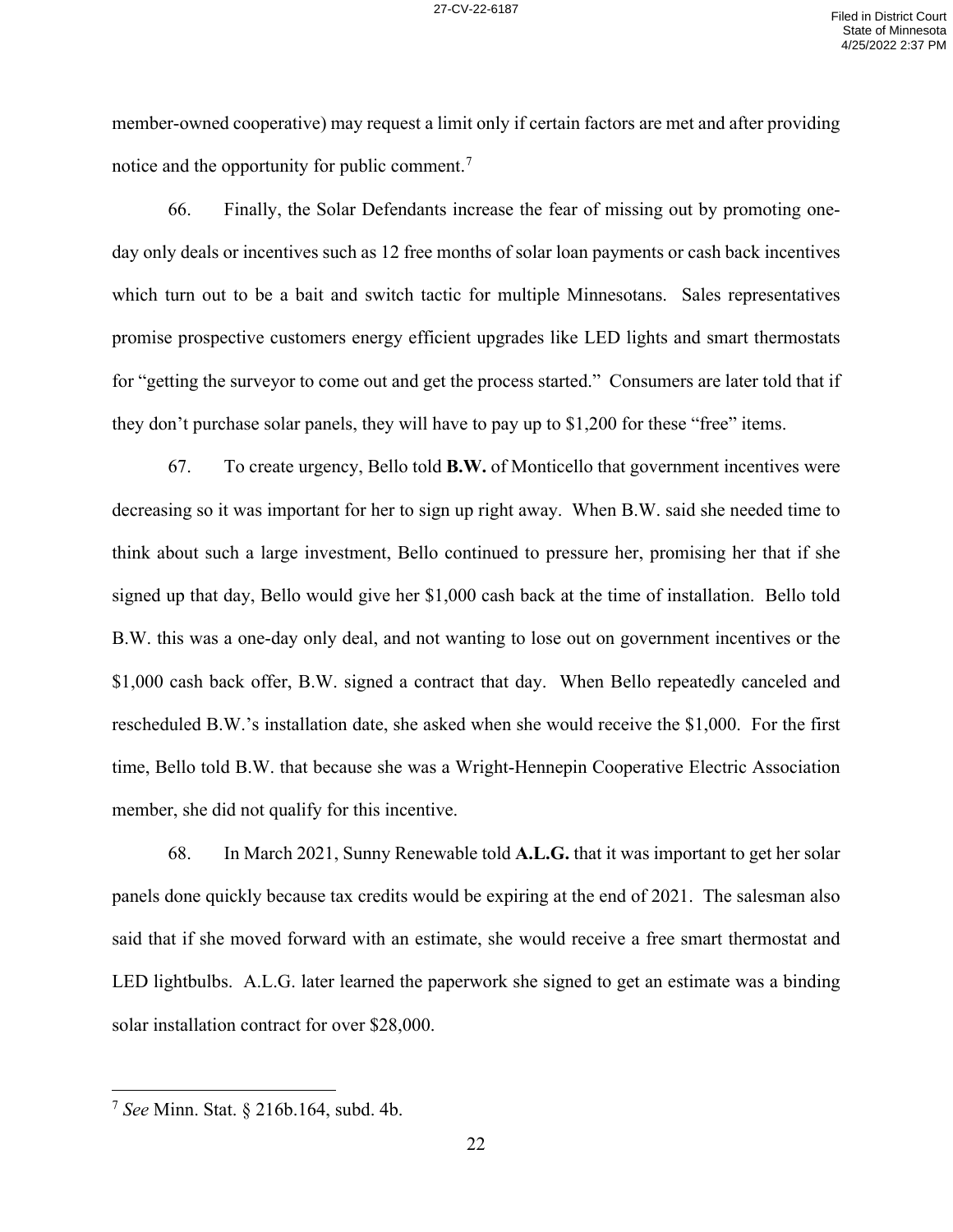member-owned cooperative) may request a limit only if certain factors are met and after providing notice and the opportunity for public comment.[7]

66. Finally, the Solar Defendants increase the fear of missing out by promoting one-day only deals or incentives such as 12 free months of solar loan payments or cash back incentives which turn out to be a bait and switch tactic for multiple Minnesotans. Sales representatives promise prospective customers energy efficient upgrades like LED lights and smart thermostats for "getting the surveyor to come out and get the process started." Consumers are later told that if they don't purchase solar panels, they will have to pay up to $1,200 for these "free" items.

67. To create urgency, Bello told **B.W.** of Monticello that government incentives were decreasing so it was important for her to sign up right away. When B.W. said she needed time to think about such a large investment, Bello continued to pressure her, promising her that if she signed up that day, Bello would give her $1,000 cash back at the time of installation. Bello told B.W. this was a one-day only deal, and not wanting to lose out on government incentives or the $1,000 cash back offer, B.W. signed a contract that day. When Bello repeatedly canceled and rescheduled B.W.'s installation date, she asked when she would receive the $1,000. For the first time, Bello told B.W. that because she was a Wright-Hennepin Cooperative Electric Association member, she did not qualify for this incentive.

68. In March 2021, Sunny Renewable told **A.L.G.** that it was important to get her solar panels done quickly because tax credits would be expiring at the end of 2021. The salesman also said that if she moved forward with an estimate, she would receive a free smart thermostat and LED lightbulbs. A.L.G. later learned the paperwork she signed to get an estimate was a binding solar installation contract for over $28,000.

---

[7] *See* Minn. Stat. § 216b.164, subd. 4b.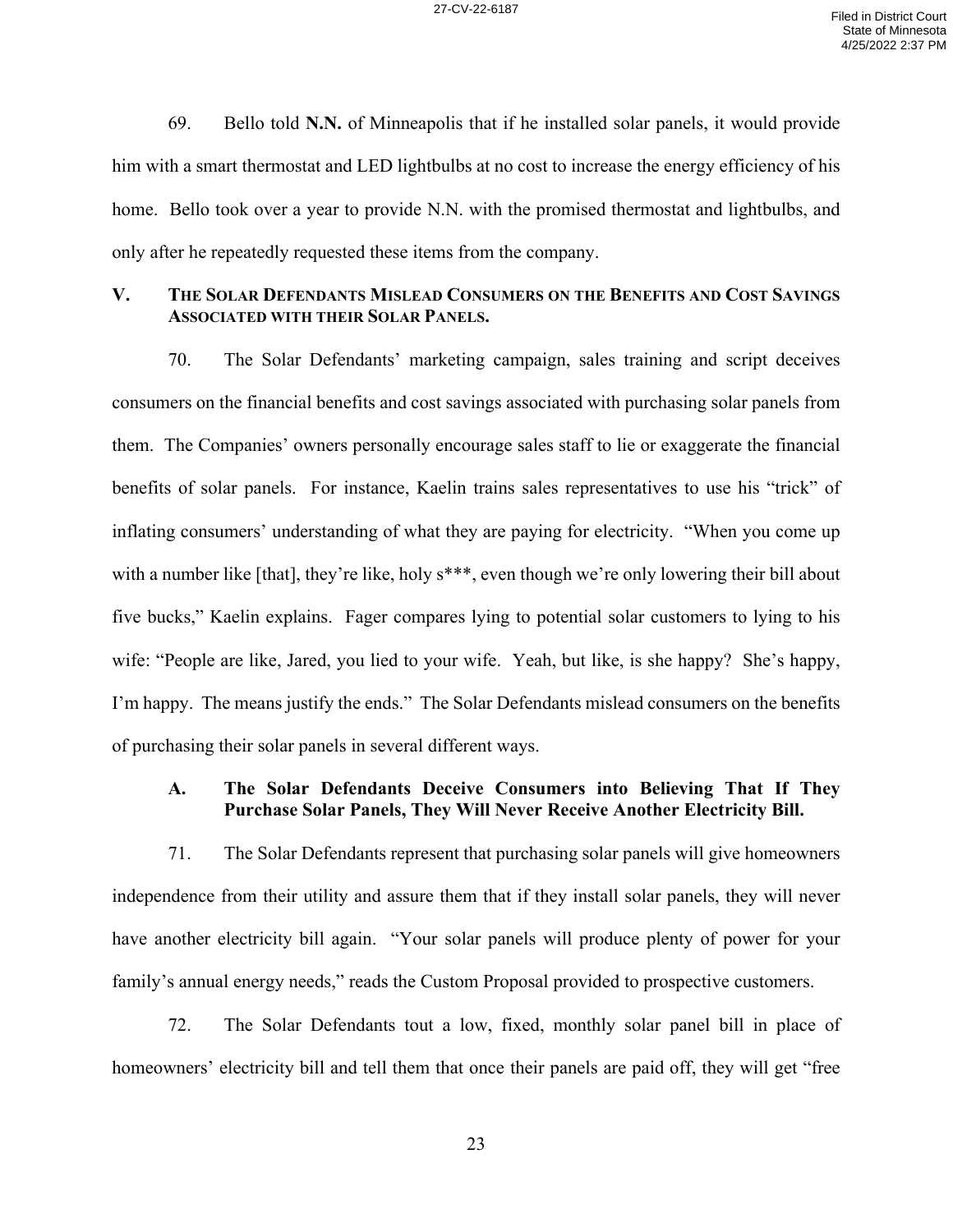69. Bello told **N.N.** of Minneapolis that if he installed solar panels, it would provide him with a smart thermostat and LED lightbulbs at no cost to increase the energy efficiency of his home. Bello took over a year to provide N.N. with the promised thermostat and lightbulbs, and only after he repeatedly requested these items from the company.

## V. The Solar Defendants Mislead Consumers on the Benefits and Cost Savings Associated with their Solar Panels.

70. The Solar Defendants' marketing campaign, sales training and script deceives consumers on the financial benefits and cost savings associated with purchasing solar panels from them. The Companies' owners personally encourage sales staff to lie or exaggerate the financial benefits of solar panels. For instance, Kaelin trains sales representatives to use his "trick" of inflating consumers' understanding of what they are paying for electricity. "When you come up with a number like [that], they're like, holy s***, even though we're only lowering their bill about five bucks," Kaelin explains. Fager compares lying to potential solar customers to lying to his wife: "People are like, Jared, you lied to your wife. Yeah, but like, is she happy? She's happy, I'm happy. The means justify the ends." The Solar Defendants mislead consumers on the benefits of purchasing their solar panels in several different ways.

### A. The Solar Defendants Deceive Consumers into Believing That If They Purchase Solar Panels, They Will Never Receive Another Electricity Bill.

71. The Solar Defendants represent that purchasing solar panels will give homeowners independence from their utility and assure them that if they install solar panels, they will never have another electricity bill again. "Your solar panels will produce plenty of power for your family's annual energy needs," reads the Custom Proposal provided to prospective customers.

72. The Solar Defendants tout a low, fixed, monthly solar panel bill in place of homeowners' electricity bill and tell them that once their panels are paid off, they will get "free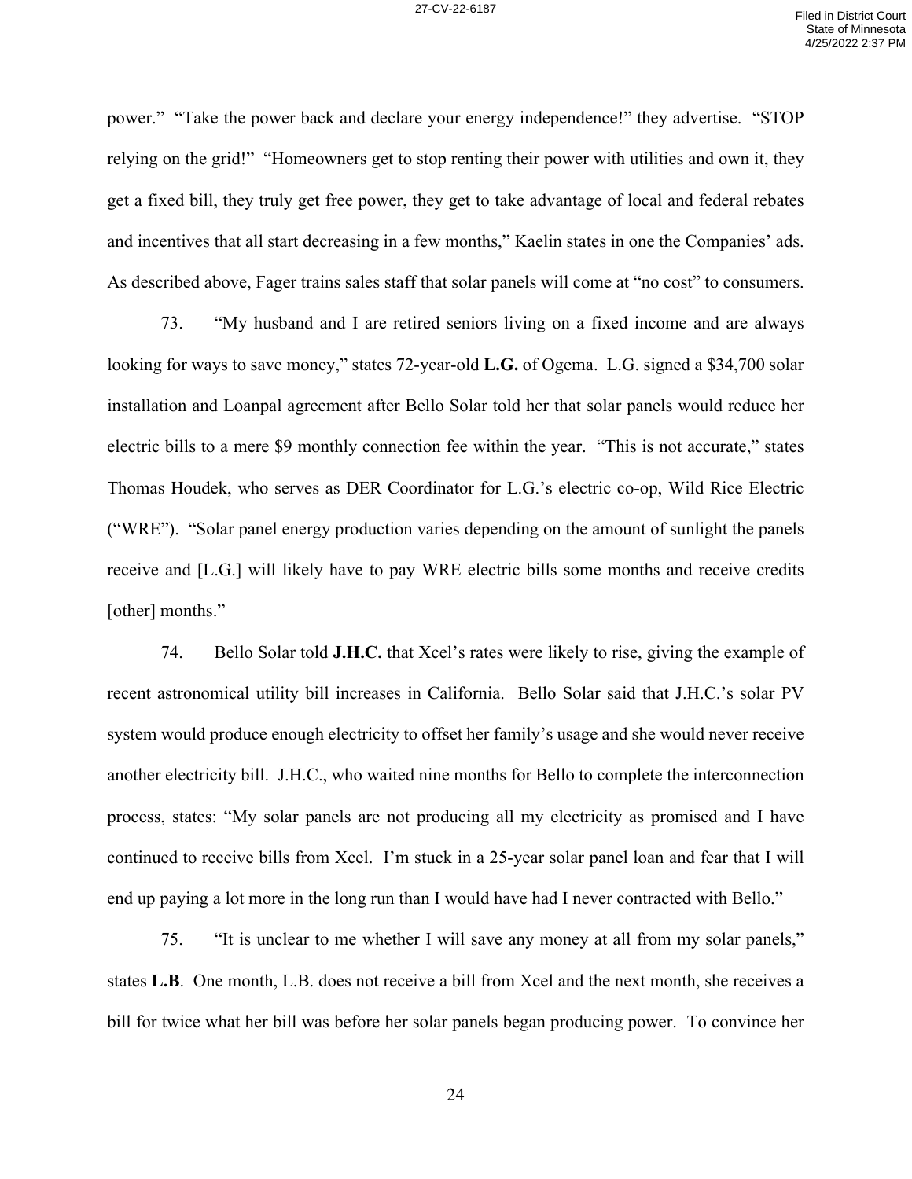power." "Take the power back and declare your energy independence!" they advertise. "STOP relying on the grid!" "Homeowners get to stop renting their power with utilities and own it, they get a fixed bill, they truly get free power, they get to take advantage of local and federal rebates and incentives that all start decreasing in a few months," Kaelin states in one the Companies' ads. As described above, Fager trains sales staff that solar panels will come at "no cost" to consumers.

73. "My husband and I are retired seniors living on a fixed income and are always looking for ways to save money," states 72-year-old **L.G.** of Ogema. L.G. signed a $34,700 solar installation and Loanpal agreement after Bello Solar told her that solar panels would reduce her electric bills to a mere $9 monthly connection fee within the year. "This is not accurate," states Thomas Houdek, who serves as DER Coordinator for L.G.'s electric co-op, Wild Rice Electric ("WRE"). "Solar panel energy production varies depending on the amount of sunlight the panels receive and [L.G.] will likely have to pay WRE electric bills some months and receive credits [other] months."

74. Bello Solar told **J.H.C.** that Xcel's rates were likely to rise, giving the example of recent astronomical utility bill increases in California. Bello Solar said that J.H.C.'s solar PV system would produce enough electricity to offset her family's usage and she would never receive another electricity bill. J.H.C., who waited nine months for Bello to complete the interconnection process, states: "My solar panels are not producing all my electricity as promised and I have continued to receive bills from Xcel. I'm stuck in a 25-year solar panel loan and fear that I will end up paying a lot more in the long run than I would have had I never contracted with Bello."

75. "It is unclear to me whether I will save any money at all from my solar panels," states **L.B**. One month, L.B. does not receive a bill from Xcel and the next month, she receives a bill for twice what her bill was before her solar panels began producing power. To convince her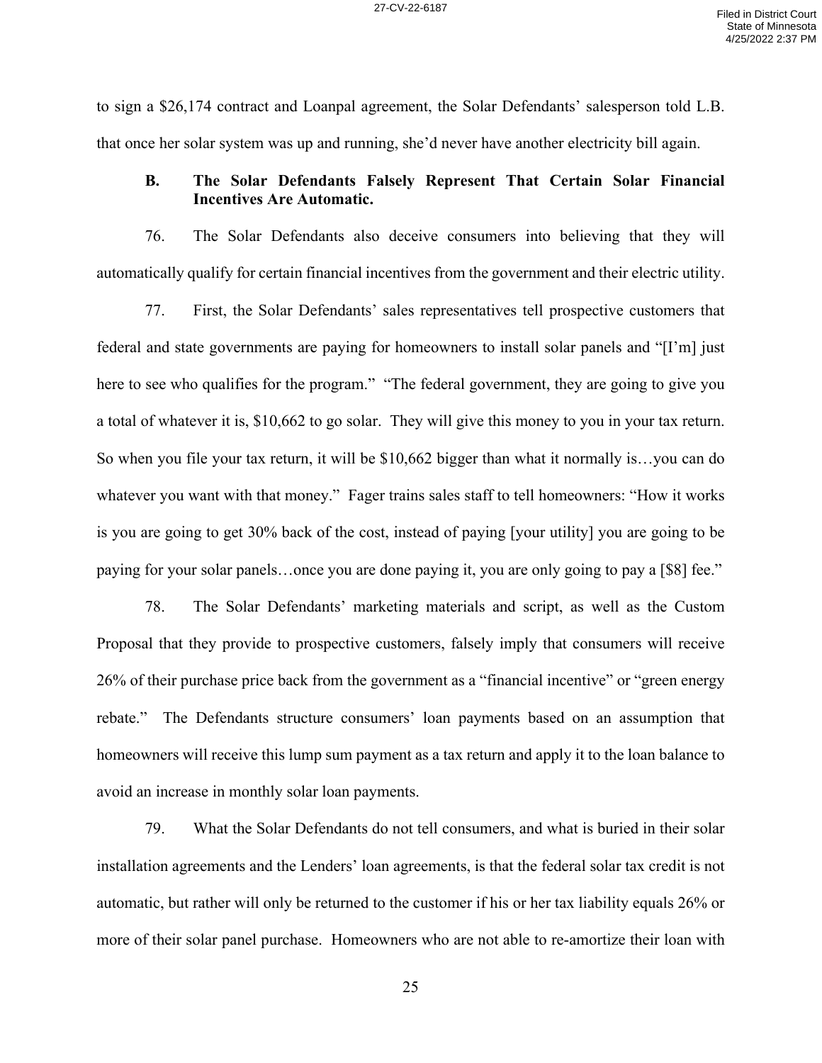to sign a $26,174 contract and Loanpal agreement, the Solar Defendants' salesperson told L.B. that once her solar system was up and running, she'd never have another electricity bill again.

### B. The Solar Defendants Falsely Represent That Certain Solar Financial Incentives Are Automatic.

76. The Solar Defendants also deceive consumers into believing that they will automatically qualify for certain financial incentives from the government and their electric utility.

77. First, the Solar Defendants' sales representatives tell prospective customers that federal and state governments are paying for homeowners to install solar panels and "[I'm] just here to see who qualifies for the program." "The federal government, they are going to give you a total of whatever it is, $10,662 to go solar. They will give this money to you in your tax return. So when you file your tax return, it will be $10,662 bigger than what it normally is…you can do whatever you want with that money." Fager trains sales staff to tell homeowners: "How it works is you are going to get 30% back of the cost, instead of paying [your utility] you are going to be paying for your solar panels…once you are done paying it, you are only going to pay a [$8] fee."

78. The Solar Defendants' marketing materials and script, as well as the Custom Proposal that they provide to prospective customers, falsely imply that consumers will receive 26% of their purchase price back from the government as a "financial incentive" or "green energy rebate." The Defendants structure consumers' loan payments based on an assumption that homeowners will receive this lump sum payment as a tax return and apply it to the loan balance to avoid an increase in monthly solar loan payments.

79. What the Solar Defendants do not tell consumers, and what is buried in their solar installation agreements and the Lenders' loan agreements, is that the federal solar tax credit is not automatic, but rather will only be returned to the customer if his or her tax liability equals 26% or more of their solar panel purchase. Homeowners who are not able to re-amortize their loan with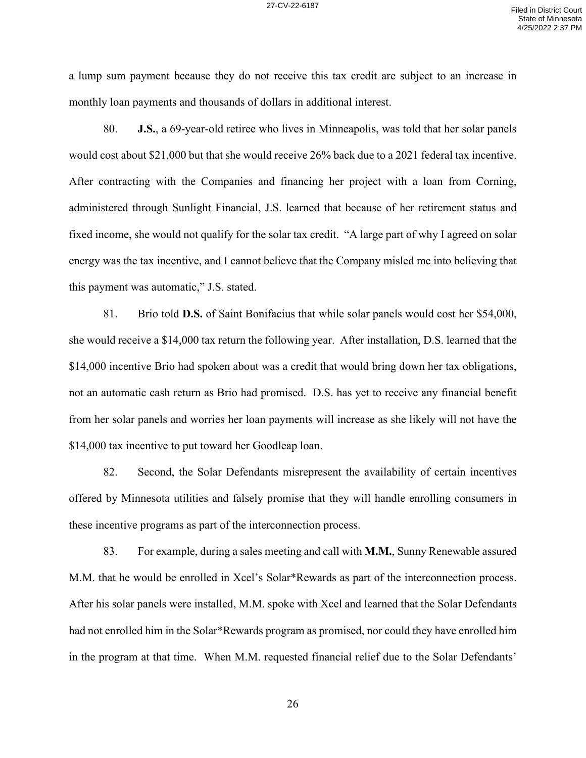a lump sum payment because they do not receive this tax credit are subject to an increase in monthly loan payments and thousands of dollars in additional interest.

80. **J.S.**, a 69-year-old retiree who lives in Minneapolis, was told that her solar panels would cost about $21,000 but that she would receive 26% back due to a 2021 federal tax incentive. After contracting with the Companies and financing her project with a loan from Corning, administered through Sunlight Financial, J.S. learned that because of her retirement status and fixed income, she would not qualify for the solar tax credit. "A large part of why I agreed on solar energy was the tax incentive, and I cannot believe that the Company misled me into believing that this payment was automatic," J.S. stated.

81. Brio told **D.S.** of Saint Bonifacius that while solar panels would cost her $54,000, she would receive a $14,000 tax return the following year. After installation, D.S. learned that the $14,000 incentive Brio had spoken about was a credit that would bring down her tax obligations, not an automatic cash return as Brio had promised. D.S. has yet to receive any financial benefit from her solar panels and worries her loan payments will increase as she likely will not have the $14,000 tax incentive to put toward her Goodleap loan.

82. Second, the Solar Defendants misrepresent the availability of certain incentives offered by Minnesota utilities and falsely promise that they will handle enrolling consumers in these incentive programs as part of the interconnection process.

83. For example, during a sales meeting and call with **M.M.**, Sunny Renewable assured M.M. that he would be enrolled in Xcel's Solar*Rewards as part of the interconnection process. After his solar panels were installed, M.M. spoke with Xcel and learned that the Solar Defendants had not enrolled him in the Solar*Rewards program as promised, nor could they have enrolled him in the program at that time. When M.M. requested financial relief due to the Solar Defendants'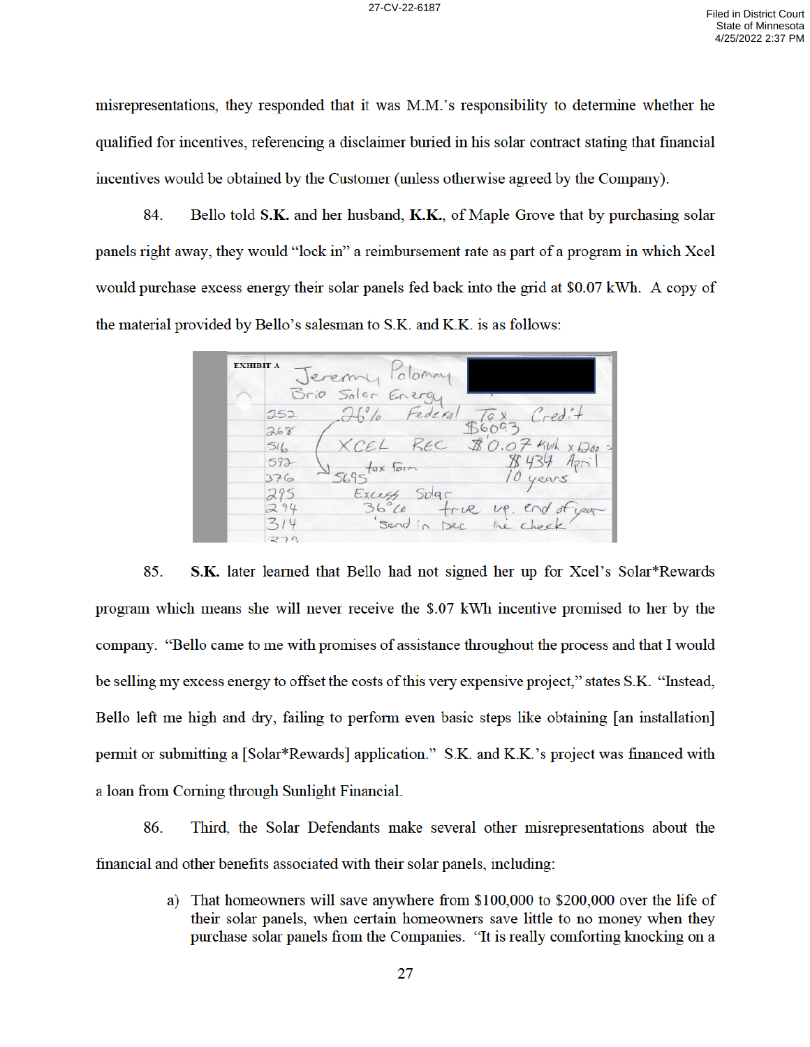misrepresentations, they responded that it was M.M.'s responsibility to determine whether he qualified for incentives, referencing a disclaimer buried in his solar contract stating that financial incentives would be obtained by the Customer (unless otherwise agreed by the Company).

84. Bello told **S.K.** and her husband, **K.K.**, of Maple Grove that by purchasing solar panels right away, they would "lock in" a reimbursement rate as part of a program in which Xcel would purchase excess energy their solar panels fed back into the grid at $0.07 kWh. A copy of the material provided by Bello's salesman to S.K. and K.K. is as follows:

EXHIBIT A

Jeremy Polomy
Brio Solar Energy
26% Federal Tax Credit
$6093
XCEL REC $0.07 kWh x 6200 =
$434 April
10 years
5695 tax form
Excess Solar
36°C true up. end of year
'Send in Dec the check'

85. **S.K.** later learned that Bello had not signed her up for Xcel's Solar*Rewards program which means she will never receive the $.07 kWh incentive promised to her by the company. "Bello came to me with promises of assistance throughout the process and that I would be selling my excess energy to offset the costs of this very expensive project," states S.K. "Instead, Bello left me high and dry, failing to perform even basic steps like obtaining [an installation] permit or submitting a [Solar*Rewards] application." S.K. and K.K.'s project was financed with a loan from Corning through Sunlight Financial.

86. Third, the Solar Defendants make several other misrepresentations about the financial and other benefits associated with their solar panels, including:

a) That homeowners will save anywhere from $100,000 to $200,000 over the life of their solar panels, when certain homeowners save little to no money when they purchase solar panels from the Companies. "It is really comforting knocking on a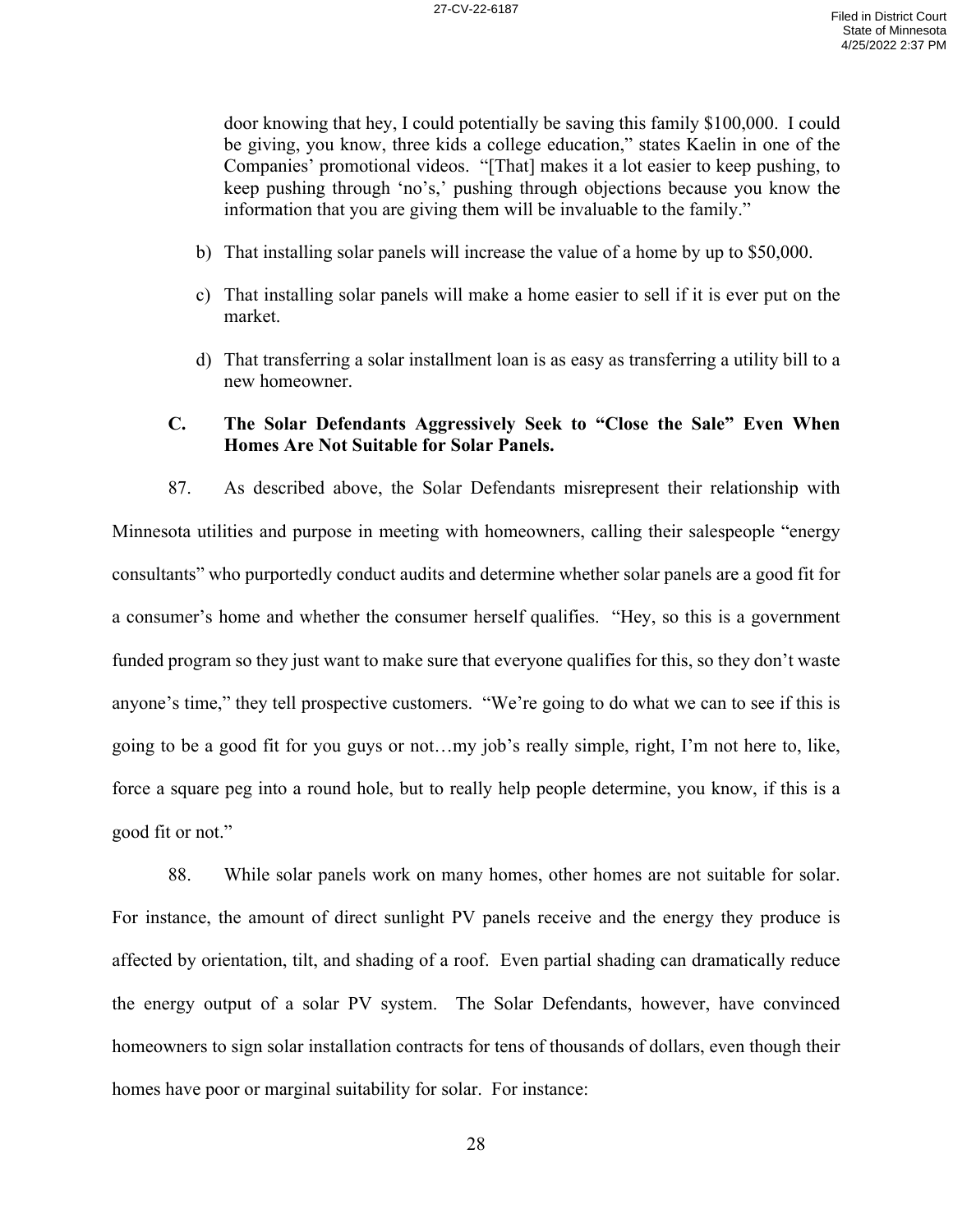door knowing that hey, I could potentially be saving this family $100,000. I could be giving, you know, three kids a college education," states Kaelin in one of the Companies' promotional videos. "[That] makes it a lot easier to keep pushing, to keep pushing through 'no's,' pushing through objections because you know the information that you are giving them will be invaluable to the family."

b) That installing solar panels will increase the value of a home by up to $50,000.

c) That installing solar panels will make a home easier to sell if it is ever put on the market.

d) That transferring a solar installment loan is as easy as transferring a utility bill to a new homeowner.

### C. The Solar Defendants Aggressively Seek to "Close the Sale" Even When Homes Are Not Suitable for Solar Panels.

87. As described above, the Solar Defendants misrepresent their relationship with Minnesota utilities and purpose in meeting with homeowners, calling their salespeople "energy consultants" who purportedly conduct audits and determine whether solar panels are a good fit for a consumer's home and whether the consumer herself qualifies. "Hey, so this is a government funded program so they just want to make sure that everyone qualifies for this, so they don't waste anyone's time," they tell prospective customers. "We're going to do what we can to see if this is going to be a good fit for you guys or not…my job's really simple, right, I'm not here to, like, force a square peg into a round hole, but to really help people determine, you know, if this is a good fit or not."

88. While solar panels work on many homes, other homes are not suitable for solar. For instance, the amount of direct sunlight PV panels receive and the energy they produce is affected by orientation, tilt, and shading of a roof. Even partial shading can dramatically reduce the energy output of a solar PV system. The Solar Defendants, however, have convinced homeowners to sign solar installation contracts for tens of thousands of dollars, even though their homes have poor or marginal suitability for solar. For instance: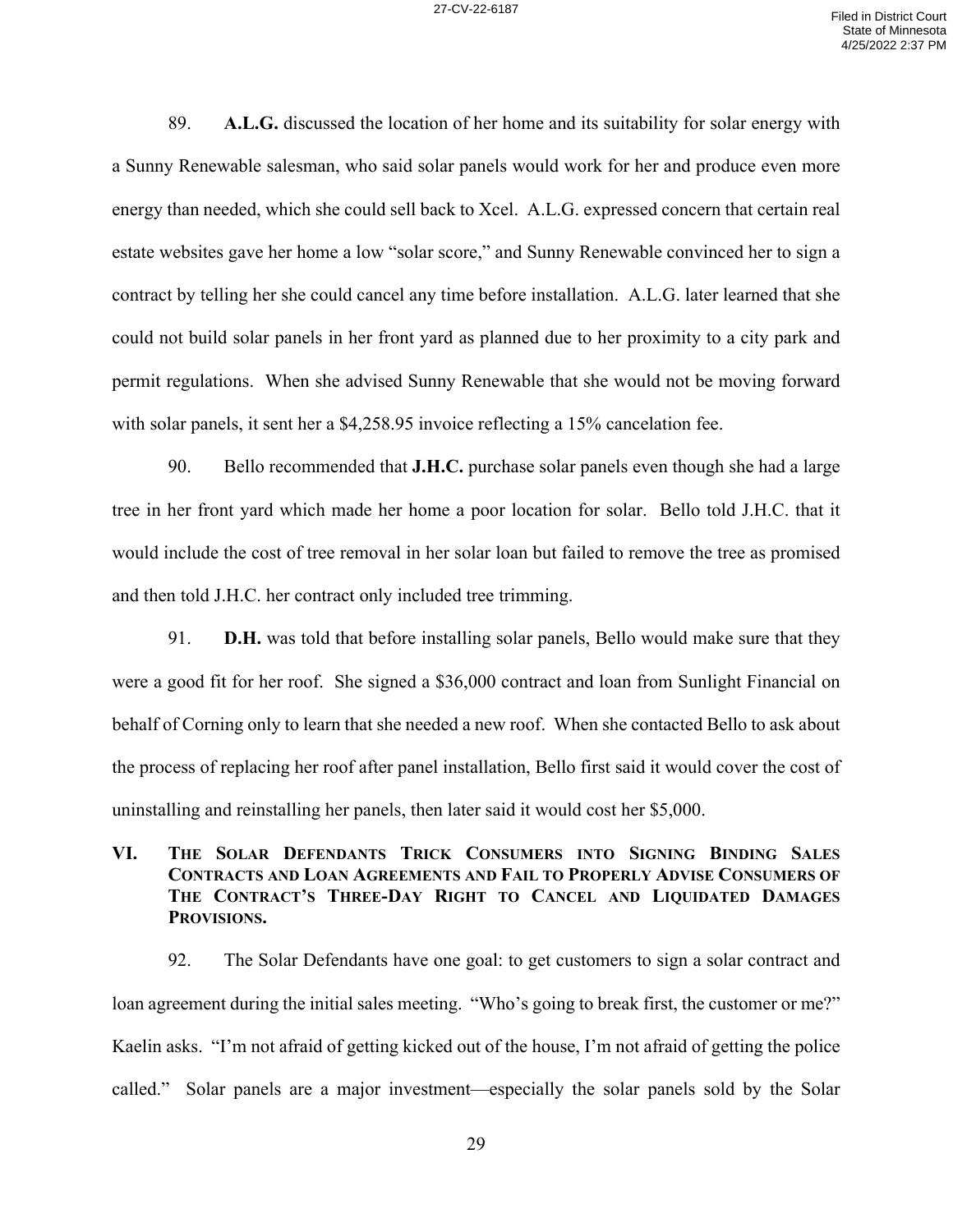89. **A.L.G.** discussed the location of her home and its suitability for solar energy with a Sunny Renewable salesman, who said solar panels would work for her and produce even more energy than needed, which she could sell back to Xcel. A.L.G. expressed concern that certain real estate websites gave her home a low "solar score," and Sunny Renewable convinced her to sign a contract by telling her she could cancel any time before installation. A.L.G. later learned that she could not build solar panels in her front yard as planned due to her proximity to a city park and permit regulations. When she advised Sunny Renewable that she would not be moving forward with solar panels, it sent her a $4,258.95 invoice reflecting a 15% cancelation fee.

90. Bello recommended that **J.H.C.** purchase solar panels even though she had a large tree in her front yard which made her home a poor location for solar. Bello told J.H.C. that it would include the cost of tree removal in her solar loan but failed to remove the tree as promised and then told J.H.C. her contract only included tree trimming.

91. **D.H.** was told that before installing solar panels, Bello would make sure that they were a good fit for her roof. She signed a $36,000 contract and loan from Sunlight Financial on behalf of Corning only to learn that she needed a new roof. When she contacted Bello to ask about the process of replacing her roof after panel installation, Bello first said it would cover the cost of uninstalling and reinstalling her panels, then later said it would cost her $5,000.

## VI. The Solar Defendants Trick Consumers into Signing Binding Sales Contracts and Loan Agreements and Fail to Properly Advise Consumers of the Contract's Three-Day Right to Cancel and Liquidated Damages Provisions.

92. The Solar Defendants have one goal: to get customers to sign a solar contract and loan agreement during the initial sales meeting. "Who's going to break first, the customer or me?" Kaelin asks. "I'm not afraid of getting kicked out of the house, I'm not afraid of getting the police called." Solar panels are a major investment—especially the solar panels sold by the Solar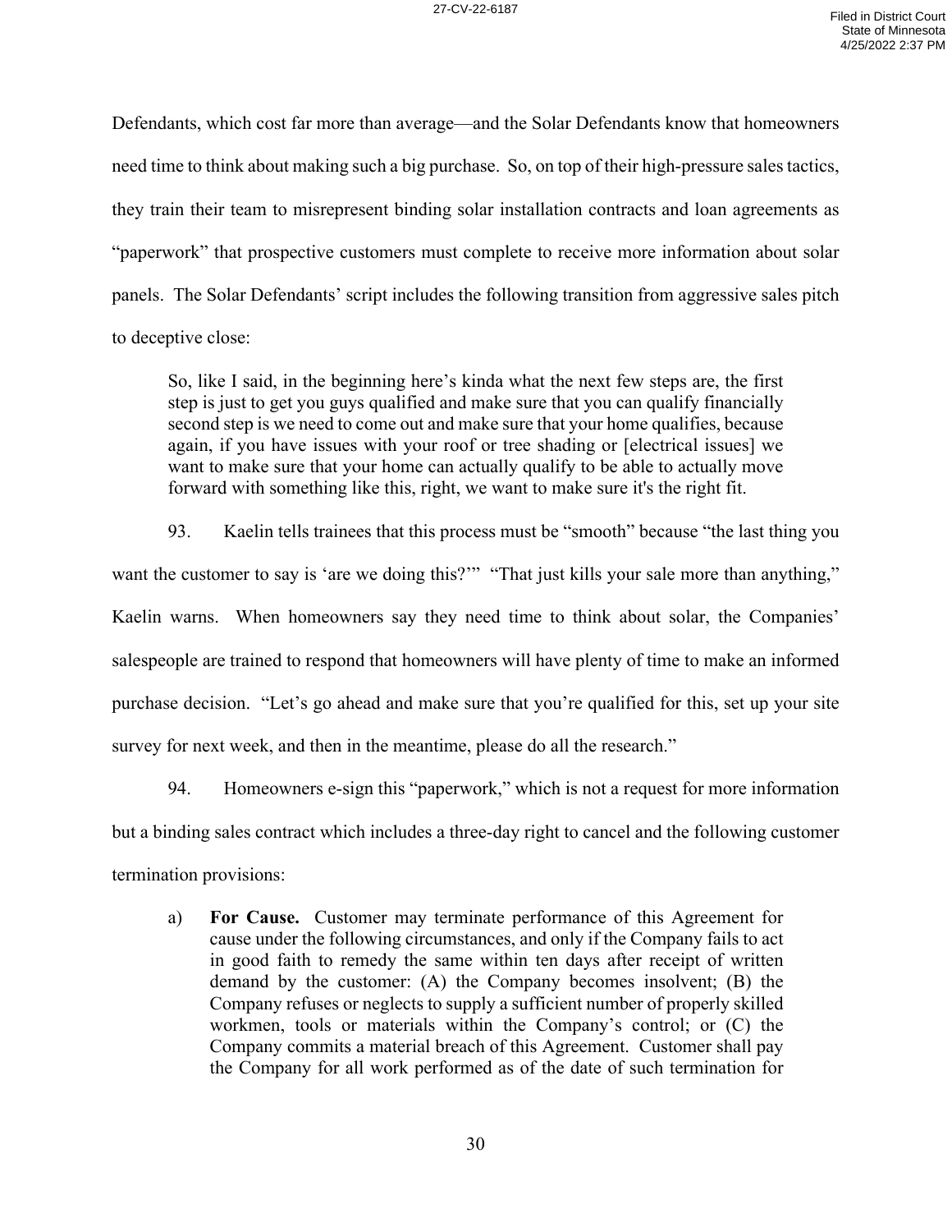Defendants, which cost far more than average—and the Solar Defendants know that homeowners need time to think about making such a big purchase. So, on top of their high-pressure sales tactics, they train their team to misrepresent binding solar installation contracts and loan agreements as "paperwork" that prospective customers must complete to receive more information about solar panels. The Solar Defendants' script includes the following transition from aggressive sales pitch to deceptive close:

> So, like I said, in the beginning here's kinda what the next few steps are, the first step is just to get you guys qualified and make sure that you can qualify financially second step is we need to come out and make sure that your home qualifies, because again, if you have issues with your roof or tree shading or [electrical issues] we want to make sure that your home can actually qualify to be able to actually move forward with something like this, right, we want to make sure it's the right fit.

93. Kaelin tells trainees that this process must be "smooth" because "the last thing you want the customer to say is 'are we doing this?'" "That just kills your sale more than anything," Kaelin warns. When homeowners say they need time to think about solar, the Companies' salespeople are trained to respond that homeowners will have plenty of time to make an informed purchase decision. "Let's go ahead and make sure that you're qualified for this, set up your site survey for next week, and then in the meantime, please do all the research."

94. Homeowners e-sign this "paperwork," which is not a request for more information but a binding sales contract which includes a three-day right to cancel and the following customer termination provisions:

> a) **For Cause.** Customer may terminate performance of this Agreement for cause under the following circumstances, and only if the Company fails to act in good faith to remedy the same within ten days after receipt of written demand by the customer: (A) the Company becomes insolvent; (B) the Company refuses or neglects to supply a sufficient number of properly skilled workmen, tools or materials within the Company's control; or (C) the Company commits a material breach of this Agreement. Customer shall pay the Company for all work performed as of the date of such termination for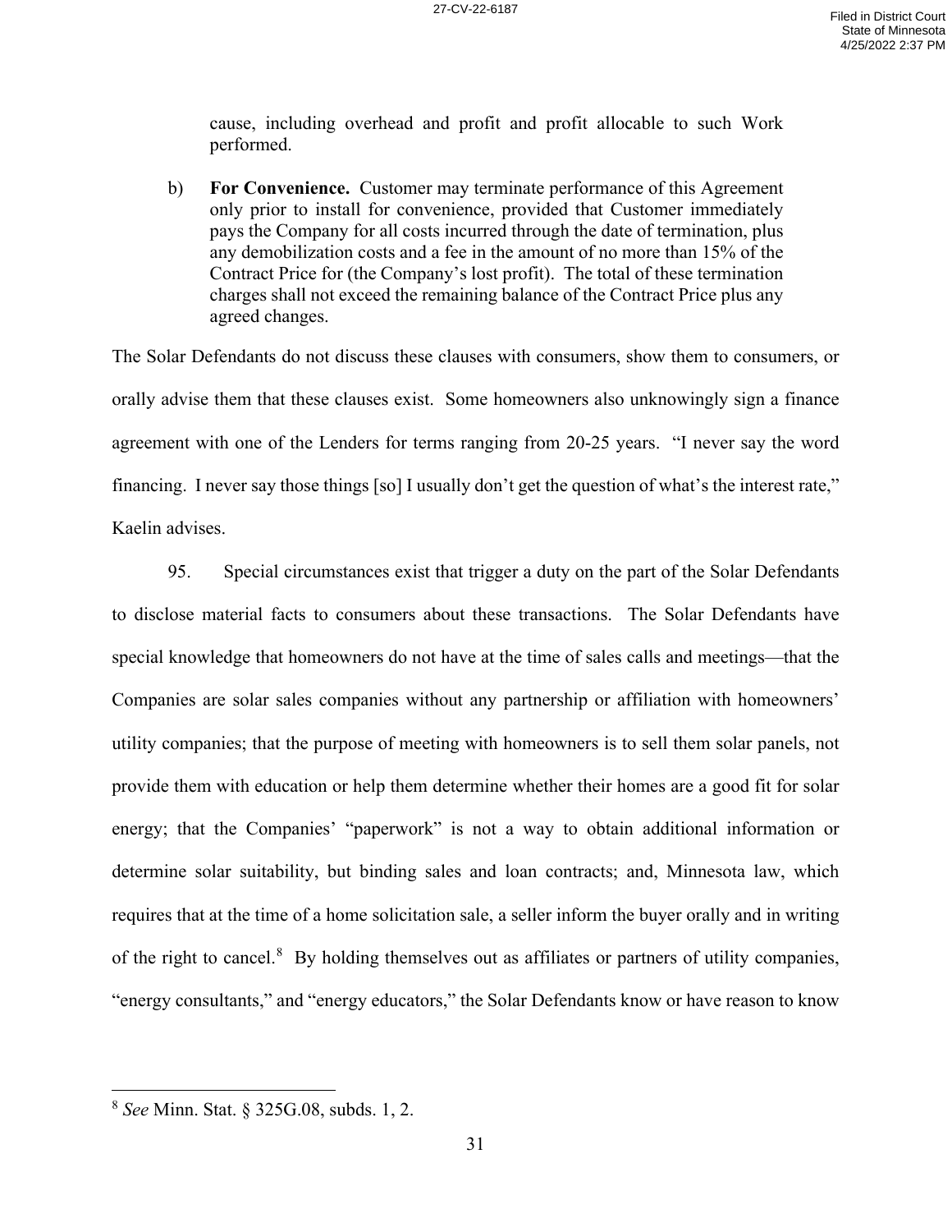cause, including overhead and profit and profit allocable to such Work performed.

b) **For Convenience.** Customer may terminate performance of this Agreement only prior to install for convenience, provided that Customer immediately pays the Company for all costs incurred through the date of termination, plus any demobilization costs and a fee in the amount of no more than 15% of the Contract Price for (the Company's lost profit). The total of these termination charges shall not exceed the remaining balance of the Contract Price plus any agreed changes.

The Solar Defendants do not discuss these clauses with consumers, show them to consumers, or orally advise them that these clauses exist. Some homeowners also unknowingly sign a finance agreement with one of the Lenders for terms ranging from 20-25 years. "I never say the word financing. I never say those things [so] I usually don't get the question of what's the interest rate," Kaelin advises.

95. Special circumstances exist that trigger a duty on the part of the Solar Defendants to disclose material facts to consumers about these transactions. The Solar Defendants have special knowledge that homeowners do not have at the time of sales calls and meetings—that the Companies are solar sales companies without any partnership or affiliation with homeowners' utility companies; that the purpose of meeting with homeowners is to sell them solar panels, not provide them with education or help them determine whether their homes are a good fit for solar energy; that the Companies' "paperwork" is not a way to obtain additional information or determine solar suitability, but binding sales and loan contracts; and, Minnesota law, which requires that at the time of a home solicitation sale, a seller inform the buyer orally and in writing of the right to cancel.[8] By holding themselves out as affiliates or partners of utility companies, "energy consultants," and "energy educators," the Solar Defendants know or have reason to know

[8] *See* Minn. Stat. § 325G.08, subds. 1, 2.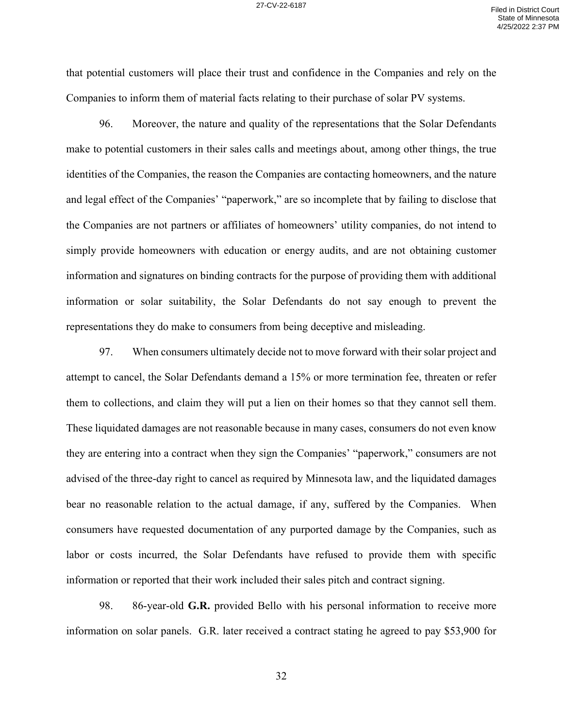that potential customers will place their trust and confidence in the Companies and rely on the Companies to inform them of material facts relating to their purchase of solar PV systems.

96. Moreover, the nature and quality of the representations that the Solar Defendants make to potential customers in their sales calls and meetings about, among other things, the true identities of the Companies, the reason the Companies are contacting homeowners, and the nature and legal effect of the Companies' "paperwork," are so incomplete that by failing to disclose that the Companies are not partners or affiliates of homeowners' utility companies, do not intend to simply provide homeowners with education or energy audits, and are not obtaining customer information and signatures on binding contracts for the purpose of providing them with additional information or solar suitability, the Solar Defendants do not say enough to prevent the representations they do make to consumers from being deceptive and misleading.

97. When consumers ultimately decide not to move forward with their solar project and attempt to cancel, the Solar Defendants demand a 15% or more termination fee, threaten or refer them to collections, and claim they will put a lien on their homes so that they cannot sell them. These liquidated damages are not reasonable because in many cases, consumers do not even know they are entering into a contract when they sign the Companies' "paperwork," consumers are not advised of the three-day right to cancel as required by Minnesota law, and the liquidated damages bear no reasonable relation to the actual damage, if any, suffered by the Companies. When consumers have requested documentation of any purported damage by the Companies, such as labor or costs incurred, the Solar Defendants have refused to provide them with specific information or reported that their work included their sales pitch and contract signing.

98. 86-year-old **G.R.** provided Bello with his personal information to receive more information on solar panels. G.R. later received a contract stating he agreed to pay $53,900 for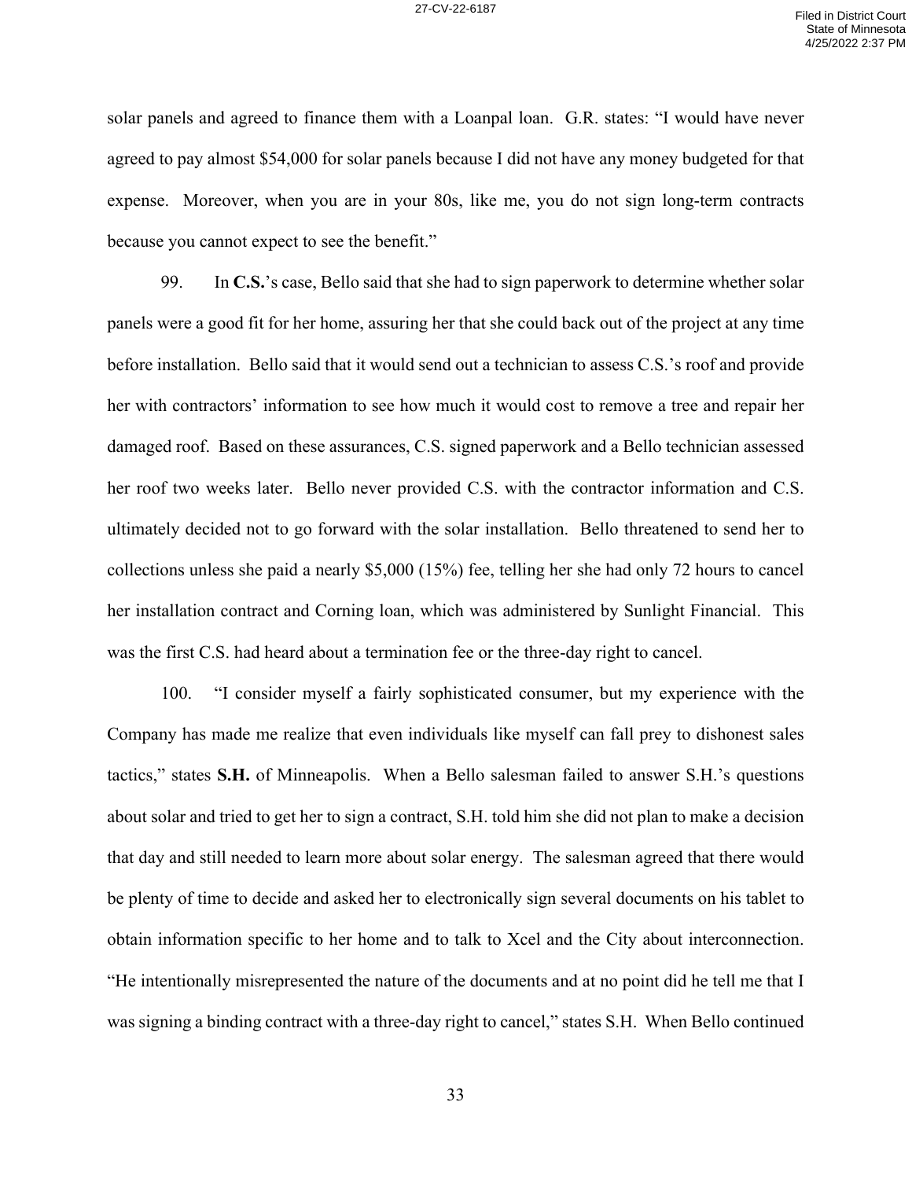solar panels and agreed to finance them with a Loanpal loan. G.R. states: "I would have never agreed to pay almost $54,000 for solar panels because I did not have any money budgeted for that expense. Moreover, when you are in your 80s, like me, you do not sign long-term contracts because you cannot expect to see the benefit."

99. In **C.S.**'s case, Bello said that she had to sign paperwork to determine whether solar panels were a good fit for her home, assuring her that she could back out of the project at any time before installation. Bello said that it would send out a technician to assess C.S.'s roof and provide her with contractors' information to see how much it would cost to remove a tree and repair her damaged roof. Based on these assurances, C.S. signed paperwork and a Bello technician assessed her roof two weeks later. Bello never provided C.S. with the contractor information and C.S. ultimately decided not to go forward with the solar installation. Bello threatened to send her to collections unless she paid a nearly $5,000 (15%) fee, telling her she had only 72 hours to cancel her installation contract and Corning loan, which was administered by Sunlight Financial. This was the first C.S. had heard about a termination fee or the three-day right to cancel.

100. "I consider myself a fairly sophisticated consumer, but my experience with the Company has made me realize that even individuals like myself can fall prey to dishonest sales tactics," states **S.H.** of Minneapolis. When a Bello salesman failed to answer S.H.'s questions about solar and tried to get her to sign a contract, S.H. told him she did not plan to make a decision that day and still needed to learn more about solar energy. The salesman agreed that there would be plenty of time to decide and asked her to electronically sign several documents on his tablet to obtain information specific to her home and to talk to Xcel and the City about interconnection. "He intentionally misrepresented the nature of the documents and at no point did he tell me that I was signing a binding contract with a three-day right to cancel," states S.H. When Bello continued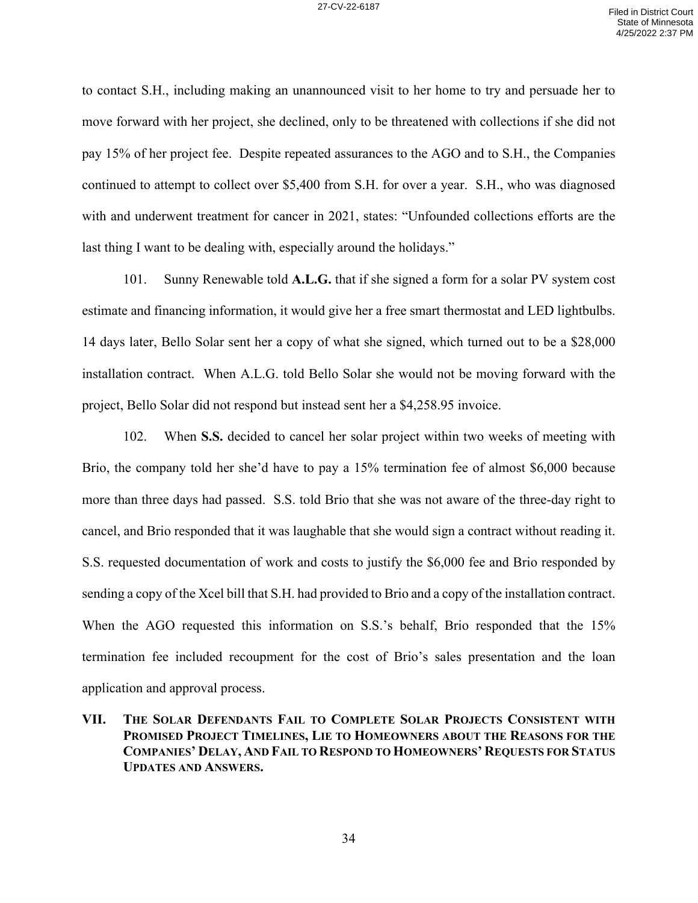to contact S.H., including making an unannounced visit to her home to try and persuade her to move forward with her project, she declined, only to be threatened with collections if she did not pay 15% of her project fee. Despite repeated assurances to the AGO and to S.H., the Companies continued to attempt to collect over $5,400 from S.H. for over a year. S.H., who was diagnosed with and underwent treatment for cancer in 2021, states: "Unfounded collections efforts are the last thing I want to be dealing with, especially around the holidays."

101. Sunny Renewable told **A.L.G.** that if she signed a form for a solar PV system cost estimate and financing information, it would give her a free smart thermostat and LED lightbulbs. 14 days later, Bello Solar sent her a copy of what she signed, which turned out to be a $28,000 installation contract. When A.L.G. told Bello Solar she would not be moving forward with the project, Bello Solar did not respond but instead sent her a $4,258.95 invoice.

102. When **S.S.** decided to cancel her solar project within two weeks of meeting with Brio, the company told her she'd have to pay a 15% termination fee of almost $6,000 because more than three days had passed. S.S. told Brio that she was not aware of the three-day right to cancel, and Brio responded that it was laughable that she would sign a contract without reading it. S.S. requested documentation of work and costs to justify the $6,000 fee and Brio responded by sending a copy of the Xcel bill that S.H. had provided to Brio and a copy of the installation contract. When the AGO requested this information on S.S.'s behalf, Brio responded that the 15% termination fee included recoupment for the cost of Brio's sales presentation and the loan application and approval process.

## VII. The Solar Defendants Fail to Complete Solar Projects Consistent with Promised Project Timelines, Lie to Homeowners about the Reasons for the Companies' Delay, And Fail to Respond to Homeowners' Requests for Status Updates and Answers.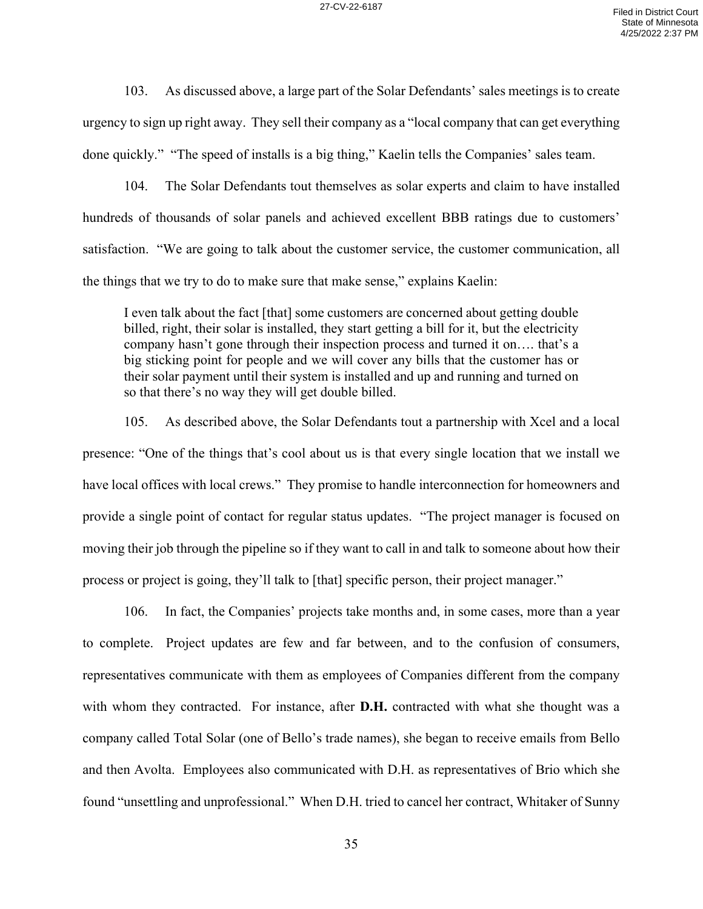103. As discussed above, a large part of the Solar Defendants' sales meetings is to create urgency to sign up right away. They sell their company as a "local company that can get everything done quickly." "The speed of installs is a big thing," Kaelin tells the Companies' sales team.

104. The Solar Defendants tout themselves as solar experts and claim to have installed hundreds of thousands of solar panels and achieved excellent BBB ratings due to customers' satisfaction. "We are going to talk about the customer service, the customer communication, all the things that we try to do to make sure that make sense," explains Kaelin:

> I even talk about the fact [that] some customers are concerned about getting double billed, right, their solar is installed, they start getting a bill for it, but the electricity company hasn't gone through their inspection process and turned it on…. that's a big sticking point for people and we will cover any bills that the customer has or their solar payment until their system is installed and up and running and turned on so that there's no way they will get double billed.

105. As described above, the Solar Defendants tout a partnership with Xcel and a local presence: "One of the things that's cool about us is that every single location that we install we have local offices with local crews." They promise to handle interconnection for homeowners and provide a single point of contact for regular status updates. "The project manager is focused on moving their job through the pipeline so if they want to call in and talk to someone about how their process or project is going, they'll talk to [that] specific person, their project manager."

106. In fact, the Companies' projects take months and, in some cases, more than a year to complete. Project updates are few and far between, and to the confusion of consumers, representatives communicate with them as employees of Companies different from the company with whom they contracted. For instance, after **D.H.** contracted with what she thought was a company called Total Solar (one of Bello's trade names), she began to receive emails from Bello and then Avolta. Employees also communicated with D.H. as representatives of Brio which she found "unsettling and unprofessional." When D.H. tried to cancel her contract, Whitaker of Sunny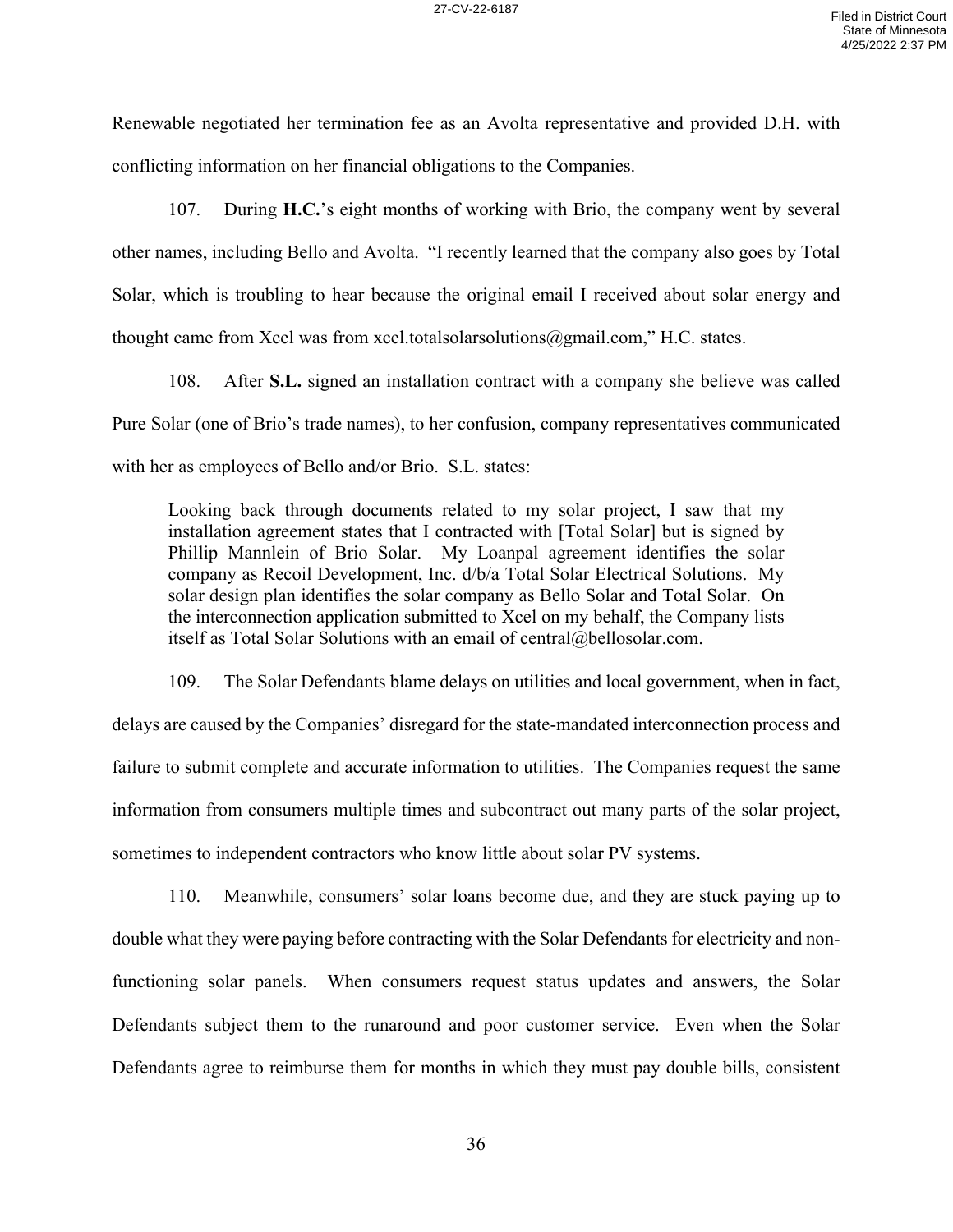Renewable negotiated her termination fee as an Avolta representative and provided D.H. with conflicting information on her financial obligations to the Companies.

107. During **H.C.**'s eight months of working with Brio, the company went by several other names, including Bello and Avolta. "I recently learned that the company also goes by Total Solar, which is troubling to hear because the original email I received about solar energy and thought came from Xcel was from xcel.totalsolarsolutions@gmail.com," H.C. states.

108. After **S.L.** signed an installation contract with a company she believe was called Pure Solar (one of Brio's trade names), to her confusion, company representatives communicated with her as employees of Bello and/or Brio. S.L. states:

> Looking back through documents related to my solar project, I saw that my installation agreement states that I contracted with [Total Solar] but is signed by Phillip Mannlein of Brio Solar. My Loanpal agreement identifies the solar company as Recoil Development, Inc. d/b/a Total Solar Electrical Solutions. My solar design plan identifies the solar company as Bello Solar and Total Solar. On the interconnection application submitted to Xcel on my behalf, the Company lists itself as Total Solar Solutions with an email of central@bellosolar.com.

109. The Solar Defendants blame delays on utilities and local government, when in fact, delays are caused by the Companies' disregard for the state-mandated interconnection process and failure to submit complete and accurate information to utilities. The Companies request the same information from consumers multiple times and subcontract out many parts of the solar project, sometimes to independent contractors who know little about solar PV systems.

110. Meanwhile, consumers' solar loans become due, and they are stuck paying up to double what they were paying before contracting with the Solar Defendants for electricity and non-functioning solar panels. When consumers request status updates and answers, the Solar Defendants subject them to the runaround and poor customer service. Even when the Solar Defendants agree to reimburse them for months in which they must pay double bills, consistent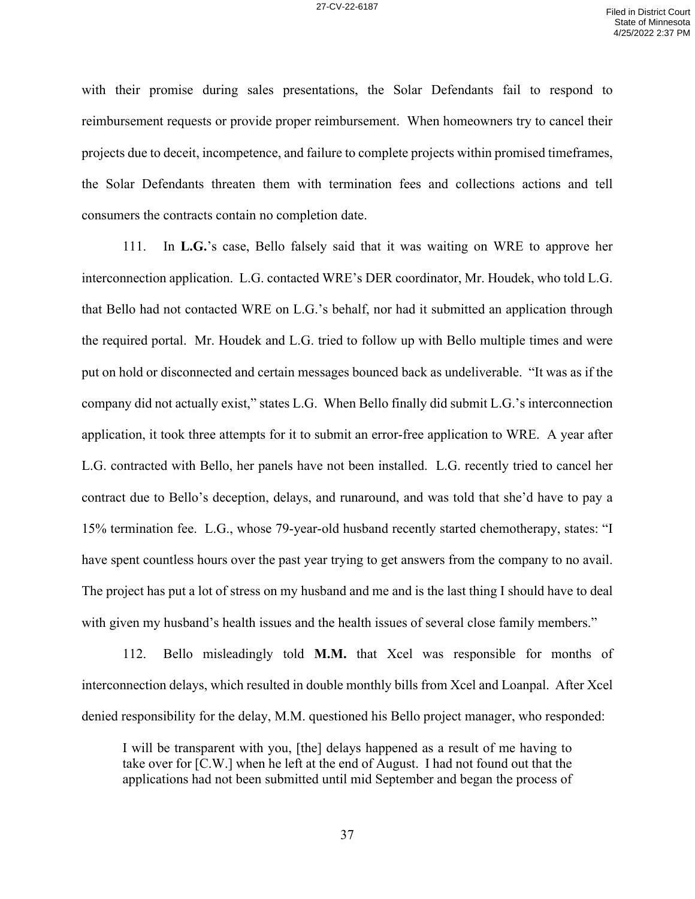with their promise during sales presentations, the Solar Defendants fail to respond to reimbursement requests or provide proper reimbursement. When homeowners try to cancel their projects due to deceit, incompetence, and failure to complete projects within promised timeframes, the Solar Defendants threaten them with termination fees and collections actions and tell consumers the contracts contain no completion date.

111. In **L.G.**'s case, Bello falsely said that it was waiting on WRE to approve her interconnection application. L.G. contacted WRE's DER coordinator, Mr. Houdek, who told L.G. that Bello had not contacted WRE on L.G.'s behalf, nor had it submitted an application through the required portal. Mr. Houdek and L.G. tried to follow up with Bello multiple times and were put on hold or disconnected and certain messages bounced back as undeliverable. "It was as if the company did not actually exist," states L.G. When Bello finally did submit L.G.'s interconnection application, it took three attempts for it to submit an error-free application to WRE. A year after L.G. contracted with Bello, her panels have not been installed. L.G. recently tried to cancel her contract due to Bello's deception, delays, and runaround, and was told that she'd have to pay a 15% termination fee. L.G., whose 79-year-old husband recently started chemotherapy, states: "I have spent countless hours over the past year trying to get answers from the company to no avail. The project has put a lot of stress on my husband and me and is the last thing I should have to deal with given my husband's health issues and the health issues of several close family members."

112. Bello misleadingly told **M.M.** that Xcel was responsible for months of interconnection delays, which resulted in double monthly bills from Xcel and Loanpal. After Xcel denied responsibility for the delay, M.M. questioned his Bello project manager, who responded:

> I will be transparent with you, [the] delays happened as a result of me having to take over for [C.W.] when he left at the end of August. I had not found out that the applications had not been submitted until mid September and began the process of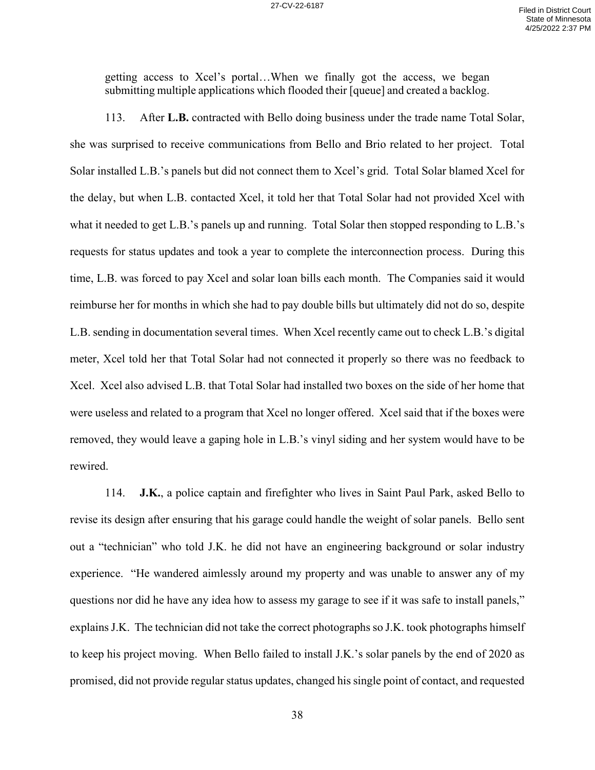> getting access to Xcel's portal…When we finally got the access, we began submitting multiple applications which flooded their [queue] and created a backlog.

113. After **L.B.** contracted with Bello doing business under the trade name Total Solar, she was surprised to receive communications from Bello and Brio related to her project. Total Solar installed L.B.'s panels but did not connect them to Xcel's grid. Total Solar blamed Xcel for the delay, but when L.B. contacted Xcel, it told her that Total Solar had not provided Xcel with what it needed to get L.B.'s panels up and running. Total Solar then stopped responding to L.B.'s requests for status updates and took a year to complete the interconnection process. During this time, L.B. was forced to pay Xcel and solar loan bills each month. The Companies said it would reimburse her for months in which she had to pay double bills but ultimately did not do so, despite L.B. sending in documentation several times. When Xcel recently came out to check L.B.'s digital meter, Xcel told her that Total Solar had not connected it properly so there was no feedback to Xcel. Xcel also advised L.B. that Total Solar had installed two boxes on the side of her home that were useless and related to a program that Xcel no longer offered. Xcel said that if the boxes were removed, they would leave a gaping hole in L.B.'s vinyl siding and her system would have to be rewired.

114. **J.K.**, a police captain and firefighter who lives in Saint Paul Park, asked Bello to revise its design after ensuring that his garage could handle the weight of solar panels. Bello sent out a "technician" who told J.K. he did not have an engineering background or solar industry experience. "He wandered aimlessly around my property and was unable to answer any of my questions nor did he have any idea how to assess my garage to see if it was safe to install panels," explains J.K. The technician did not take the correct photographs so J.K. took photographs himself to keep his project moving. When Bello failed to install J.K.'s solar panels by the end of 2020 as promised, did not provide regular status updates, changed his single point of contact, and requested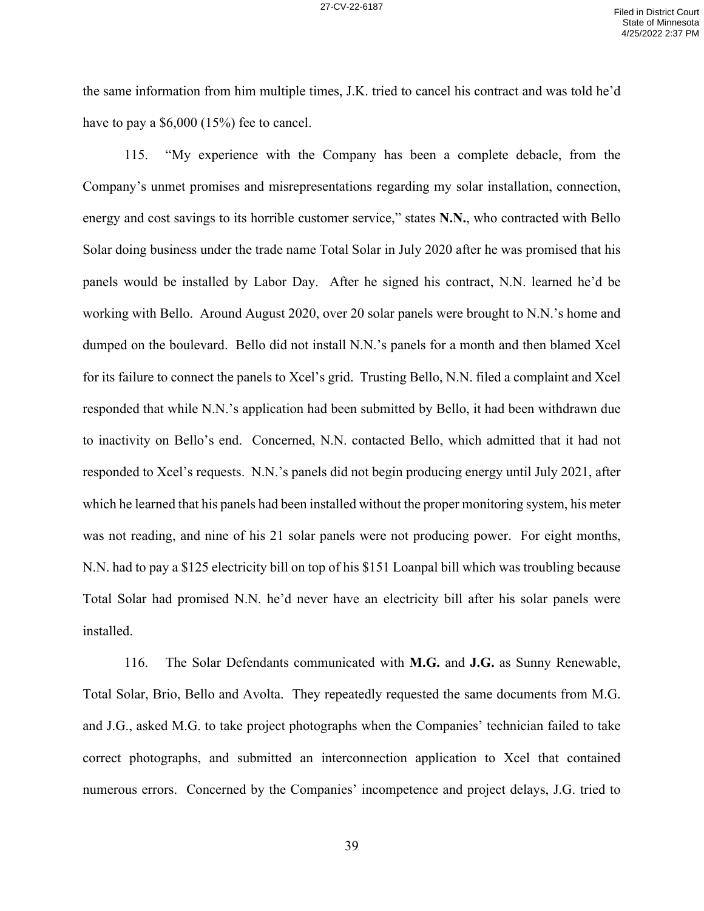the same information from him multiple times, J.K. tried to cancel his contract and was told he'd have to pay a $6,000 (15%) fee to cancel.

115. "My experience with the Company has been a complete debacle, from the Company's unmet promises and misrepresentations regarding my solar installation, connection, energy and cost savings to its horrible customer service," states **N.N.**, who contracted with Bello Solar doing business under the trade name Total Solar in July 2020 after he was promised that his panels would be installed by Labor Day. After he signed his contract, N.N. learned he'd be working with Bello. Around August 2020, over 20 solar panels were brought to N.N.'s home and dumped on the boulevard. Bello did not install N.N.'s panels for a month and then blamed Xcel for its failure to connect the panels to Xcel's grid. Trusting Bello, N.N. filed a complaint and Xcel responded that while N.N.'s application had been submitted by Bello, it had been withdrawn due to inactivity on Bello's end. Concerned, N.N. contacted Bello, which admitted that it had not responded to Xcel's requests. N.N.'s panels did not begin producing energy until July 2021, after which he learned that his panels had been installed without the proper monitoring system, his meter was not reading, and nine of his 21 solar panels were not producing power. For eight months, N.N. had to pay a $125 electricity bill on top of his $151 Loanpal bill which was troubling because Total Solar had promised N.N. he'd never have an electricity bill after his solar panels were installed.

116. The Solar Defendants communicated with **M.G.** and **J.G.** as Sunny Renewable, Total Solar, Brio, Bello and Avolta. They repeatedly requested the same documents from M.G. and J.G., asked M.G. to take project photographs when the Companies' technician failed to take correct photographs, and submitted an interconnection application to Xcel that contained numerous errors. Concerned by the Companies' incompetence and project delays, J.G. tried to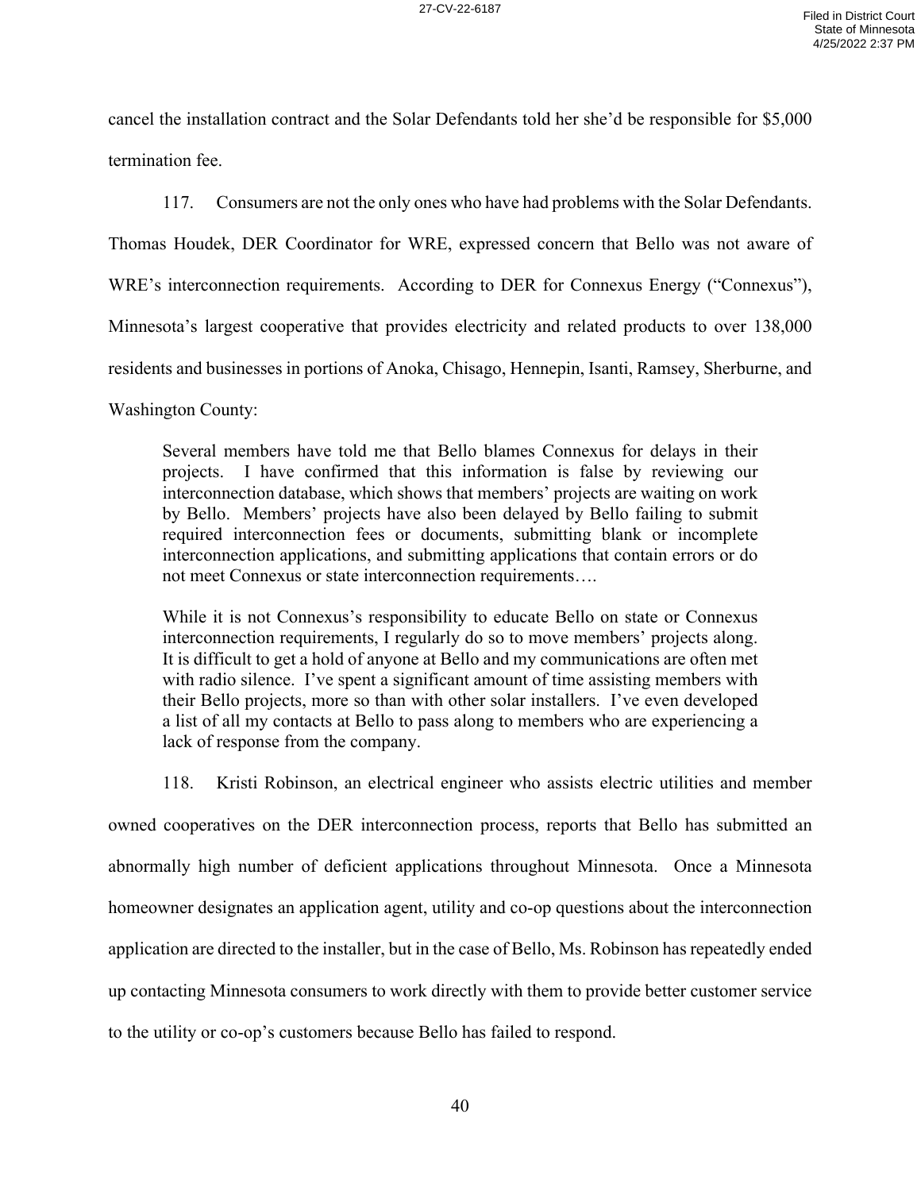cancel the installation contract and the Solar Defendants told her she'd be responsible for $5,000 termination fee.

117. Consumers are not the only ones who have had problems with the Solar Defendants. Thomas Houdek, DER Coordinator for WRE, expressed concern that Bello was not aware of WRE's interconnection requirements. According to DER for Connexus Energy ("Connexus"), Minnesota's largest cooperative that provides electricity and related products to over 138,000 residents and businesses in portions of Anoka, Chisago, Hennepin, Isanti, Ramsey, Sherburne, and Washington County:

> Several members have told me that Bello blames Connexus for delays in their projects. I have confirmed that this information is false by reviewing our interconnection database, which shows that members' projects are waiting on work by Bello. Members' projects have also been delayed by Bello failing to submit required interconnection fees or documents, submitting blank or incomplete interconnection applications, and submitting applications that contain errors or do not meet Connexus or state interconnection requirements….
>
> While it is not Connexus's responsibility to educate Bello on state or Connexus interconnection requirements, I regularly do so to move members' projects along. It is difficult to get a hold of anyone at Bello and my communications are often met with radio silence. I've spent a significant amount of time assisting members with their Bello projects, more so than with other solar installers. I've even developed a list of all my contacts at Bello to pass along to members who are experiencing a lack of response from the company.

118. Kristi Robinson, an electrical engineer who assists electric utilities and member owned cooperatives on the DER interconnection process, reports that Bello has submitted an abnormally high number of deficient applications throughout Minnesota. Once a Minnesota homeowner designates an application agent, utility and co-op questions about the interconnection application are directed to the installer, but in the case of Bello, Ms. Robinson has repeatedly ended up contacting Minnesota consumers to work directly with them to provide better customer service to the utility or co-op's customers because Bello has failed to respond.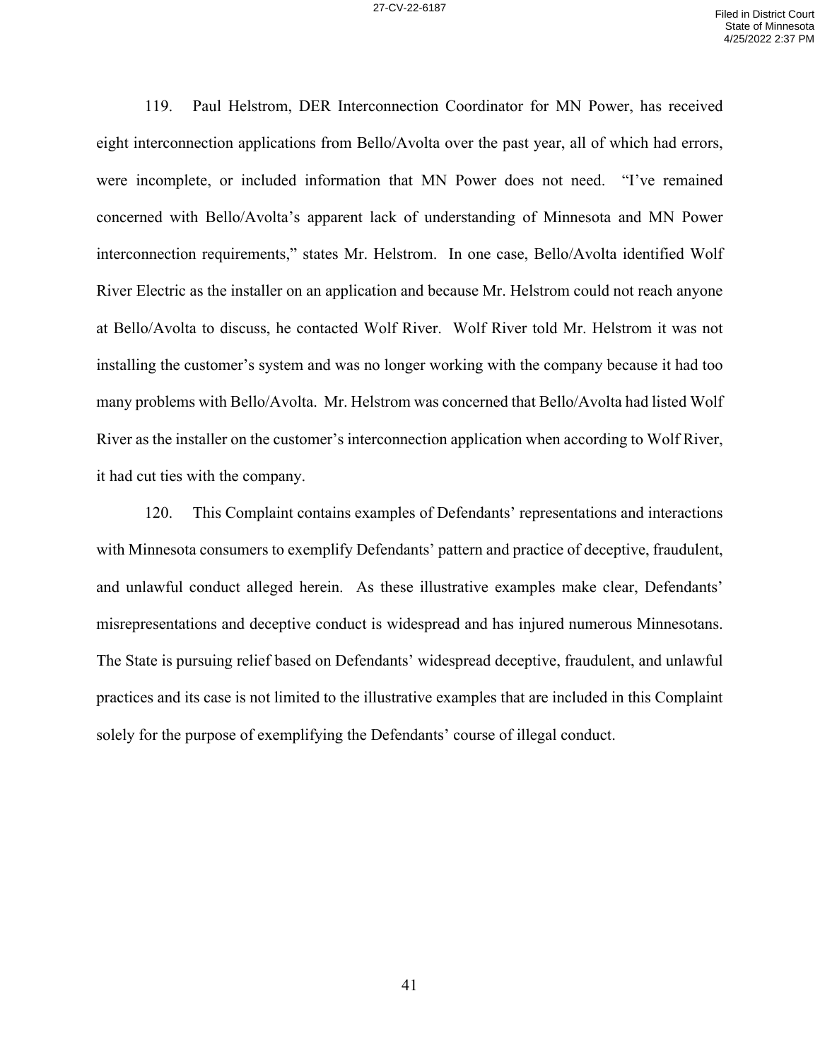119. Paul Helstrom, DER Interconnection Coordinator for MN Power, has received eight interconnection applications from Bello/Avolta over the past year, all of which had errors, were incomplete, or included information that MN Power does not need. "I've remained concerned with Bello/Avolta's apparent lack of understanding of Minnesota and MN Power interconnection requirements," states Mr. Helstrom. In one case, Bello/Avolta identified Wolf River Electric as the installer on an application and because Mr. Helstrom could not reach anyone at Bello/Avolta to discuss, he contacted Wolf River. Wolf River told Mr. Helstrom it was not installing the customer's system and was no longer working with the company because it had too many problems with Bello/Avolta. Mr. Helstrom was concerned that Bello/Avolta had listed Wolf River as the installer on the customer's interconnection application when according to Wolf River, it had cut ties with the company.

120. This Complaint contains examples of Defendants' representations and interactions with Minnesota consumers to exemplify Defendants' pattern and practice of deceptive, fraudulent, and unlawful conduct alleged herein. As these illustrative examples make clear, Defendants' misrepresentations and deceptive conduct is widespread and has injured numerous Minnesotans. The State is pursuing relief based on Defendants' widespread deceptive, fraudulent, and unlawful practices and its case is not limited to the illustrative examples that are included in this Complaint solely for the purpose of exemplifying the Defendants' course of illegal conduct.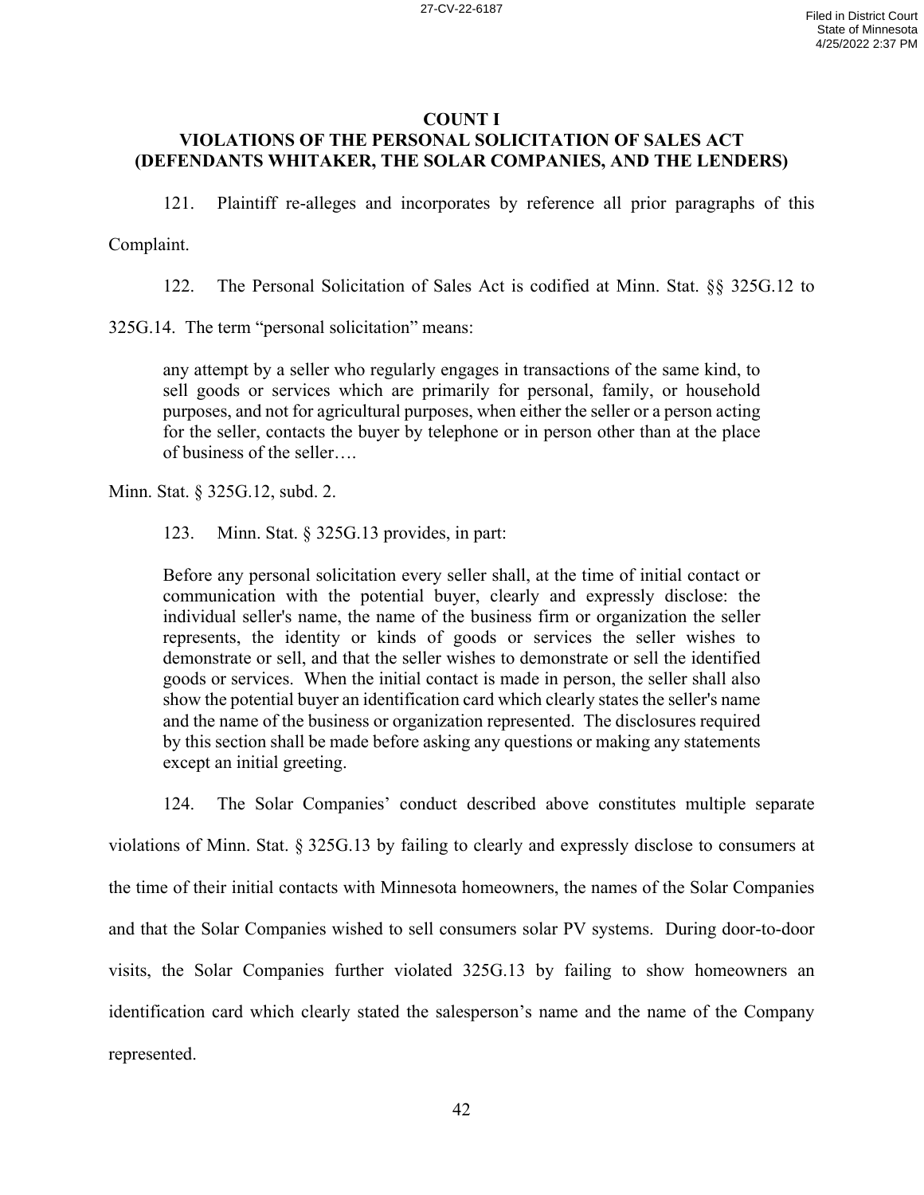## COUNT I
## VIOLATIONS OF THE PERSONAL SOLICITATION OF SALES ACT (DEFENDANTS WHITAKER, THE SOLAR COMPANIES, AND THE LENDERS)

121. Plaintiff re-alleges and incorporates by reference all prior paragraphs of this Complaint.

122. The Personal Solicitation of Sales Act is codified at Minn. Stat. §§ 325G.12 to 325G.14. The term "personal solicitation" means:

> any attempt by a seller who regularly engages in transactions of the same kind, to sell goods or services which are primarily for personal, family, or household purposes, and not for agricultural purposes, when either the seller or a person acting for the seller, contacts the buyer by telephone or in person other than at the place of business of the seller….

Minn. Stat. § 325G.12, subd. 2.

123. Minn. Stat. § 325G.13 provides, in part:

> Before any personal solicitation every seller shall, at the time of initial contact or communication with the potential buyer, clearly and expressly disclose: the individual seller's name, the name of the business firm or organization the seller represents, the identity or kinds of goods or services the seller wishes to demonstrate or sell, and that the seller wishes to demonstrate or sell the identified goods or services. When the initial contact is made in person, the seller shall also show the potential buyer an identification card which clearly states the seller's name and the name of the business or organization represented. The disclosures required by this section shall be made before asking any questions or making any statements except an initial greeting.

124. The Solar Companies' conduct described above constitutes multiple separate violations of Minn. Stat. § 325G.13 by failing to clearly and expressly disclose to consumers at the time of their initial contacts with Minnesota homeowners, the names of the Solar Companies and that the Solar Companies wished to sell consumers solar PV systems. During door-to-door visits, the Solar Companies further violated 325G.13 by failing to show homeowners an identification card which clearly stated the salesperson's name and the name of the Company represented.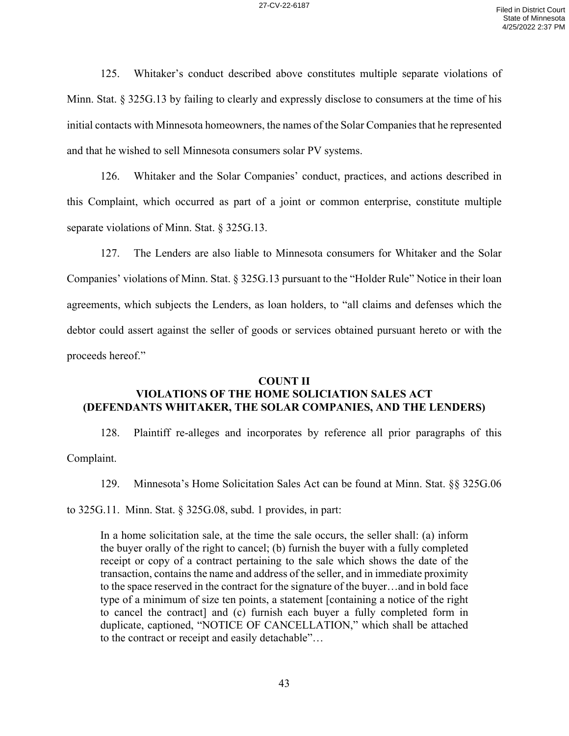125. Whitaker's conduct described above constitutes multiple separate violations of Minn. Stat. § 325G.13 by failing to clearly and expressly disclose to consumers at the time of his initial contacts with Minnesota homeowners, the names of the Solar Companies that he represented and that he wished to sell Minnesota consumers solar PV systems.

126. Whitaker and the Solar Companies' conduct, practices, and actions described in this Complaint, which occurred as part of a joint or common enterprise, constitute multiple separate violations of Minn. Stat. § 325G.13.

127. The Lenders are also liable to Minnesota consumers for Whitaker and the Solar Companies' violations of Minn. Stat. § 325G.13 pursuant to the "Holder Rule" Notice in their loan agreements, which subjects the Lenders, as loan holders, to "all claims and defenses which the debtor could assert against the seller of goods or services obtained pursuant hereto or with the proceeds hereof."

## COUNT II
## VIOLATIONS OF THE HOME SOLICIATION SALES ACT
## (DEFENDANTS WHITAKER, THE SOLAR COMPANIES, AND THE LENDERS)

128. Plaintiff re-alleges and incorporates by reference all prior paragraphs of this Complaint.

129. Minnesota's Home Solicitation Sales Act can be found at Minn. Stat. §§ 325G.06 to 325G.11. Minn. Stat. § 325G.08, subd. 1 provides, in part:

> In a home solicitation sale, at the time the sale occurs, the seller shall: (a) inform the buyer orally of the right to cancel; (b) furnish the buyer with a fully completed receipt or copy of a contract pertaining to the sale which shows the date of the transaction, contains the name and address of the seller, and in immediate proximity to the space reserved in the contract for the signature of the buyer…and in bold face type of a minimum of size ten points, a statement [containing a notice of the right to cancel the contract] and (c) furnish each buyer a fully completed form in duplicate, captioned, "NOTICE OF CANCELLATION," which shall be attached to the contract or receipt and easily detachable"…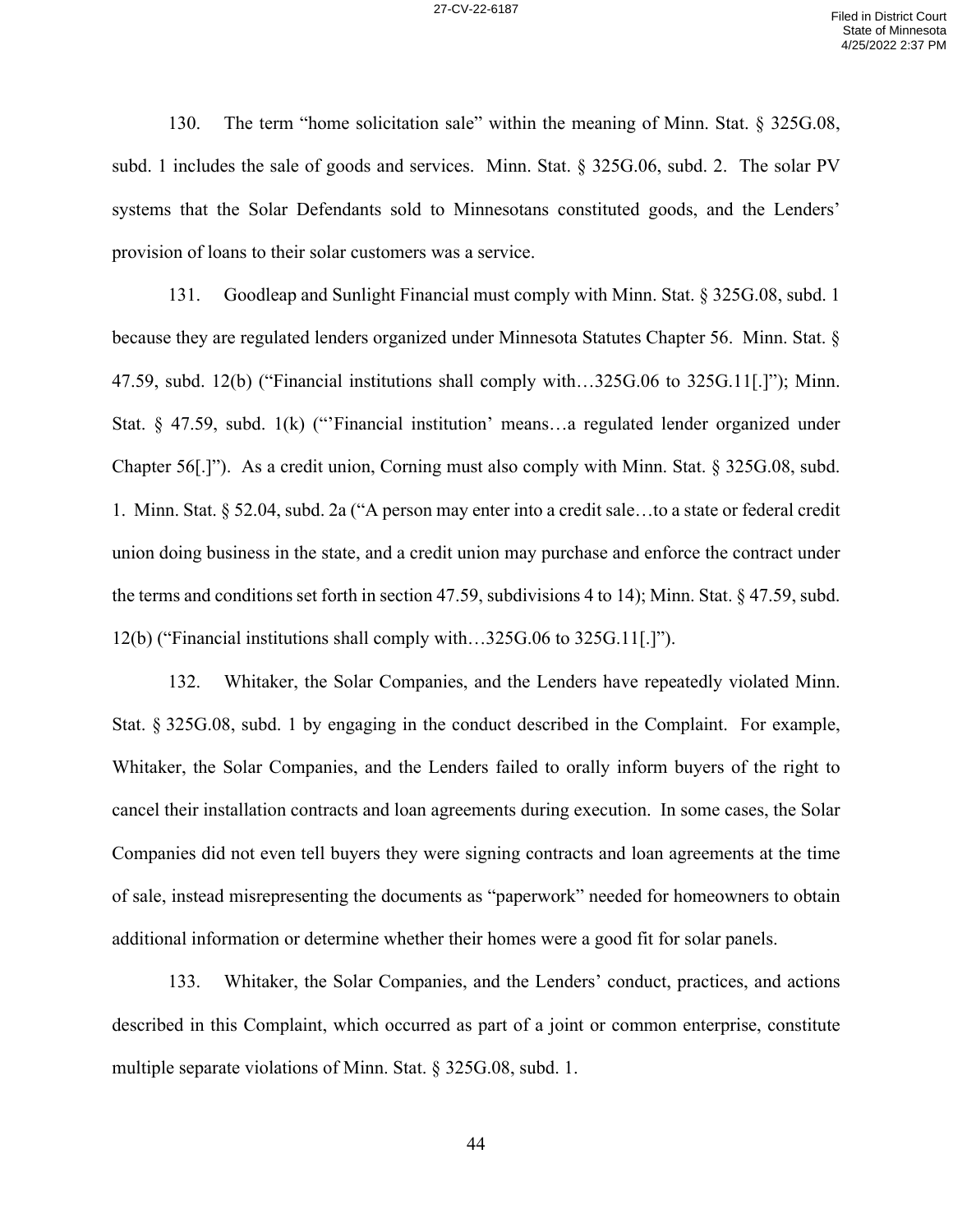130. The term "home solicitation sale" within the meaning of Minn. Stat. § 325G.08, subd. 1 includes the sale of goods and services. Minn. Stat. § 325G.06, subd. 2. The solar PV systems that the Solar Defendants sold to Minnesotans constituted goods, and the Lenders' provision of loans to their solar customers was a service.

131. Goodleap and Sunlight Financial must comply with Minn. Stat. § 325G.08, subd. 1 because they are regulated lenders organized under Minnesota Statutes Chapter 56. Minn. Stat. § 47.59, subd. 12(b) ("Financial institutions shall comply with…325G.06 to 325G.11[.]"); Minn. Stat. § 47.59, subd. 1(k) ("'Financial institution' means…a regulated lender organized under Chapter 56[.]"). As a credit union, Corning must also comply with Minn. Stat. § 325G.08, subd. 1. Minn. Stat. § 52.04, subd. 2a ("A person may enter into a credit sale…to a state or federal credit union doing business in the state, and a credit union may purchase and enforce the contract under the terms and conditions set forth in section 47.59, subdivisions 4 to 14); Minn. Stat. § 47.59, subd. 12(b) ("Financial institutions shall comply with…325G.06 to 325G.11[.]").

132. Whitaker, the Solar Companies, and the Lenders have repeatedly violated Minn. Stat. § 325G.08, subd. 1 by engaging in the conduct described in the Complaint. For example, Whitaker, the Solar Companies, and the Lenders failed to orally inform buyers of the right to cancel their installation contracts and loan agreements during execution. In some cases, the Solar Companies did not even tell buyers they were signing contracts and loan agreements at the time of sale, instead misrepresenting the documents as "paperwork" needed for homeowners to obtain additional information or determine whether their homes were a good fit for solar panels.

133. Whitaker, the Solar Companies, and the Lenders' conduct, practices, and actions described in this Complaint, which occurred as part of a joint or common enterprise, constitute multiple separate violations of Minn. Stat. § 325G.08, subd. 1.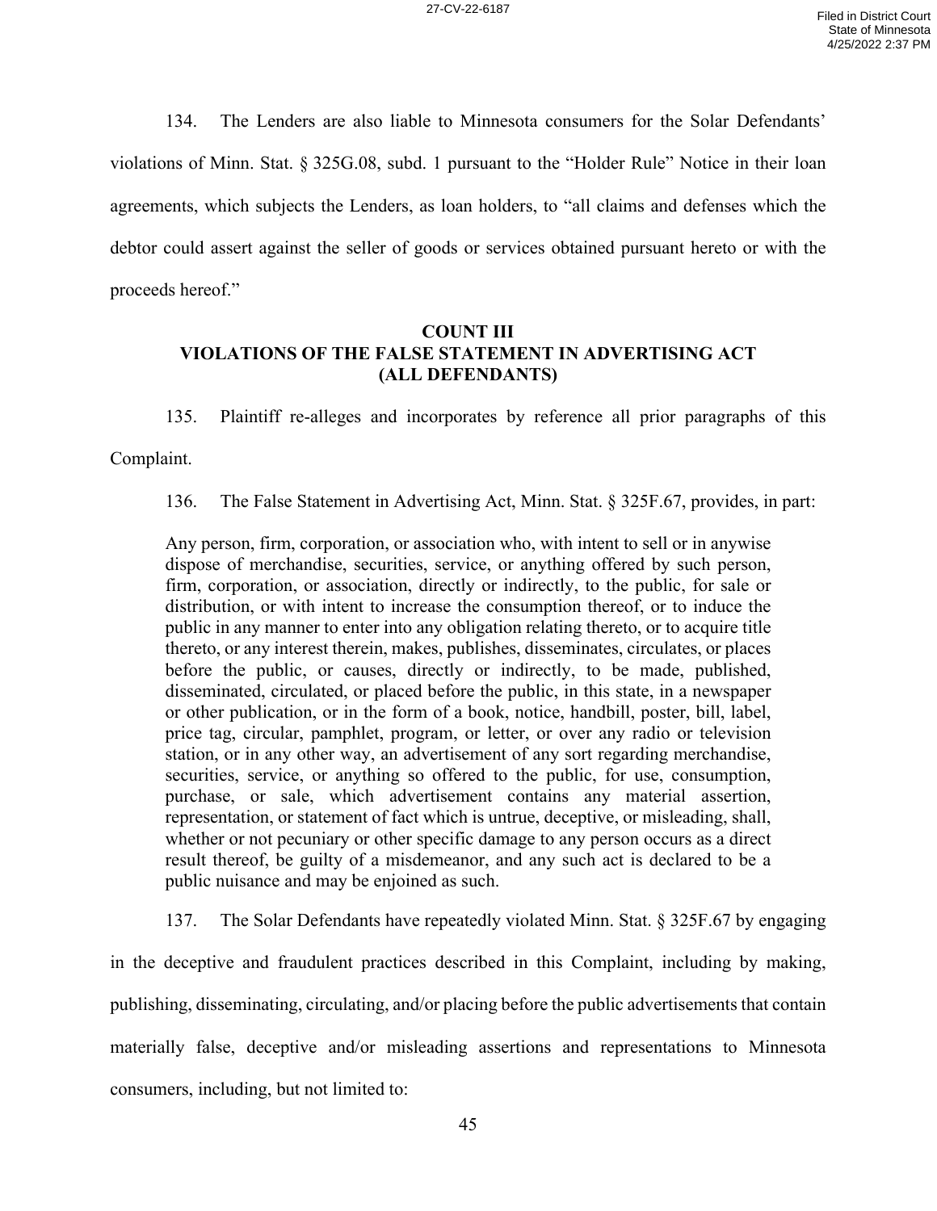134. The Lenders are also liable to Minnesota consumers for the Solar Defendants' violations of Minn. Stat. § 325G.08, subd. 1 pursuant to the "Holder Rule" Notice in their loan agreements, which subjects the Lenders, as loan holders, to "all claims and defenses which the debtor could assert against the seller of goods or services obtained pursuant hereto or with the proceeds hereof."

## COUNT III
## VIOLATIONS OF THE FALSE STATEMENT IN ADVERTISING ACT
## (ALL DEFENDANTS)

135. Plaintiff re-alleges and incorporates by reference all prior paragraphs of this Complaint.

136. The False Statement in Advertising Act, Minn. Stat. § 325F.67, provides, in part:

> Any person, firm, corporation, or association who, with intent to sell or in anywise dispose of merchandise, securities, service, or anything offered by such person, firm, corporation, or association, directly or indirectly, to the public, for sale or distribution, or with intent to increase the consumption thereof, or to induce the public in any manner to enter into any obligation relating thereto, or to acquire title thereto, or any interest therein, makes, publishes, disseminates, circulates, or places before the public, or causes, directly or indirectly, to be made, published, disseminated, circulated, or placed before the public, in this state, in a newspaper or other publication, or in the form of a book, notice, handbill, poster, bill, label, price tag, circular, pamphlet, program, or letter, or over any radio or television station, or in any other way, an advertisement of any sort regarding merchandise, securities, service, or anything so offered to the public, for use, consumption, purchase, or sale, which advertisement contains any material assertion, representation, or statement of fact which is untrue, deceptive, or misleading, shall, whether or not pecuniary or other specific damage to any person occurs as a direct result thereof, be guilty of a misdemeanor, and any such act is declared to be a public nuisance and may be enjoined as such.

137. The Solar Defendants have repeatedly violated Minn. Stat. § 325F.67 by engaging in the deceptive and fraudulent practices described in this Complaint, including by making, publishing, disseminating, circulating, and/or placing before the public advertisements that contain materially false, deceptive and/or misleading assertions and representations to Minnesota consumers, including, but not limited to: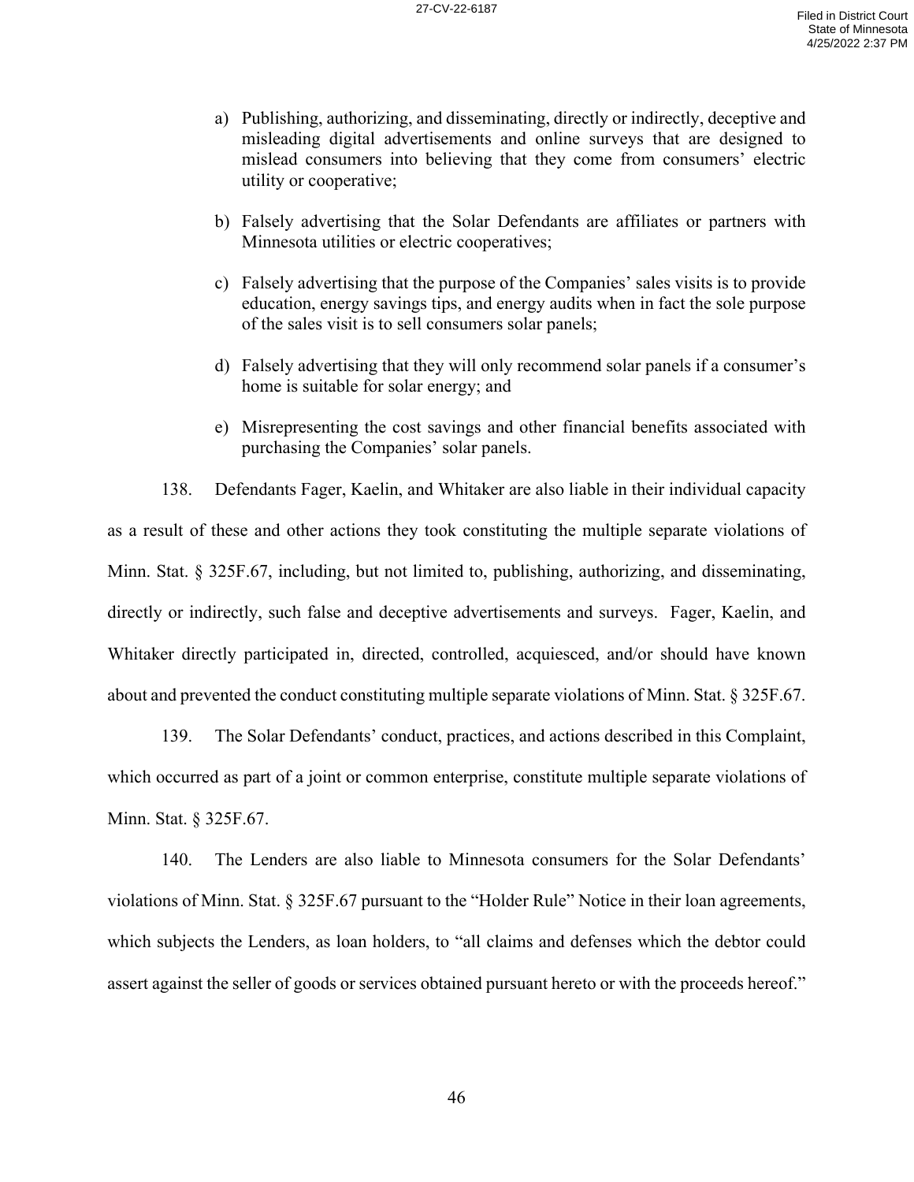a) Publishing, authorizing, and disseminating, directly or indirectly, deceptive and misleading digital advertisements and online surveys that are designed to mislead consumers into believing that they come from consumers' electric utility or cooperative;

b) Falsely advertising that the Solar Defendants are affiliates or partners with Minnesota utilities or electric cooperatives;

c) Falsely advertising that the purpose of the Companies' sales visits is to provide education, energy savings tips, and energy audits when in fact the sole purpose of the sales visit is to sell consumers solar panels;

d) Falsely advertising that they will only recommend solar panels if a consumer's home is suitable for solar energy; and

e) Misrepresenting the cost savings and other financial benefits associated with purchasing the Companies' solar panels.

138. Defendants Fager, Kaelin, and Whitaker are also liable in their individual capacity as a result of these and other actions they took constituting the multiple separate violations of Minn. Stat. § 325F.67, including, but not limited to, publishing, authorizing, and disseminating, directly or indirectly, such false and deceptive advertisements and surveys. Fager, Kaelin, and Whitaker directly participated in, directed, controlled, acquiesced, and/or should have known about and prevented the conduct constituting multiple separate violations of Minn. Stat. § 325F.67.

139. The Solar Defendants' conduct, practices, and actions described in this Complaint, which occurred as part of a joint or common enterprise, constitute multiple separate violations of Minn. Stat. § 325F.67.

140. The Lenders are also liable to Minnesota consumers for the Solar Defendants' violations of Minn. Stat. § 325F.67 pursuant to the "Holder Rule" Notice in their loan agreements, which subjects the Lenders, as loan holders, to "all claims and defenses which the debtor could assert against the seller of goods or services obtained pursuant hereto or with the proceeds hereof."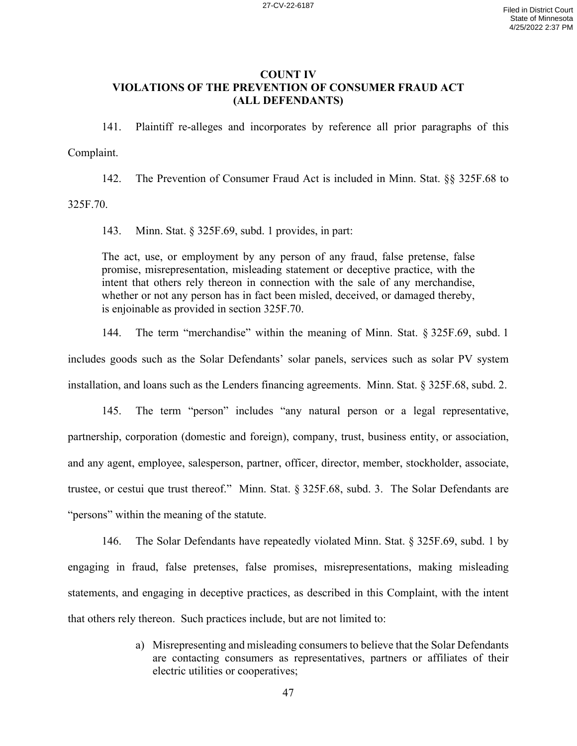## COUNT IV
## VIOLATIONS OF THE PREVENTION OF CONSUMER FRAUD ACT
## (ALL DEFENDANTS)

141. Plaintiff re-alleges and incorporates by reference all prior paragraphs of this Complaint.

142. The Prevention of Consumer Fraud Act is included in Minn. Stat. §§ 325F.68 to 325F.70.

143. Minn. Stat. § 325F.69, subd. 1 provides, in part:

> The act, use, or employment by any person of any fraud, false pretense, false promise, misrepresentation, misleading statement or deceptive practice, with the intent that others rely thereon in connection with the sale of any merchandise, whether or not any person has in fact been misled, deceived, or damaged thereby, is enjoinable as provided in section 325F.70.

144. The term "merchandise" within the meaning of Minn. Stat. § 325F.69, subd. 1 includes goods such as the Solar Defendants' solar panels, services such as solar PV system installation, and loans such as the Lenders financing agreements. Minn. Stat. § 325F.68, subd. 2.

145. The term "person" includes "any natural person or a legal representative, partnership, corporation (domestic and foreign), company, trust, business entity, or association, and any agent, employee, salesperson, partner, officer, director, member, stockholder, associate, trustee, or cestui que trust thereof." Minn. Stat. § 325F.68, subd. 3. The Solar Defendants are "persons" within the meaning of the statute.

146. The Solar Defendants have repeatedly violated Minn. Stat. § 325F.69, subd. 1 by engaging in fraud, false pretenses, false promises, misrepresentations, making misleading statements, and engaging in deceptive practices, as described in this Complaint, with the intent that others rely thereon. Such practices include, but are not limited to:

a) Misrepresenting and misleading consumers to believe that the Solar Defendants are contacting consumers as representatives, partners or affiliates of their electric utilities or cooperatives;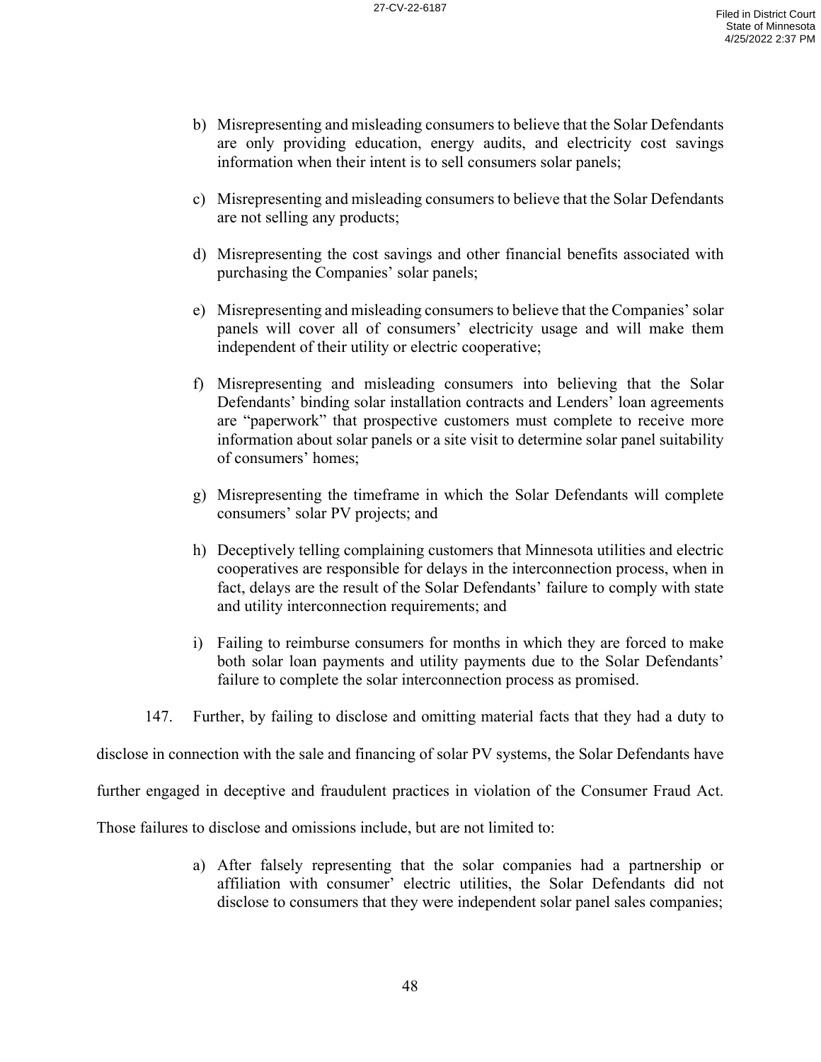b) Misrepresenting and misleading consumers to believe that the Solar Defendants are only providing education, energy audits, and electricity cost savings information when their intent is to sell consumers solar panels;

c) Misrepresenting and misleading consumers to believe that the Solar Defendants are not selling any products;

d) Misrepresenting the cost savings and other financial benefits associated with purchasing the Companies' solar panels;

e) Misrepresenting and misleading consumers to believe that the Companies' solar panels will cover all of consumers' electricity usage and will make them independent of their utility or electric cooperative;

f) Misrepresenting and misleading consumers into believing that the Solar Defendants' binding solar installation contracts and Lenders' loan agreements are "paperwork" that prospective customers must complete to receive more information about solar panels or a site visit to determine solar panel suitability of consumers' homes;

g) Misrepresenting the timeframe in which the Solar Defendants will complete consumers' solar PV projects; and

h) Deceptively telling complaining customers that Minnesota utilities and electric cooperatives are responsible for delays in the interconnection process, when in fact, delays are the result of the Solar Defendants' failure to comply with state and utility interconnection requirements; and

i) Failing to reimburse consumers for months in which they are forced to make both solar loan payments and utility payments due to the Solar Defendants' failure to complete the solar interconnection process as promised.

147. Further, by failing to disclose and omitting material facts that they had a duty to disclose in connection with the sale and financing of solar PV systems, the Solar Defendants have further engaged in deceptive and fraudulent practices in violation of the Consumer Fraud Act. Those failures to disclose and omissions include, but are not limited to:

a) After falsely representing that the solar companies had a partnership or affiliation with consumer' electric utilities, the Solar Defendants did not disclose to consumers that they were independent solar panel sales companies;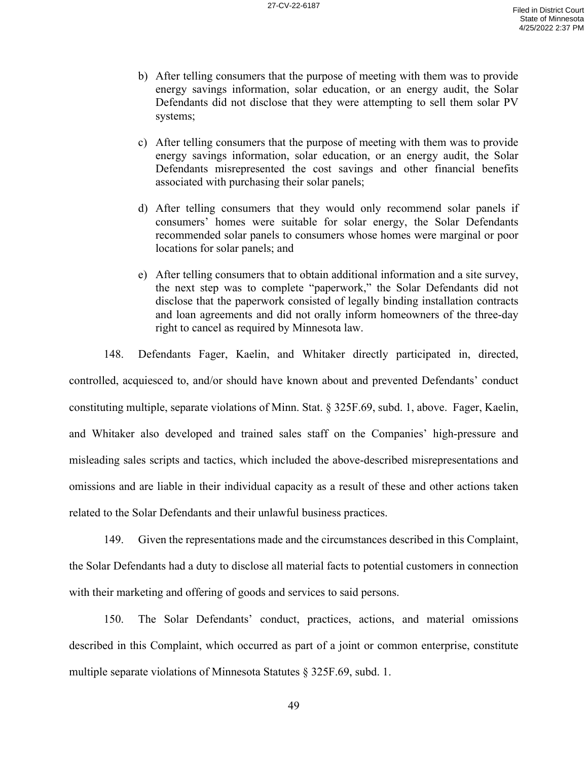b) After telling consumers that the purpose of meeting with them was to provide energy savings information, solar education, or an energy audit, the Solar Defendants did not disclose that they were attempting to sell them solar PV systems;

c) After telling consumers that the purpose of meeting with them was to provide energy savings information, solar education, or an energy audit, the Solar Defendants misrepresented the cost savings and other financial benefits associated with purchasing their solar panels;

d) After telling consumers that they would only recommend solar panels if consumers' homes were suitable for solar energy, the Solar Defendants recommended solar panels to consumers whose homes were marginal or poor locations for solar panels; and

e) After telling consumers that to obtain additional information and a site survey, the next step was to complete "paperwork," the Solar Defendants did not disclose that the paperwork consisted of legally binding installation contracts and loan agreements and did not orally inform homeowners of the three-day right to cancel as required by Minnesota law.

148. Defendants Fager, Kaelin, and Whitaker directly participated in, directed, controlled, acquiesced to, and/or should have known about and prevented Defendants' conduct constituting multiple, separate violations of Minn. Stat. § 325F.69, subd. 1, above. Fager, Kaelin, and Whitaker also developed and trained sales staff on the Companies' high-pressure and misleading sales scripts and tactics, which included the above-described misrepresentations and omissions and are liable in their individual capacity as a result of these and other actions taken related to the Solar Defendants and their unlawful business practices.

149. Given the representations made and the circumstances described in this Complaint, the Solar Defendants had a duty to disclose all material facts to potential customers in connection with their marketing and offering of goods and services to said persons.

150. The Solar Defendants' conduct, practices, actions, and material omissions described in this Complaint, which occurred as part of a joint or common enterprise, constitute multiple separate violations of Minnesota Statutes § 325F.69, subd. 1.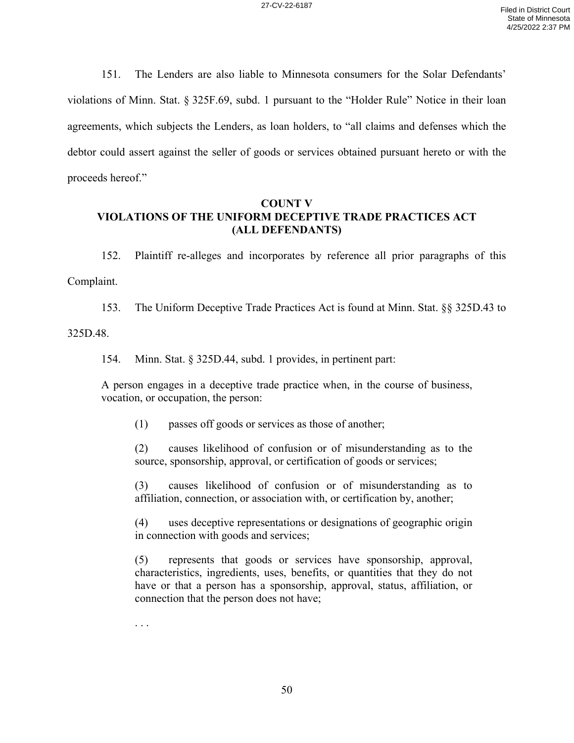151. The Lenders are also liable to Minnesota consumers for the Solar Defendants' violations of Minn. Stat. § 325F.69, subd. 1 pursuant to the "Holder Rule" Notice in their loan agreements, which subjects the Lenders, as loan holders, to "all claims and defenses which the debtor could assert against the seller of goods or services obtained pursuant hereto or with the proceeds hereof."

## COUNT V
## VIOLATIONS OF THE UNIFORM DECEPTIVE TRADE PRACTICES ACT (ALL DEFENDANTS)

152. Plaintiff re-alleges and incorporates by reference all prior paragraphs of this Complaint.

153. The Uniform Deceptive Trade Practices Act is found at Minn. Stat. §§ 325D.43 to 325D.48.

154. Minn. Stat. § 325D.44, subd. 1 provides, in pertinent part:

> A person engages in a deceptive trade practice when, in the course of business, vocation, or occupation, the person:
>
> (1) passes off goods or services as those of another;
>
> (2) causes likelihood of confusion or of misunderstanding as to the source, sponsorship, approval, or certification of goods or services;
>
> (3) causes likelihood of confusion or of misunderstanding as to affiliation, connection, or association with, or certification by, another;
>
> (4) uses deceptive representations or designations of geographic origin in connection with goods and services;
>
> (5) represents that goods or services have sponsorship, approval, characteristics, ingredients, uses, benefits, or quantities that they do not have or that a person has a sponsorship, approval, status, affiliation, or connection that the person does not have;
>
> . . .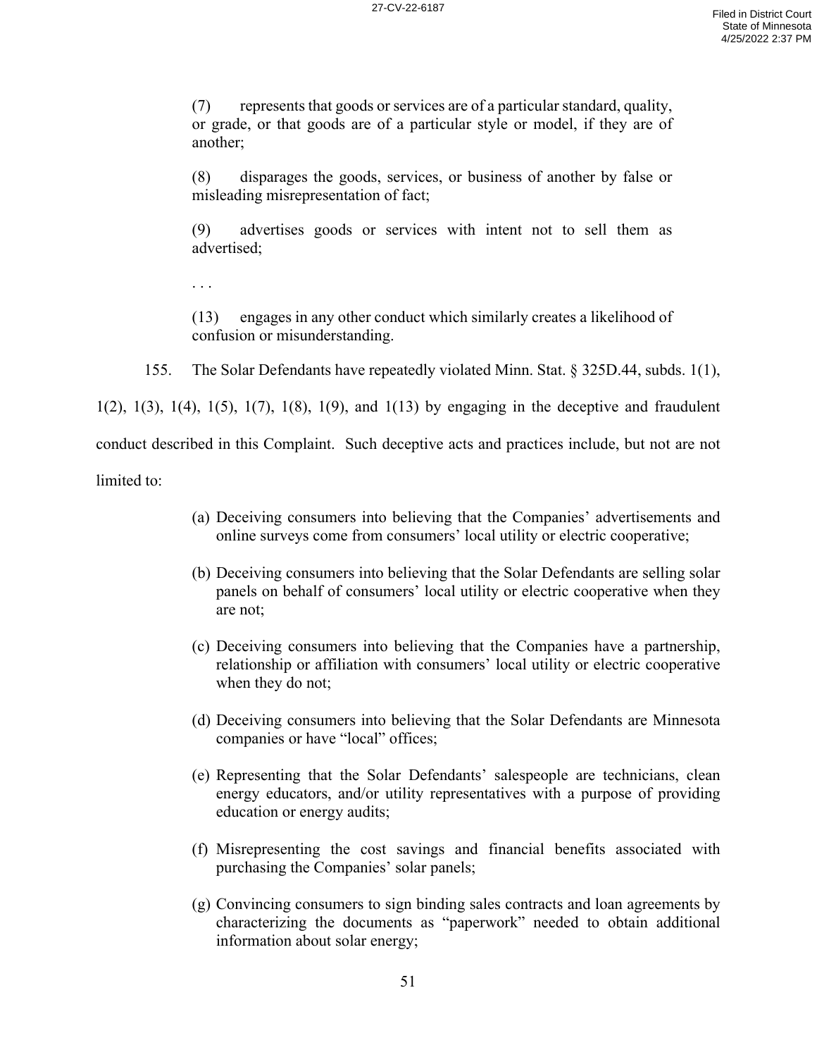(7) represents that goods or services are of a particular standard, quality, or grade, or that goods are of a particular style or model, if they are of another;

(8) disparages the goods, services, or business of another by false or misleading misrepresentation of fact;

(9) advertises goods or services with intent not to sell them as advertised;

. . .

(13) engages in any other conduct which similarly creates a likelihood of confusion or misunderstanding.

155. The Solar Defendants have repeatedly violated Minn. Stat. § 325D.44, subds. 1(1), 1(2), 1(3), 1(4), 1(5), 1(7), 1(8), 1(9), and 1(13) by engaging in the deceptive and fraudulent conduct described in this Complaint. Such deceptive acts and practices include, but not are not limited to:

(a) Deceiving consumers into believing that the Companies' advertisements and online surveys come from consumers' local utility or electric cooperative;

(b) Deceiving consumers into believing that the Solar Defendants are selling solar panels on behalf of consumers' local utility or electric cooperative when they are not;

(c) Deceiving consumers into believing that the Companies have a partnership, relationship or affiliation with consumers' local utility or electric cooperative when they do not;

(d) Deceiving consumers into believing that the Solar Defendants are Minnesota companies or have "local" offices;

(e) Representing that the Solar Defendants' salespeople are technicians, clean energy educators, and/or utility representatives with a purpose of providing education or energy audits;

(f) Misrepresenting the cost savings and financial benefits associated with purchasing the Companies' solar panels;

(g) Convincing consumers to sign binding sales contracts and loan agreements by characterizing the documents as "paperwork" needed to obtain additional information about solar energy;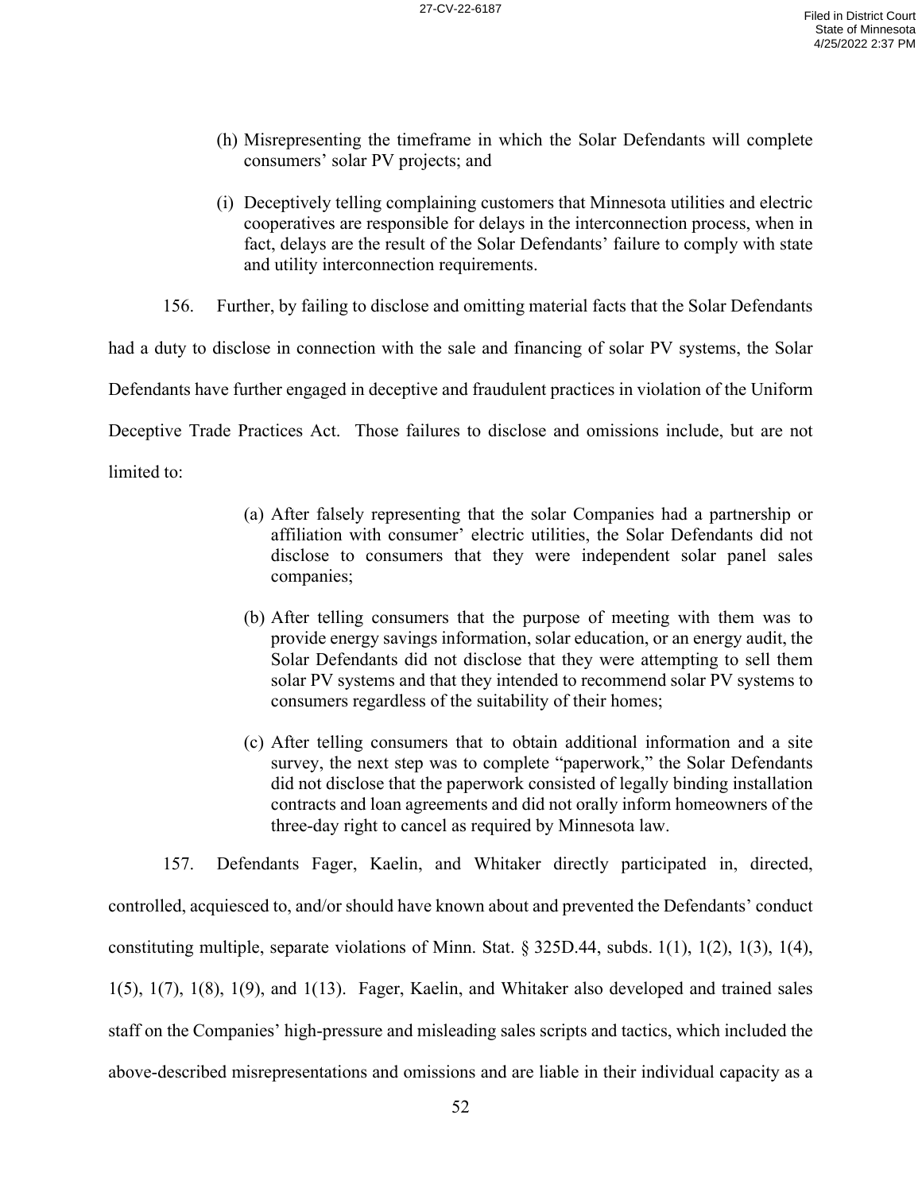(h) Misrepresenting the timeframe in which the Solar Defendants will complete consumers' solar PV projects; and

(i) Deceptively telling complaining customers that Minnesota utilities and electric cooperatives are responsible for delays in the interconnection process, when in fact, delays are the result of the Solar Defendants' failure to comply with state and utility interconnection requirements.

156. Further, by failing to disclose and omitting material facts that the Solar Defendants had a duty to disclose in connection with the sale and financing of solar PV systems, the Solar Defendants have further engaged in deceptive and fraudulent practices in violation of the Uniform Deceptive Trade Practices Act. Those failures to disclose and omissions include, but are not limited to:

(a) After falsely representing that the solar Companies had a partnership or affiliation with consumer' electric utilities, the Solar Defendants did not disclose to consumers that they were independent solar panel sales companies;

(b) After telling consumers that the purpose of meeting with them was to provide energy savings information, solar education, or an energy audit, the Solar Defendants did not disclose that they were attempting to sell them solar PV systems and that they intended to recommend solar PV systems to consumers regardless of the suitability of their homes;

(c) After telling consumers that to obtain additional information and a site survey, the next step was to complete "paperwork," the Solar Defendants did not disclose that the paperwork consisted of legally binding installation contracts and loan agreements and did not orally inform homeowners of the three-day right to cancel as required by Minnesota law.

157. Defendants Fager, Kaelin, and Whitaker directly participated in, directed, controlled, acquiesced to, and/or should have known about and prevented the Defendants' conduct constituting multiple, separate violations of Minn. Stat. § 325D.44, subds. 1(1), 1(2), 1(3), 1(4), 1(5), 1(7), 1(8), 1(9), and 1(13). Fager, Kaelin, and Whitaker also developed and trained sales staff on the Companies' high-pressure and misleading sales scripts and tactics, which included the above-described misrepresentations and omissions and are liable in their individual capacity as a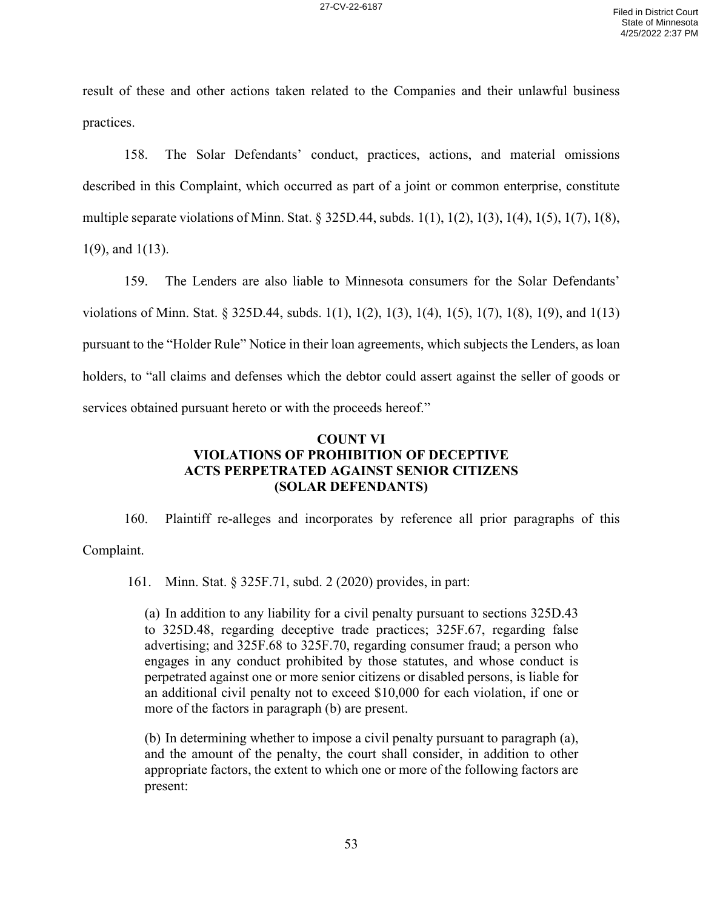result of these and other actions taken related to the Companies and their unlawful business practices.

158. The Solar Defendants' conduct, practices, actions, and material omissions described in this Complaint, which occurred as part of a joint or common enterprise, constitute multiple separate violations of Minn. Stat. § 325D.44, subds. 1(1), 1(2), 1(3), 1(4), 1(5), 1(7), 1(8), 1(9), and 1(13).

159. The Lenders are also liable to Minnesota consumers for the Solar Defendants' violations of Minn. Stat. § 325D.44, subds. 1(1), 1(2), 1(3), 1(4), 1(5), 1(7), 1(8), 1(9), and 1(13) pursuant to the "Holder Rule" Notice in their loan agreements, which subjects the Lenders, as loan holders, to "all claims and defenses which the debtor could assert against the seller of goods or services obtained pursuant hereto or with the proceeds hereof."

**COUNT VI**
**VIOLATIONS OF PROHIBITION OF DECEPTIVE ACTS PERPETRATED AGAINST SENIOR CITIZENS (SOLAR DEFENDANTS)**

160. Plaintiff re-alleges and incorporates by reference all prior paragraphs of this Complaint.

161. Minn. Stat. § 325F.71, subd. 2 (2020) provides, in part:

> (a) In addition to any liability for a civil penalty pursuant to sections 325D.43 to 325D.48, regarding deceptive trade practices; 325F.67, regarding false advertising; and 325F.68 to 325F.70, regarding consumer fraud; a person who engages in any conduct prohibited by those statutes, and whose conduct is perpetrated against one or more senior citizens or disabled persons, is liable for an additional civil penalty not to exceed $10,000 for each violation, if one or more of the factors in paragraph (b) are present.
>
> (b) In determining whether to impose a civil penalty pursuant to paragraph (a), and the amount of the penalty, the court shall consider, in addition to other appropriate factors, the extent to which one or more of the following factors are present: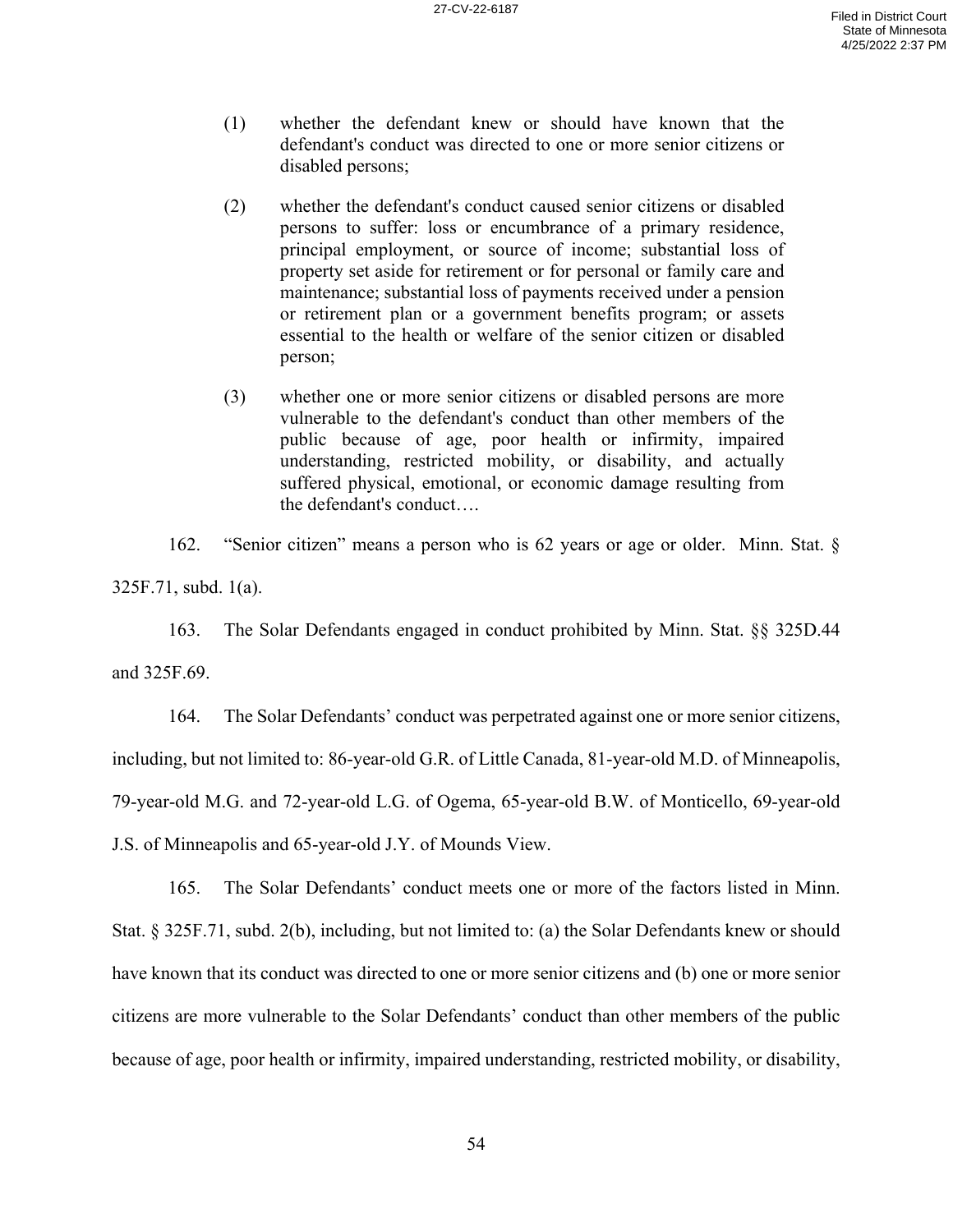(1) whether the defendant knew or should have known that the defendant's conduct was directed to one or more senior citizens or disabled persons;

(2) whether the defendant's conduct caused senior citizens or disabled persons to suffer: loss or encumbrance of a primary residence, principal employment, or source of income; substantial loss of property set aside for retirement or for personal or family care and maintenance; substantial loss of payments received under a pension or retirement plan or a government benefits program; or assets essential to the health or welfare of the senior citizen or disabled person;

(3) whether one or more senior citizens or disabled persons are more vulnerable to the defendant's conduct than other members of the public because of age, poor health or infirmity, impaired understanding, restricted mobility, or disability, and actually suffered physical, emotional, or economic damage resulting from the defendant's conduct….

162. "Senior citizen" means a person who is 62 years or age or older. Minn. Stat. § 325F.71, subd. 1(a).

163. The Solar Defendants engaged in conduct prohibited by Minn. Stat. §§ 325D.44 and 325F.69.

164. The Solar Defendants' conduct was perpetrated against one or more senior citizens, including, but not limited to: 86-year-old G.R. of Little Canada, 81-year-old M.D. of Minneapolis, 79-year-old M.G. and 72-year-old L.G. of Ogema, 65-year-old B.W. of Monticello, 69-year-old J.S. of Minneapolis and 65-year-old J.Y. of Mounds View.

165. The Solar Defendants' conduct meets one or more of the factors listed in Minn. Stat. § 325F.71, subd. 2(b), including, but not limited to: (a) the Solar Defendants knew or should have known that its conduct was directed to one or more senior citizens and (b) one or more senior citizens are more vulnerable to the Solar Defendants' conduct than other members of the public because of age, poor health or infirmity, impaired understanding, restricted mobility, or disability,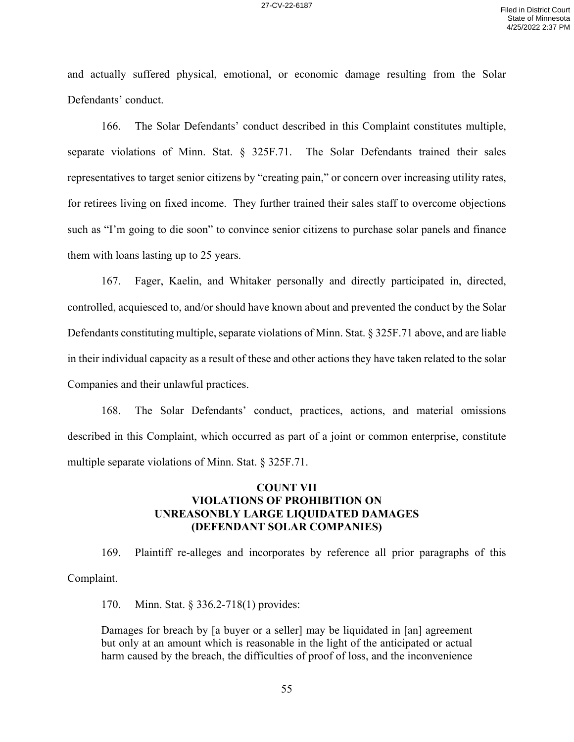and actually suffered physical, emotional, or economic damage resulting from the Solar Defendants' conduct.

166. The Solar Defendants' conduct described in this Complaint constitutes multiple, separate violations of Minn. Stat. § 325F.71. The Solar Defendants trained their sales representatives to target senior citizens by "creating pain," or concern over increasing utility rates, for retirees living on fixed income. They further trained their sales staff to overcome objections such as "I'm going to die soon" to convince senior citizens to purchase solar panels and finance them with loans lasting up to 25 years.

167. Fager, Kaelin, and Whitaker personally and directly participated in, directed, controlled, acquiesced to, and/or should have known about and prevented the conduct by the Solar Defendants constituting multiple, separate violations of Minn. Stat. § 325F.71 above, and are liable in their individual capacity as a result of these and other actions they have taken related to the solar Companies and their unlawful practices.

168. The Solar Defendants' conduct, practices, actions, and material omissions described in this Complaint, which occurred as part of a joint or common enterprise, constitute multiple separate violations of Minn. Stat. § 325F.71.

## COUNT VII
## VIOLATIONS OF PROHIBITION ON UNREASONBLY LARGE LIQUIDATED DAMAGES
## (DEFENDANT SOLAR COMPANIES)

169. Plaintiff re-alleges and incorporates by reference all prior paragraphs of this Complaint.

170. Minn. Stat. § 336.2-718(1) provides:

> Damages for breach by [a buyer or a seller] may be liquidated in [an] agreement but only at an amount which is reasonable in the light of the anticipated or actual harm caused by the breach, the difficulties of proof of loss, and the inconvenience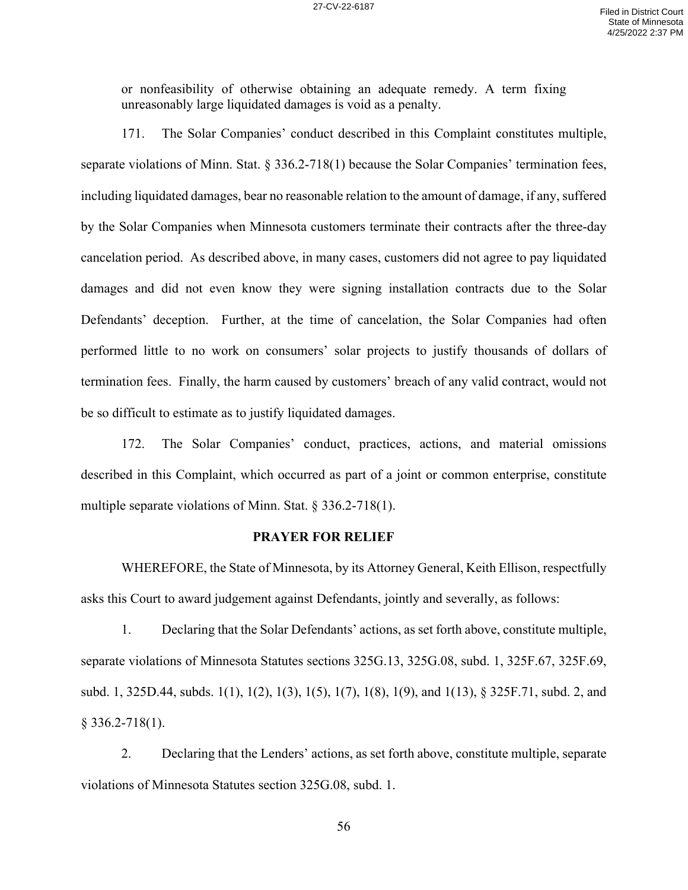or nonfeasibility of otherwise obtaining an adequate remedy. A term fixing unreasonably large liquidated damages is void as a penalty.

171. The Solar Companies' conduct described in this Complaint constitutes multiple, separate violations of Minn. Stat. § 336.2-718(1) because the Solar Companies' termination fees, including liquidated damages, bear no reasonable relation to the amount of damage, if any, suffered by the Solar Companies when Minnesota customers terminate their contracts after the three-day cancelation period. As described above, in many cases, customers did not agree to pay liquidated damages and did not even know they were signing installation contracts due to the Solar Defendants' deception. Further, at the time of cancelation, the Solar Companies had often performed little to no work on consumers' solar projects to justify thousands of dollars of termination fees. Finally, the harm caused by customers' breach of any valid contract, would not be so difficult to estimate as to justify liquidated damages.

172. The Solar Companies' conduct, practices, actions, and material omissions described in this Complaint, which occurred as part of a joint or common enterprise, constitute multiple separate violations of Minn. Stat. § 336.2-718(1).

## PRAYER FOR RELIEF

WHEREFORE, the State of Minnesota, by its Attorney General, Keith Ellison, respectfully asks this Court to award judgement against Defendants, jointly and severally, as follows:

1. Declaring that the Solar Defendants' actions, as set forth above, constitute multiple, separate violations of Minnesota Statutes sections 325G.13, 325G.08, subd. 1, 325F.67, 325F.69, subd. 1, 325D.44, subds. 1(1), 1(2), 1(3), 1(5), 1(7), 1(8), 1(9), and 1(13), § 325F.71, subd. 2, and § 336.2-718(1).

2. Declaring that the Lenders' actions, as set forth above, constitute multiple, separate violations of Minnesota Statutes section 325G.08, subd. 1.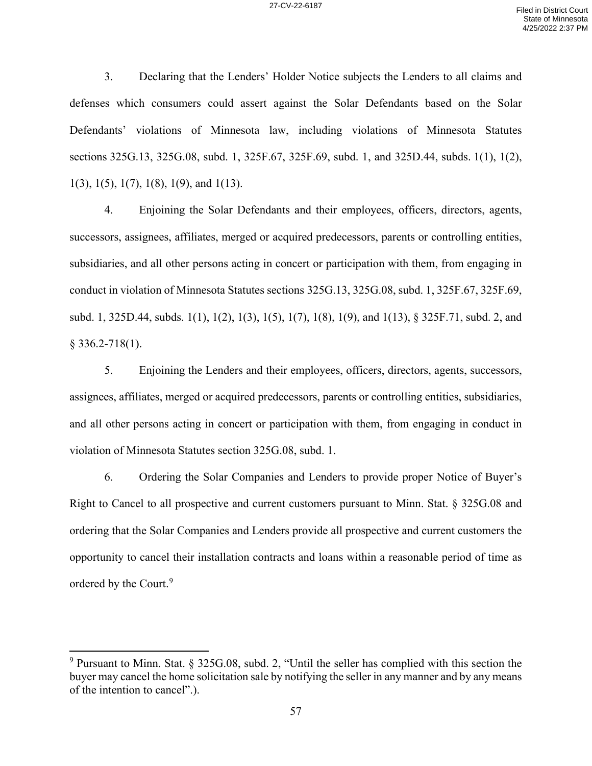3. Declaring that the Lenders' Holder Notice subjects the Lenders to all claims and defenses which consumers could assert against the Solar Defendants based on the Solar Defendants' violations of Minnesota law, including violations of Minnesota Statutes sections 325G.13, 325G.08, subd. 1, 325F.67, 325F.69, subd. 1, and 325D.44, subds. 1(1), 1(2), 1(3), 1(5), 1(7), 1(8), 1(9), and 1(13).

4. Enjoining the Solar Defendants and their employees, officers, directors, agents, successors, assignees, affiliates, merged or acquired predecessors, parents or controlling entities, subsidiaries, and all other persons acting in concert or participation with them, from engaging in conduct in violation of Minnesota Statutes sections 325G.13, 325G.08, subd. 1, 325F.67, 325F.69, subd. 1, 325D.44, subds. 1(1), 1(2), 1(3), 1(5), 1(7), 1(8), 1(9), and 1(13), § 325F.71, subd. 2, and § 336.2-718(1).

5. Enjoining the Lenders and their employees, officers, directors, agents, successors, assignees, affiliates, merged or acquired predecessors, parents or controlling entities, subsidiaries, and all other persons acting in concert or participation with them, from engaging in conduct in violation of Minnesota Statutes section 325G.08, subd. 1.

6. Ordering the Solar Companies and Lenders to provide proper Notice of Buyer's Right to Cancel to all prospective and current customers pursuant to Minn. Stat. § 325G.08 and ordering that the Solar Companies and Lenders provide all prospective and current customers the opportunity to cancel their installation contracts and loans within a reasonable period of time as ordered by the Court.[9]

[9] Pursuant to Minn. Stat. § 325G.08, subd. 2, "Until the seller has complied with this section the buyer may cancel the home solicitation sale by notifying the seller in any manner and by any means of the intention to cancel".).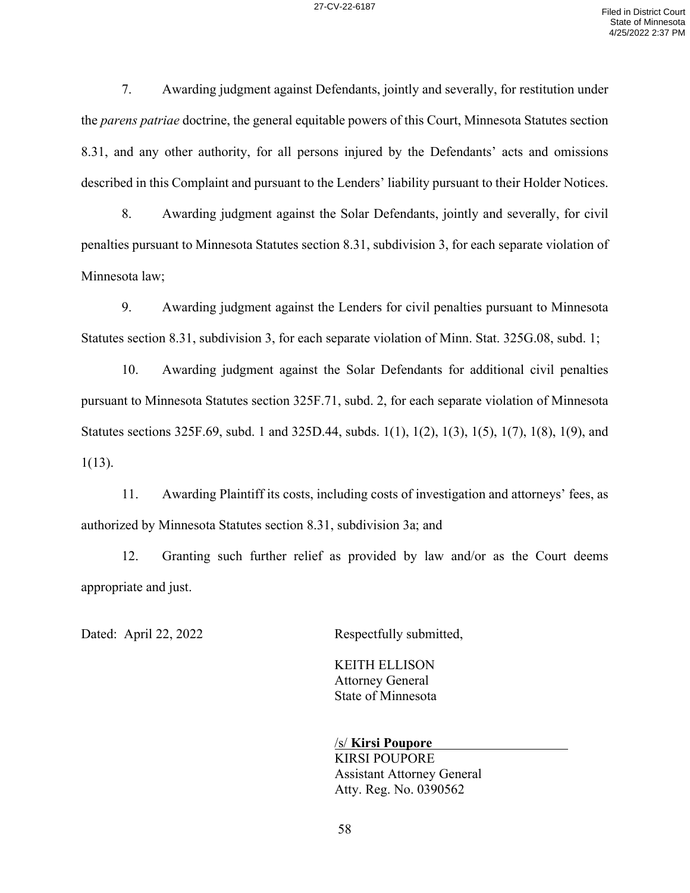7. Awarding judgment against Defendants, jointly and severally, for restitution under the *parens patriae* doctrine, the general equitable powers of this Court, Minnesota Statutes section 8.31, and any other authority, for all persons injured by the Defendants' acts and omissions described in this Complaint and pursuant to the Lenders' liability pursuant to their Holder Notices.

8. Awarding judgment against the Solar Defendants, jointly and severally, for civil penalties pursuant to Minnesota Statutes section 8.31, subdivision 3, for each separate violation of Minnesota law;

9. Awarding judgment against the Lenders for civil penalties pursuant to Minnesota Statutes section 8.31, subdivision 3, for each separate violation of Minn. Stat. 325G.08, subd. 1;

10. Awarding judgment against the Solar Defendants for additional civil penalties pursuant to Minnesota Statutes section 325F.71, subd. 2, for each separate violation of Minnesota Statutes sections 325F.69, subd. 1 and 325D.44, subds. 1(1), 1(2), 1(3), 1(5), 1(7), 1(8), 1(9), and 1(13).

11. Awarding Plaintiff its costs, including costs of investigation and attorneys' fees, as authorized by Minnesota Statutes section 8.31, subdivision 3a; and

12. Granting such further relief as provided by law and/or as the Court deems appropriate and just.

Dated: April 22, 2022

Respectfully submitted,

KEITH ELLISON
Attorney General
State of Minnesota

/s/ **Kirsi Poupore**
KIRSI POUPORE
Assistant Attorney General
Atty. Reg. No. 0390562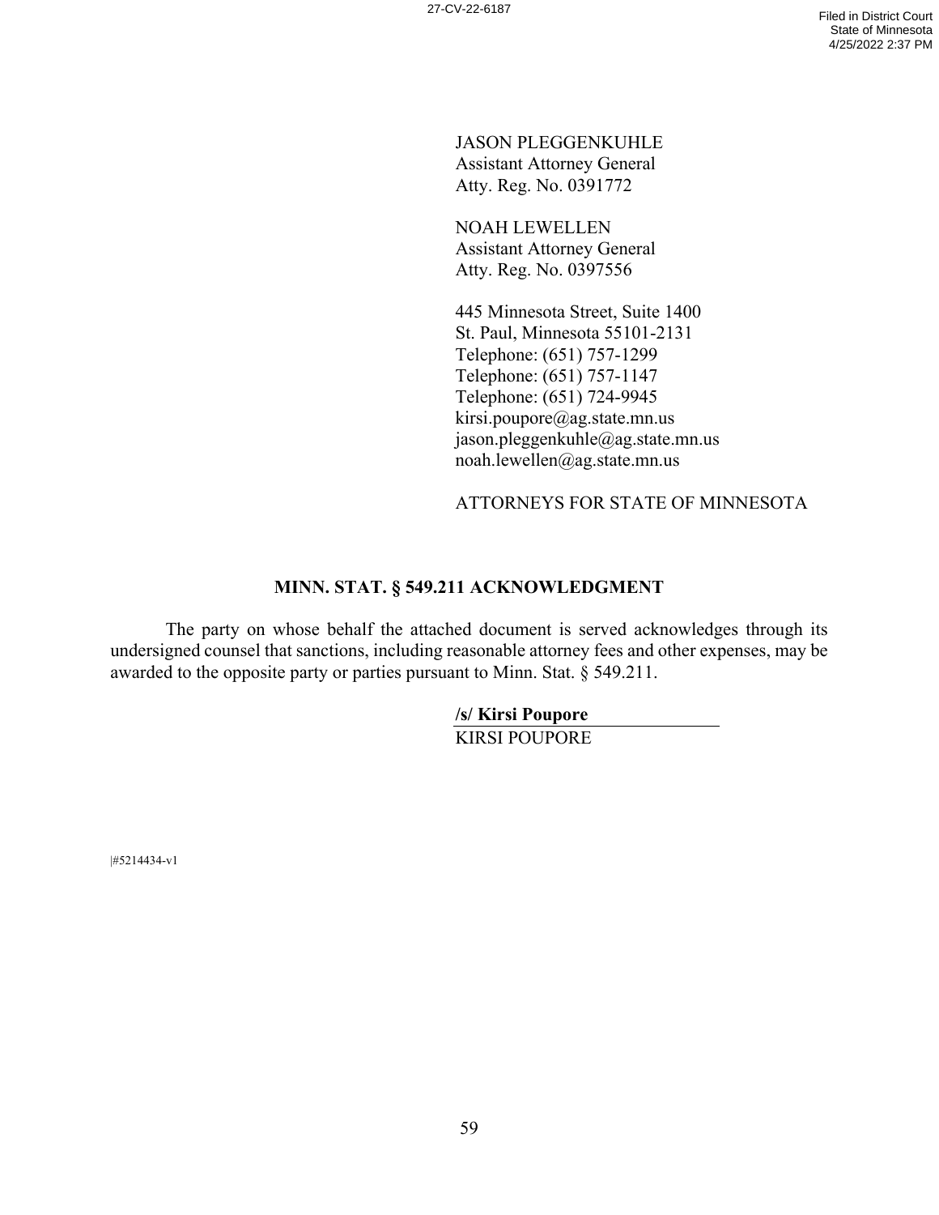JASON PLEGGENKUHLE
Assistant Attorney General
Atty. Reg. No. 0391772

NOAH LEWELLEN
Assistant Attorney General
Atty. Reg. No. 0397556

445 Minnesota Street, Suite 1400
St. Paul, Minnesota 55101-2131
Telephone: (651) 757-1299
Telephone: (651) 757-1147
Telephone: (651) 724-9945
kirsi.poupore@ag.state.mn.us
jason.pleggenkuhle@ag.state.mn.us
noah.lewellen@ag.state.mn.us

ATTORNEYS FOR STATE OF MINNESOTA

**MINN. STAT. § 549.211 ACKNOWLEDGMENT**

The party on whose behalf the attached document is served acknowledges through its undersigned counsel that sanctions, including reasonable attorney fees and other expenses, may be awarded to the opposite party or parties pursuant to Minn. Stat. § 549.211.

**/s/ Kirsi Poupore**
KIRSI POUPORE

|#5214434-v1